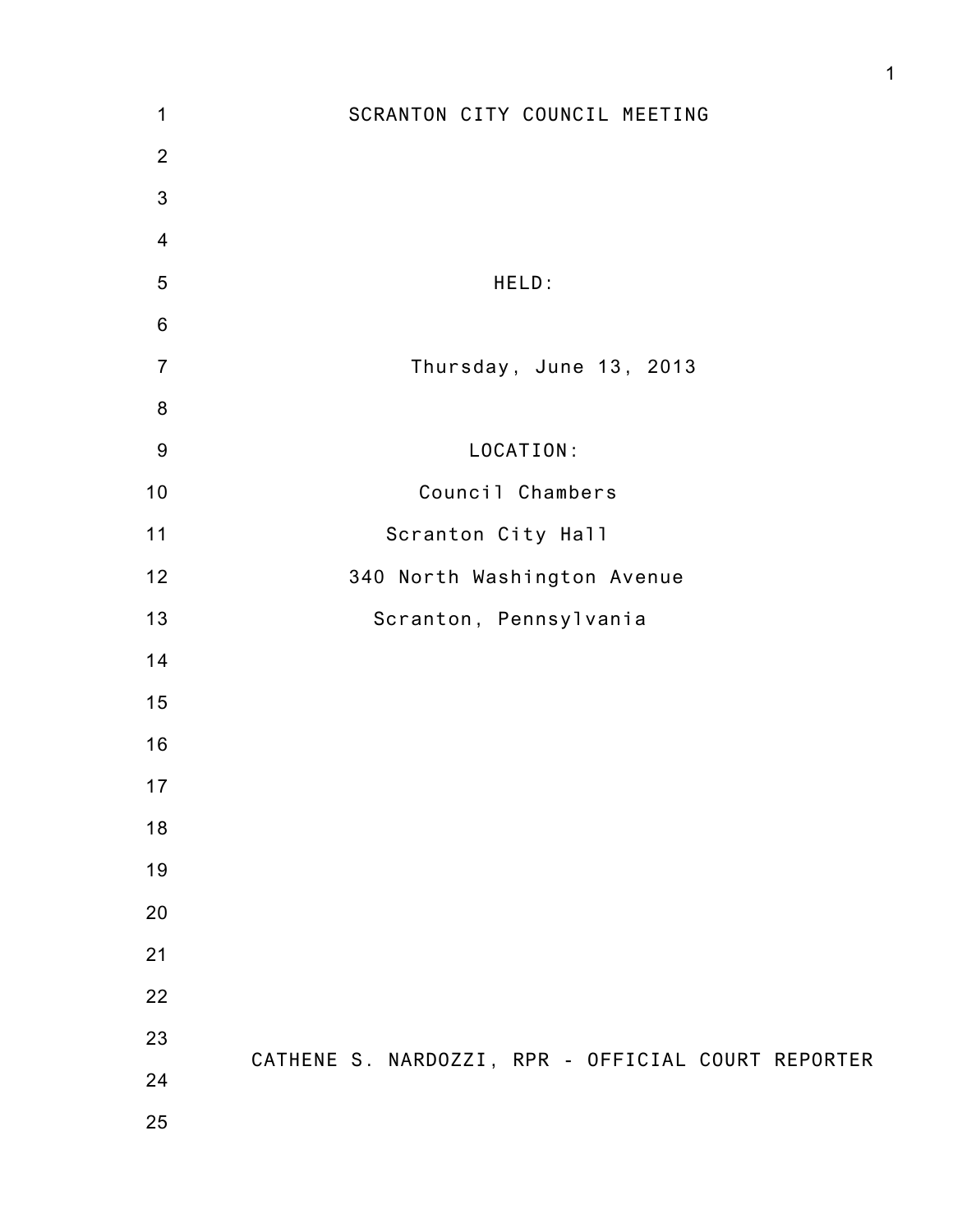# SCRANTON CITY COUNCIL MEETING

HELD:

Thursday, June 13, 2013

LOCATION:

Council Chambers

Scranton City Hall

340 North Washington Avenue

Scranton, Pennsylvania

CATHENE S. NARDOZZI, RPR - OFFICIAL COURT REPORTER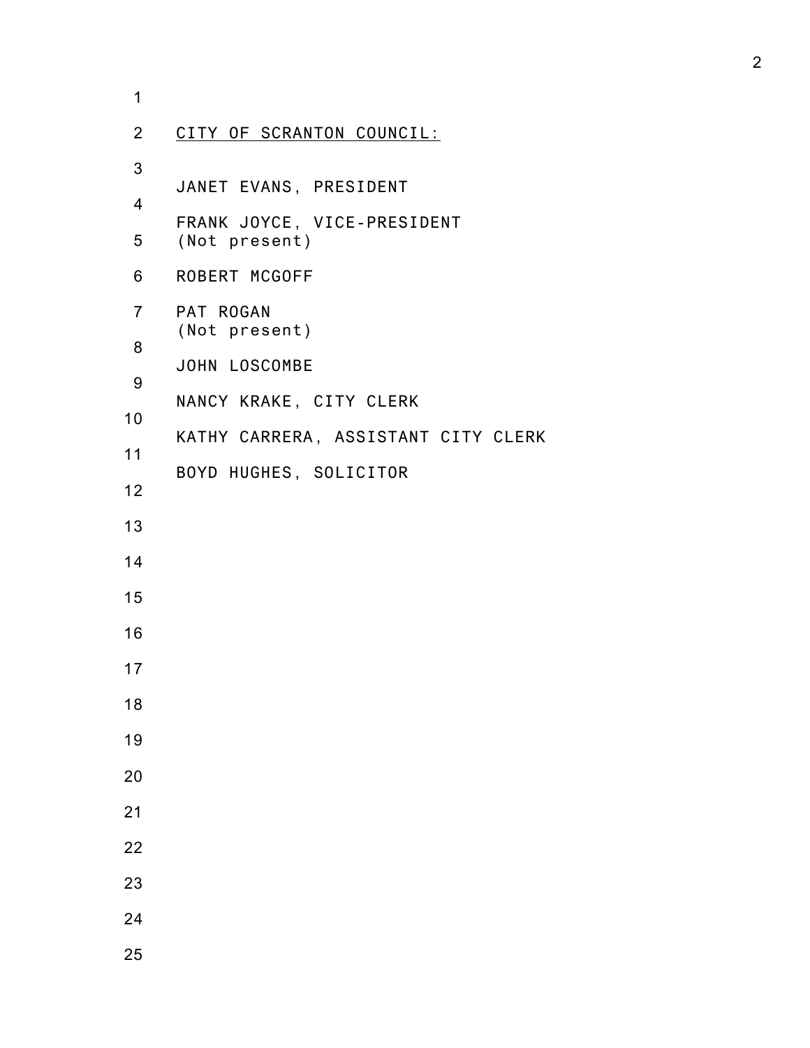CITY OF SCRANTON COUNCIL:

JANET EVANS, PRESIDENT

FRANK JOYCE, VICE-PRESIDENT
(Not present)

ROBERT MCGOFF

PAT ROGAN
(Not present)

JOHN LOSCOMBE

NANCY KRAKE, CITY CLERK

KATHY CARRERA, ASSISTANT CITY CLERK

BOYD HUGHES, SOLICITOR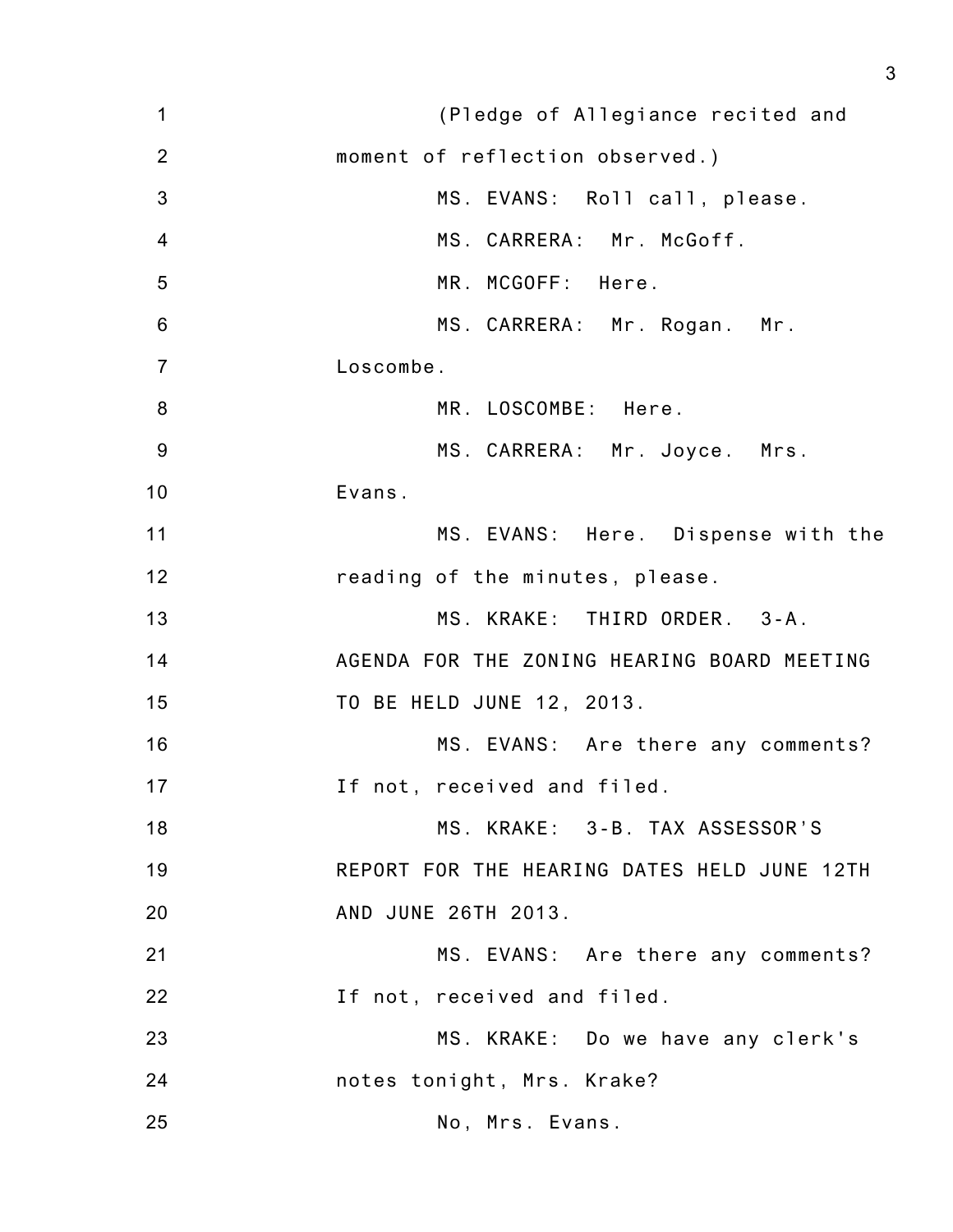(Pledge of Allegiance recited and moment of reflection observed.)

MS. EVANS: Roll call, please.

MS. CARRERA: Mr. McGoff.

MR. MCGOFF: Here.

MS. CARRERA: Mr. Rogan. Mr. Loscombe.

MR. LOSCOMBE: Here.

MS. CARRERA: Mr. Joyce. Mrs. Evans.

MS. EVANS: Here. Dispense with the reading of the minutes, please.

MS. KRAKE: THIRD ORDER. 3-A. AGENDA FOR THE ZONING HEARING BOARD MEETING TO BE HELD JUNE 12, 2013.

MS. EVANS: Are there any comments? If not, received and filed.

MS. KRAKE: 3-B. TAX ASSESSOR'S REPORT FOR THE HEARING DATES HELD JUNE 12TH AND JUNE 26TH 2013.

MS. EVANS: Are there any comments? If not, received and filed.

MS. KRAKE: Do we have any clerk's notes tonight, Mrs. Krake?

No, Mrs. Evans.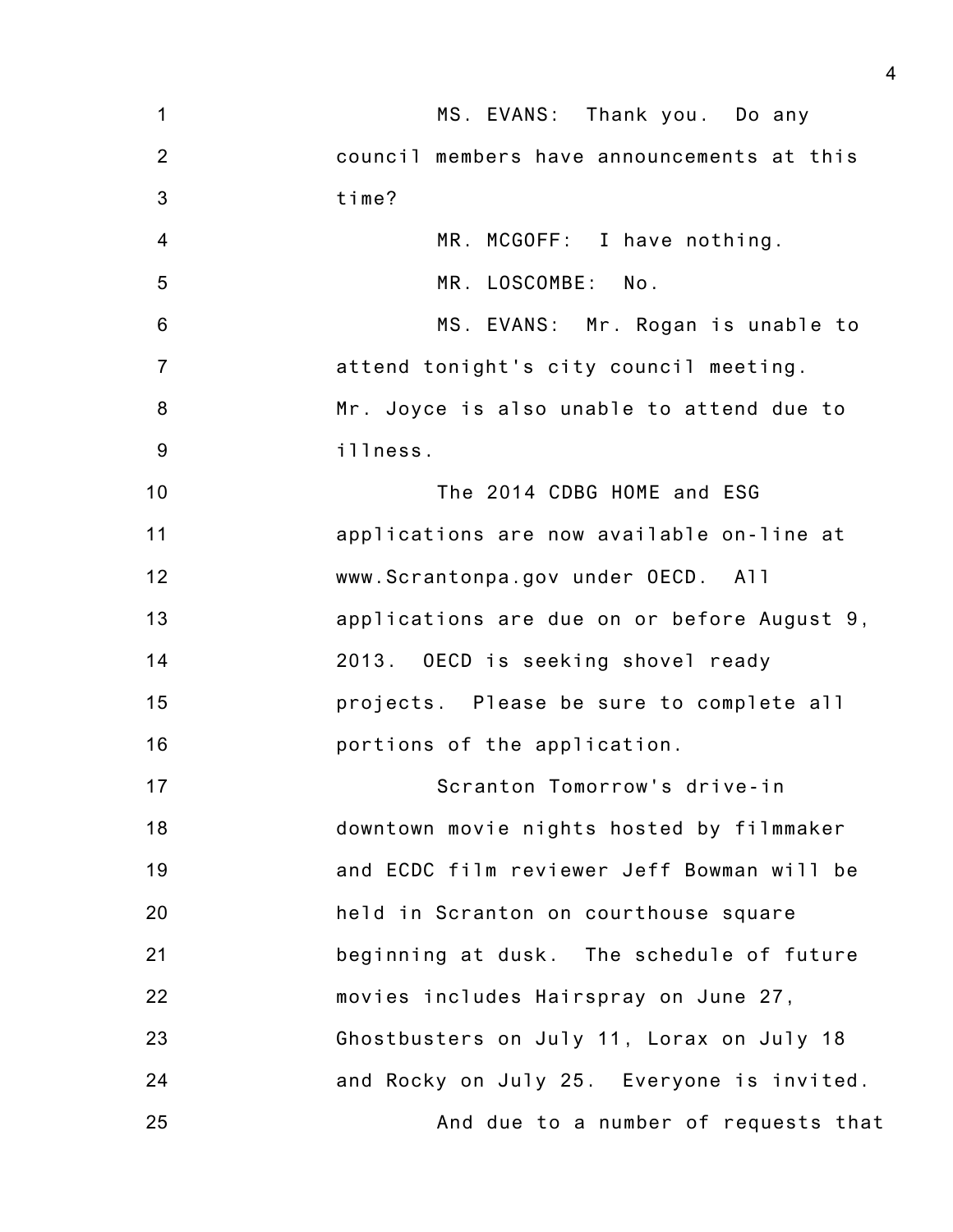MS. EVANS: Thank you. Do any council members have announcements at this time?

MR. MCGOFF: I have nothing.

MR. LOSCOMBE: No.

MS. EVANS: Mr. Rogan is unable to attend tonight's city council meeting. Mr. Joyce is also unable to attend due to illness.

The 2014 CDBG HOME and ESG applications are now available on-line at www.Scrantonpa.gov under OECD. All applications are due on or before August 9, 2013. OECD is seeking shovel ready projects. Please be sure to complete all portions of the application.

Scranton Tomorrow's drive-in downtown movie nights hosted by filmmaker and ECDC film reviewer Jeff Bowman will be held in Scranton on courthouse square beginning at dusk. The schedule of future movies includes Hairspray on June 27, Ghostbusters on July 11, Lorax on July 18 and Rocky on July 25. Everyone is invited.

And due to a number of requests that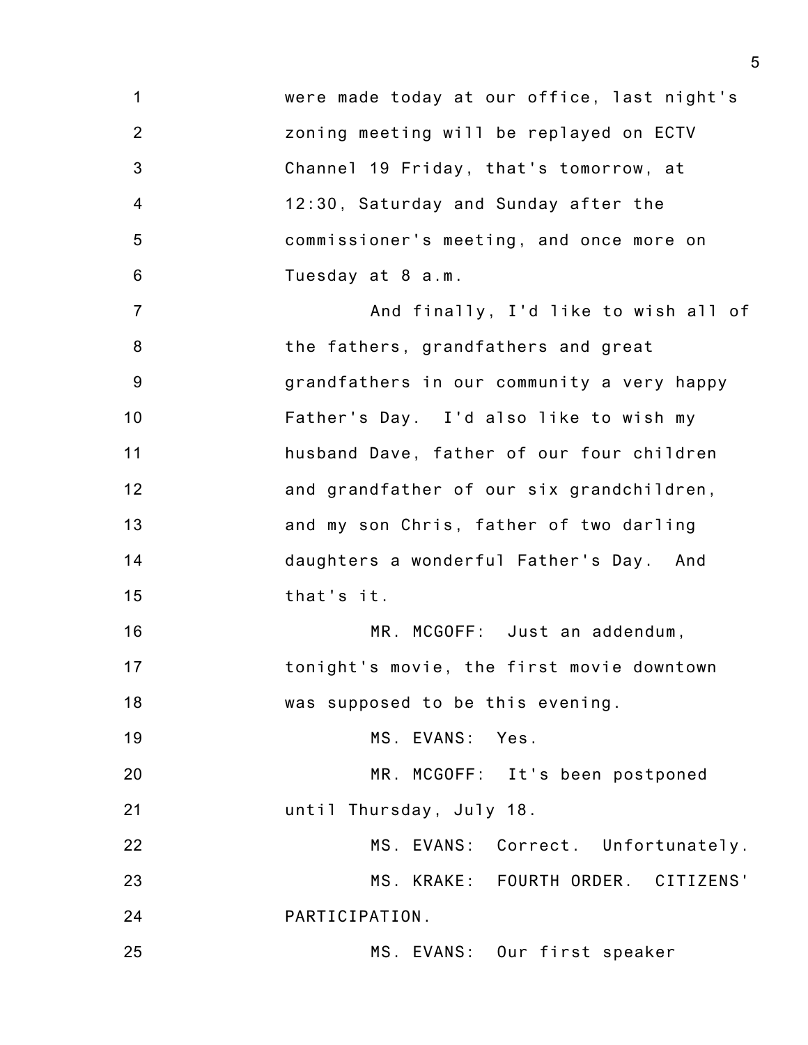were made today at our office, last night's zoning meeting will be replayed on ECTV Channel 19 Friday, that's tomorrow, at 12:30, Saturday and Sunday after the commissioner's meeting, and once more on Tuesday at 8 a.m.

And finally, I'd like to wish all of the fathers, grandfathers and great grandfathers in our community a very happy Father's Day. I'd also like to wish my husband Dave, father of our four children and grandfather of our six grandchildren, and my son Chris, father of two darling daughters a wonderful Father's Day. And that's it.

MR. MCGOFF: Just an addendum, tonight's movie, the first movie downtown was supposed to be this evening.

MS. EVANS: Yes.

MR. MCGOFF: It's been postponed until Thursday, July 18.

MS. EVANS: Correct. Unfortunately.

MS. KRAKE: FOURTH ORDER. CITIZENS' PARTICIPATION.

MS. EVANS: Our first speaker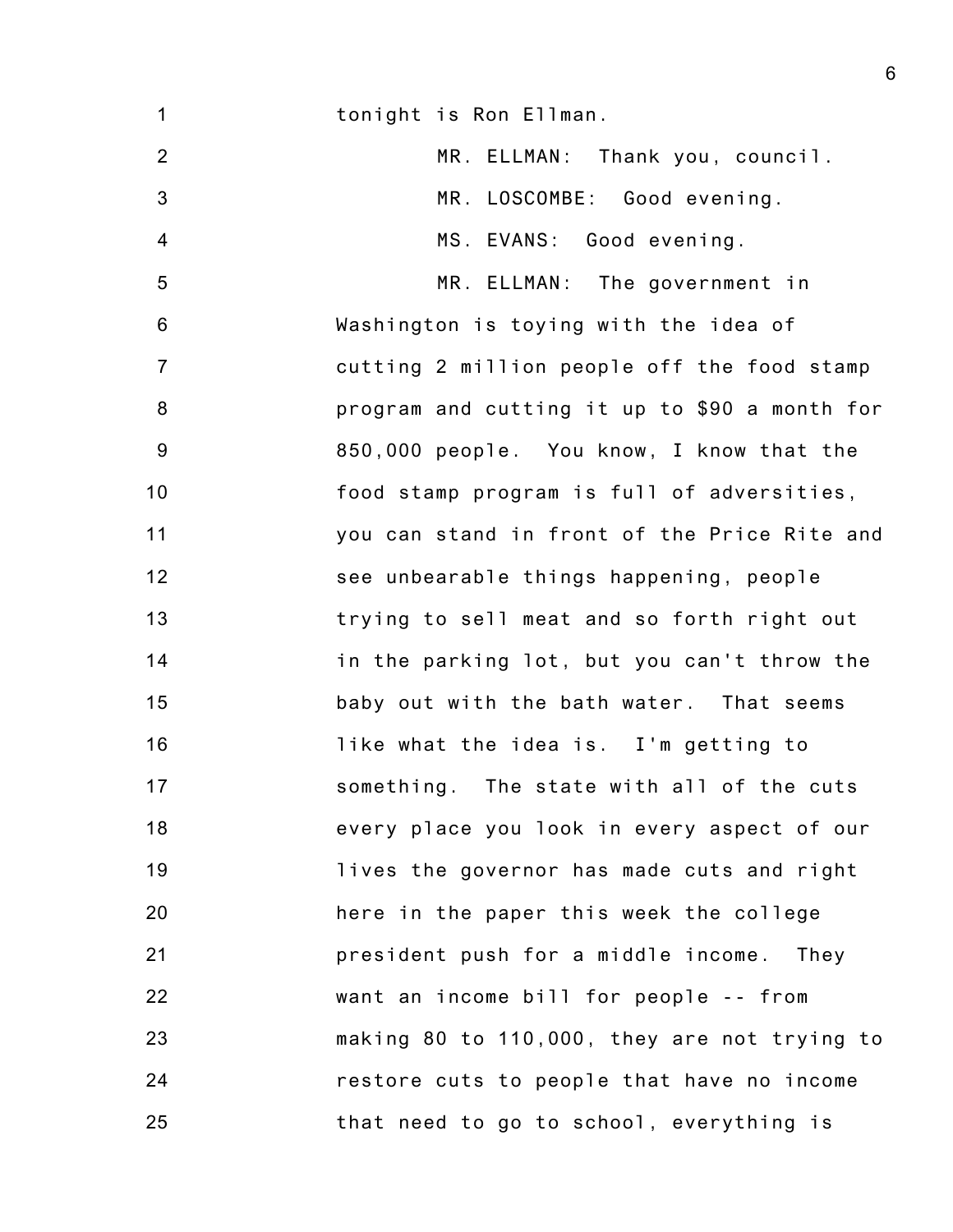tonight is Ron Ellman.

MR. ELLMAN: Thank you, council.

MR. LOSCOMBE: Good evening.

MS. EVANS: Good evening.

MR. ELLMAN: The government in Washington is toying with the idea of cutting 2 million people off the food stamp program and cutting it up to $90 a month for 850,000 people. You know, I know that the food stamp program is full of adversities, you can stand in front of the Price Rite and see unbearable things happening, people trying to sell meat and so forth right out in the parking lot, but you can't throw the baby out with the bath water. That seems like what the idea is. I'm getting to something. The state with all of the cuts every place you look in every aspect of our lives the governor has made cuts and right here in the paper this week the college president push for a middle income. They want an income bill for people -- from making 80 to 110,000, they are not trying to restore cuts to people that have no income that need to go to school, everything is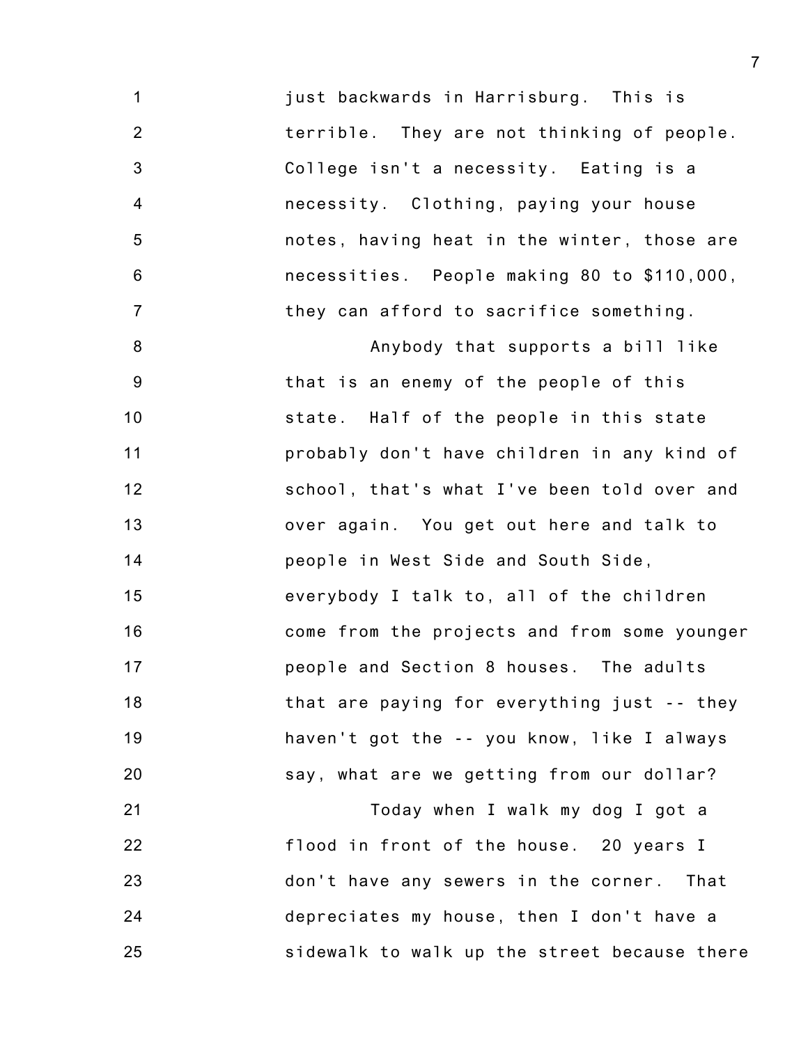just backwards in Harrisburg. This is terrible. They are not thinking of people. College isn't a necessity. Eating is a necessity. Clothing, paying your house notes, having heat in the winter, those are necessities. People making 80 to $110,000, they can afford to sacrifice something.

Anybody that supports a bill like that is an enemy of the people of this state. Half of the people in this state probably don't have children in any kind of school, that's what I've been told over and over again. You get out here and talk to people in West Side and South Side, everybody I talk to, all of the children come from the projects and from some younger people and Section 8 houses. The adults that are paying for everything just -- they haven't got the -- you know, like I always say, what are we getting from our dollar?

Today when I walk my dog I got a flood in front of the house. 20 years I don't have any sewers in the corner. That depreciates my house, then I don't have a sidewalk to walk up the street because there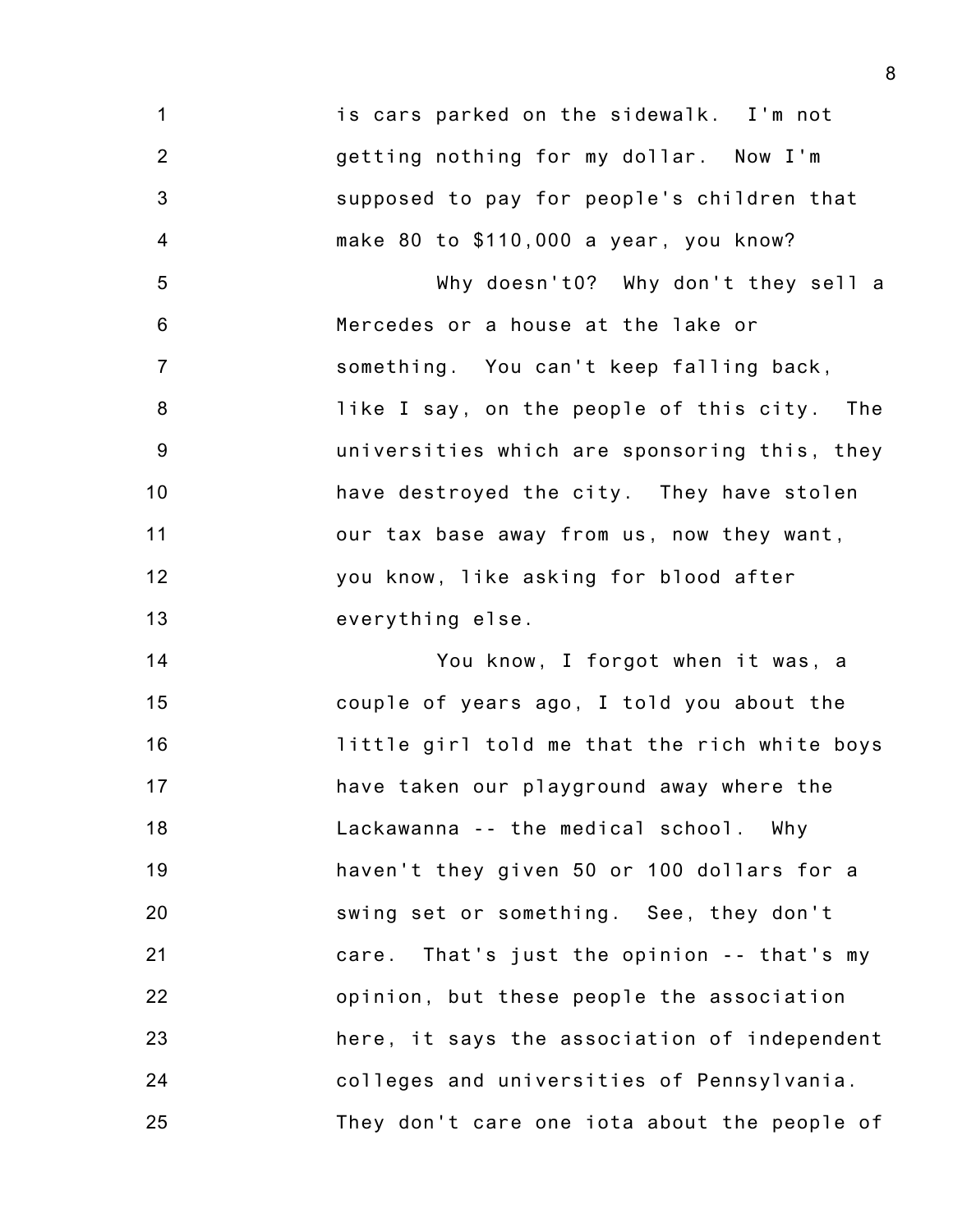is cars parked on the sidewalk. I'm not getting nothing for my dollar. Now I'm supposed to pay for people's children that make 80 to $110,000 a year, you know?

Why doesn't0? Why don't they sell a Mercedes or a house at the lake or something. You can't keep falling back, like I say, on the people of this city. The universities which are sponsoring this, they have destroyed the city. They have stolen our tax base away from us, now they want, you know, like asking for blood after everything else.

You know, I forgot when it was, a couple of years ago, I told you about the little girl told me that the rich white boys have taken our playground away where the Lackawanna -- the medical school. Why haven't they given 50 or 100 dollars for a swing set or something. See, they don't care. That's just the opinion -- that's my opinion, but these people the association here, it says the association of independent colleges and universities of Pennsylvania. They don't care one iota about the people of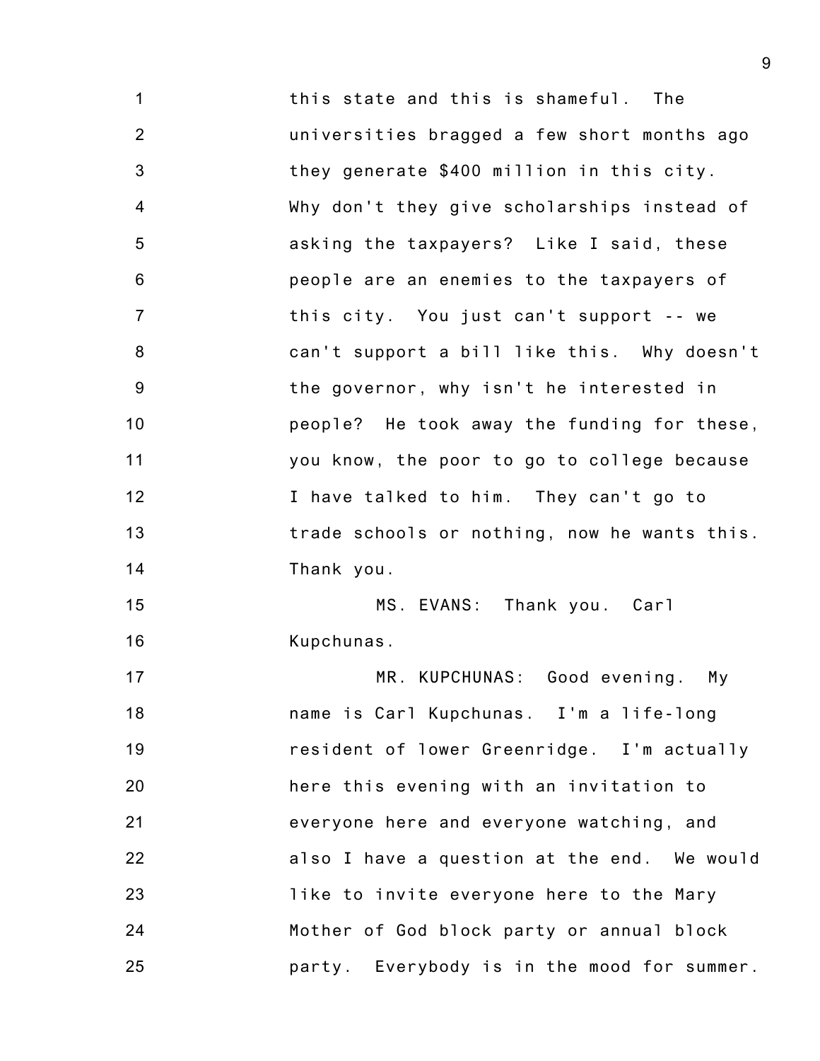this state and this is shameful. The universities bragged a few short months ago they generate $400 million in this city. Why don't they give scholarships instead of asking the taxpayers? Like I said, these people are an enemies to the taxpayers of this city. You just can't support -- we can't support a bill like this. Why doesn't the governor, why isn't he interested in people? He took away the funding for these, you know, the poor to go to college because I have talked to him. They can't go to trade schools or nothing, now he wants this. Thank you.

MS. EVANS: Thank you. Carl Kupchunas.

MR. KUPCHUNAS: Good evening. My name is Carl Kupchunas. I'm a life-long resident of lower Greenridge. I'm actually here this evening with an invitation to everyone here and everyone watching, and also I have a question at the end. We would like to invite everyone here to the Mary Mother of God block party or annual block party. Everybody is in the mood for summer.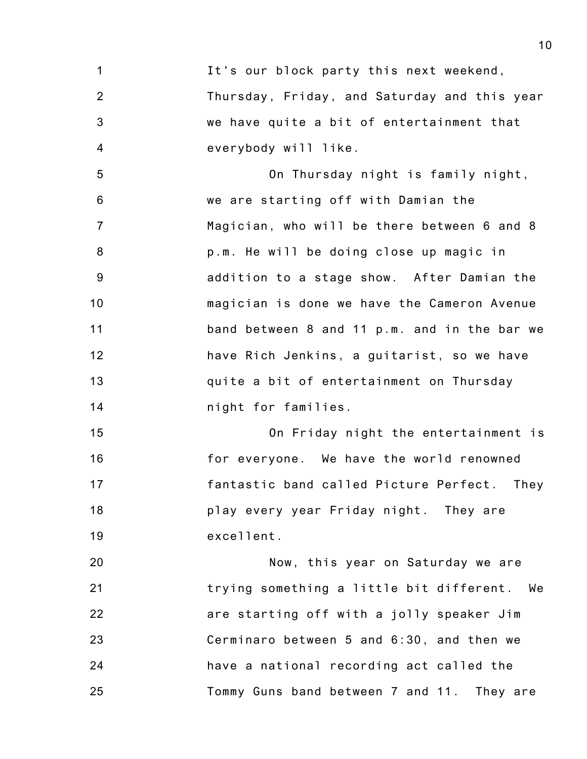It's our block party this next weekend, Thursday, Friday, and Saturday and this year we have quite a bit of entertainment that everybody will like.

On Thursday night is family night, we are starting off with Damian the Magician, who will be there between 6 and 8 p.m. He will be doing close up magic in addition to a stage show. After Damian the magician is done we have the Cameron Avenue band between 8 and 11 p.m. and in the bar we have Rich Jenkins, a guitarist, so we have quite a bit of entertainment on Thursday night for families.

On Friday night the entertainment is for everyone. We have the world renowned fantastic band called Picture Perfect. They play every year Friday night. They are excellent.

Now, this year on Saturday we are trying something a little bit different. We are starting off with a jolly speaker Jim Cerminaro between 5 and 6:30, and then we have a national recording act called the Tommy Guns band between 7 and 11. They are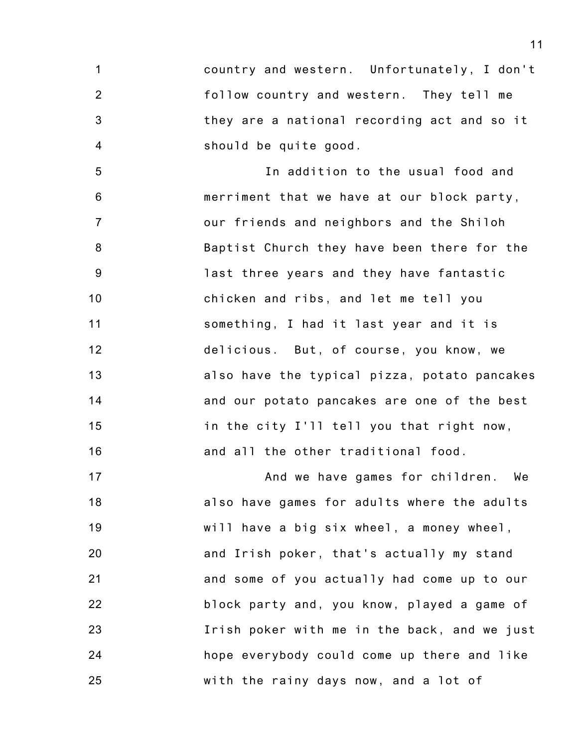country and western. Unfortunately, I don't follow country and western. They tell me they are a national recording act and so it should be quite good.

In addition to the usual food and merriment that we have at our block party, our friends and neighbors and the Shiloh Baptist Church they have been there for the last three years and they have fantastic chicken and ribs, and let me tell you something, I had it last year and it is delicious. But, of course, you know, we also have the typical pizza, potato pancakes and our potato pancakes are one of the best in the city I'll tell you that right now, and all the other traditional food.

And we have games for children. We also have games for adults where the adults will have a big six wheel, a money wheel, and Irish poker, that's actually my stand and some of you actually had come up to our block party and, you know, played a game of Irish poker with me in the back, and we just hope everybody could come up there and like with the rainy days now, and a lot of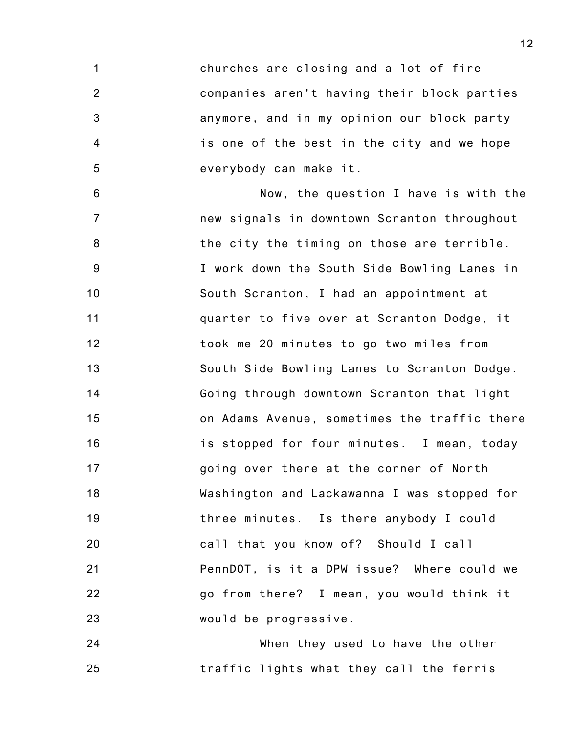churches are closing and a lot of fire companies aren't having their block parties anymore, and in my opinion our block party is one of the best in the city and we hope everybody can make it.

Now, the question I have is with the new signals in downtown Scranton throughout the city the timing on those are terrible. I work down the South Side Bowling Lanes in South Scranton, I had an appointment at quarter to five over at Scranton Dodge, it took me 20 minutes to go two miles from South Side Bowling Lanes to Scranton Dodge. Going through downtown Scranton that light on Adams Avenue, sometimes the traffic there is stopped for four minutes. I mean, today going over there at the corner of North Washington and Lackawanna I was stopped for three minutes. Is there anybody I could call that you know of? Should I call PennDOT, is it a DPW issue? Where could we go from there? I mean, you would think it would be progressive.

When they used to have the other traffic lights what they call the ferris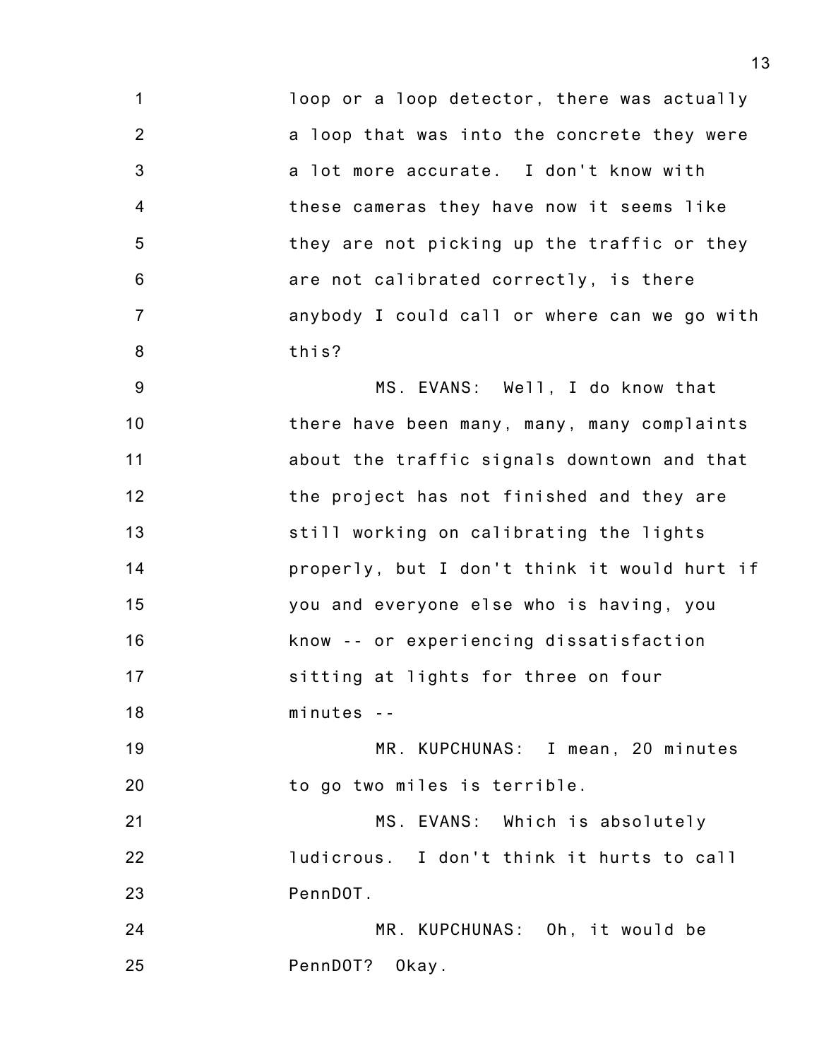loop or a loop detector, there was actually a loop that was into the concrete they were a lot more accurate. I don't know with these cameras they have now it seems like they are not picking up the traffic or they are not calibrated correctly, is there anybody I could call or where can we go with this?

MS. EVANS: Well, I do know that there have been many, many, many complaints about the traffic signals downtown and that the project has not finished and they are still working on calibrating the lights properly, but I don't think it would hurt if you and everyone else who is having, you know -- or experiencing dissatisfaction sitting at lights for three on four minutes --

MR. KUPCHUNAS: I mean, 20 minutes to go two miles is terrible.

MS. EVANS: Which is absolutely ludicrous. I don't think it hurts to call PennDOT.

MR. KUPCHUNAS: Oh, it would be PennDOT? Okay.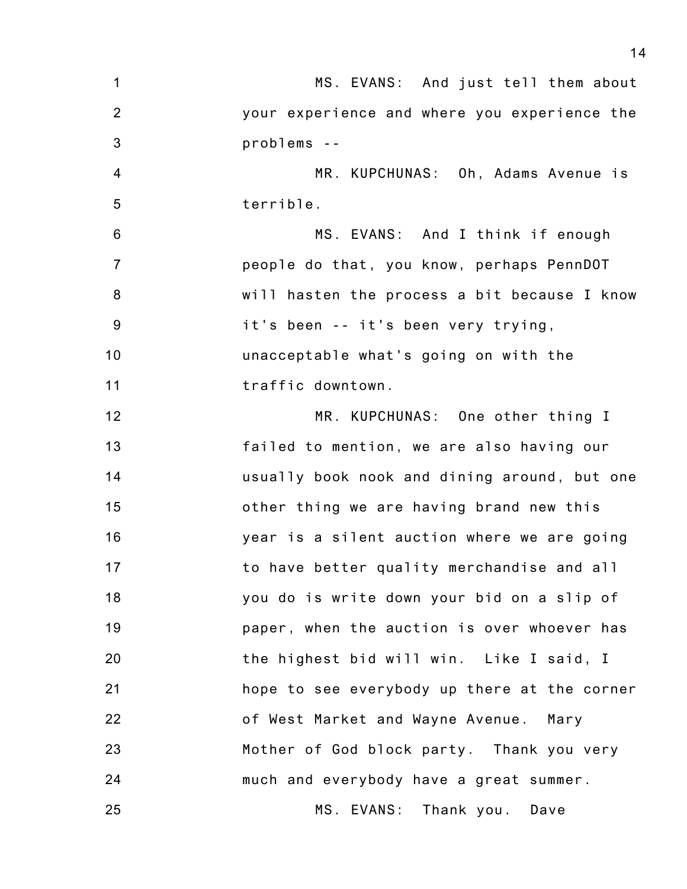MS. EVANS: And just tell them about your experience and where you experience the problems --

MR. KUPCHUNAS: Oh, Adams Avenue is terrible.

MS. EVANS: And I think if enough people do that, you know, perhaps PennDOT will hasten the process a bit because I know it's been -- it's been very trying, unacceptable what's going on with the traffic downtown.

MR. KUPCHUNAS: One other thing I failed to mention, we are also having our usually book nook and dining around, but one other thing we are having brand new this year is a silent auction where we are going to have better quality merchandise and all you do is write down your bid on a slip of paper, when the auction is over whoever has the highest bid will win. Like I said, I hope to see everybody up there at the corner of West Market and Wayne Avenue. Mary Mother of God block party. Thank you very much and everybody have a great summer.

MS. EVANS: Thank you. Dave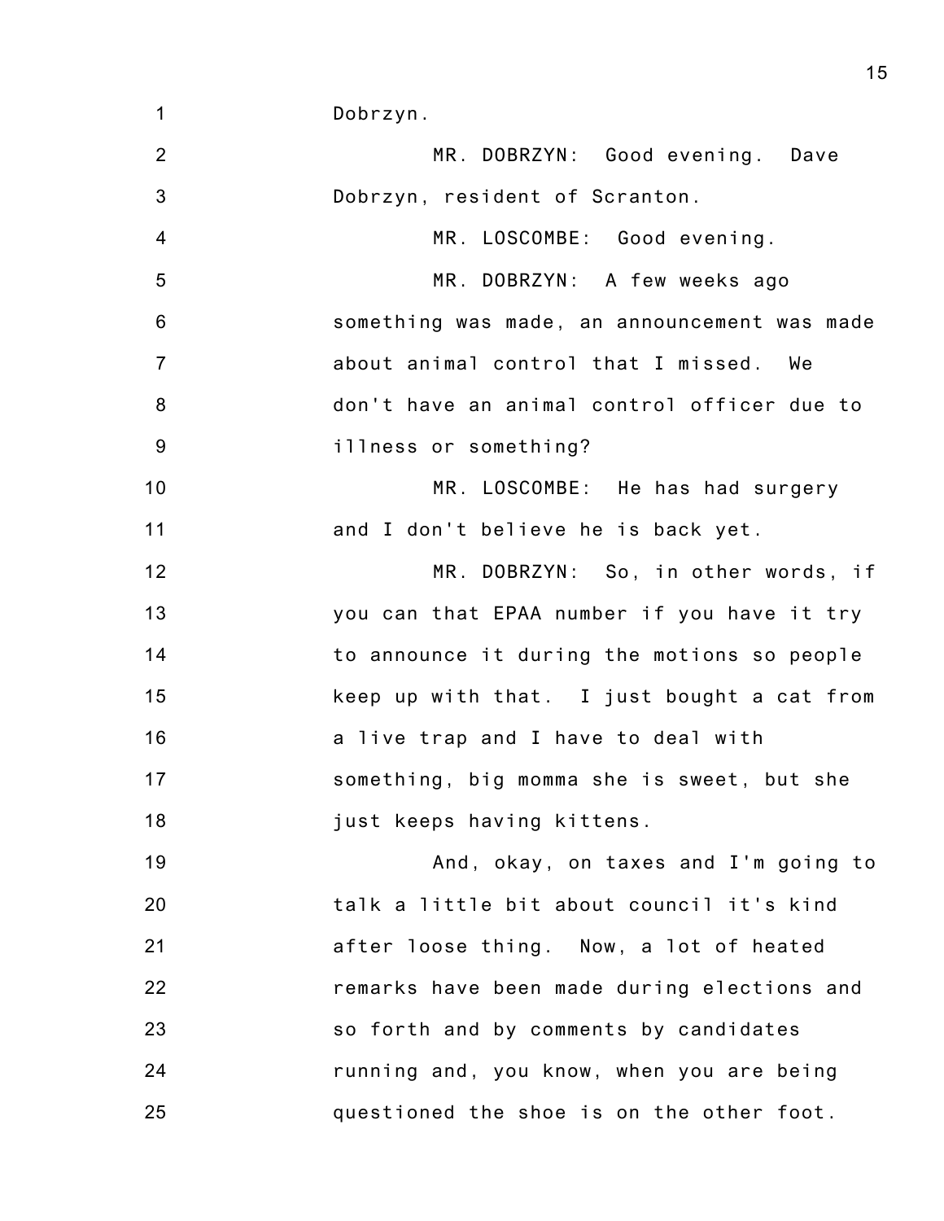Dobrzyn.

MR. DOBRZYN: Good evening. Dave Dobrzyn, resident of Scranton.

MR. LOSCOMBE: Good evening.

MR. DOBRZYN: A few weeks ago something was made, an announcement was made about animal control that I missed. We don't have an animal control officer due to illness or something?

MR. LOSCOMBE: He has had surgery and I don't believe he is back yet.

MR. DOBRZYN: So, in other words, if you can that EPAA number if you have it try to announce it during the motions so people keep up with that. I just bought a cat from a live trap and I have to deal with something, big momma she is sweet, but she just keeps having kittens.

And, okay, on taxes and I'm going to talk a little bit about council it's kind after loose thing. Now, a lot of heated remarks have been made during elections and so forth and by comments by candidates running and, you know, when you are being questioned the shoe is on the other foot.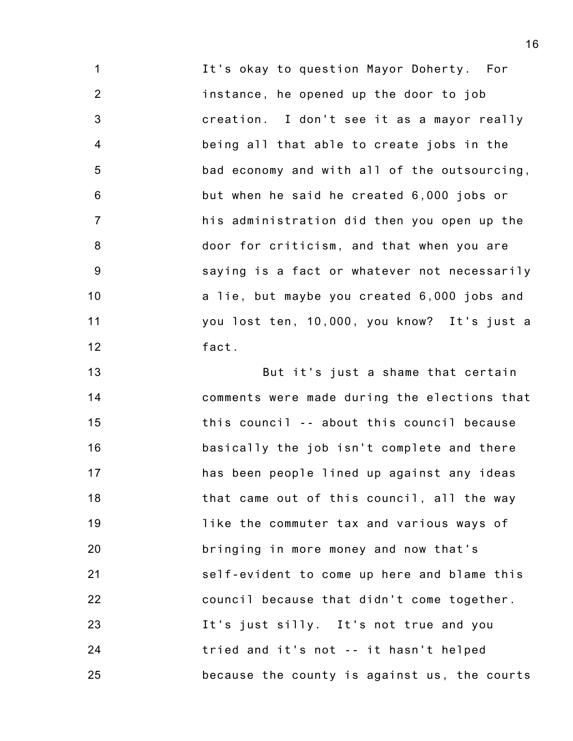It's okay to question Mayor Doherty. For instance, he opened up the door to job creation. I don't see it as a mayor really being all that able to create jobs in the bad economy and with all of the outsourcing, but when he said he created 6,000 jobs or his administration did then you open up the door for criticism, and that when you are saying is a fact or whatever not necessarily a lie, but maybe you created 6,000 jobs and you lost ten, 10,000, you know? It's just a fact.

But it's just a shame that certain comments were made during the elections that this council -- about this council because basically the job isn't complete and there has been people lined up against any ideas that came out of this council, all the way like the commuter tax and various ways of bringing in more money and now that's self-evident to come up here and blame this council because that didn't come together. It's just silly. It's not true and you tried and it's not -- it hasn't helped because the county is against us, the courts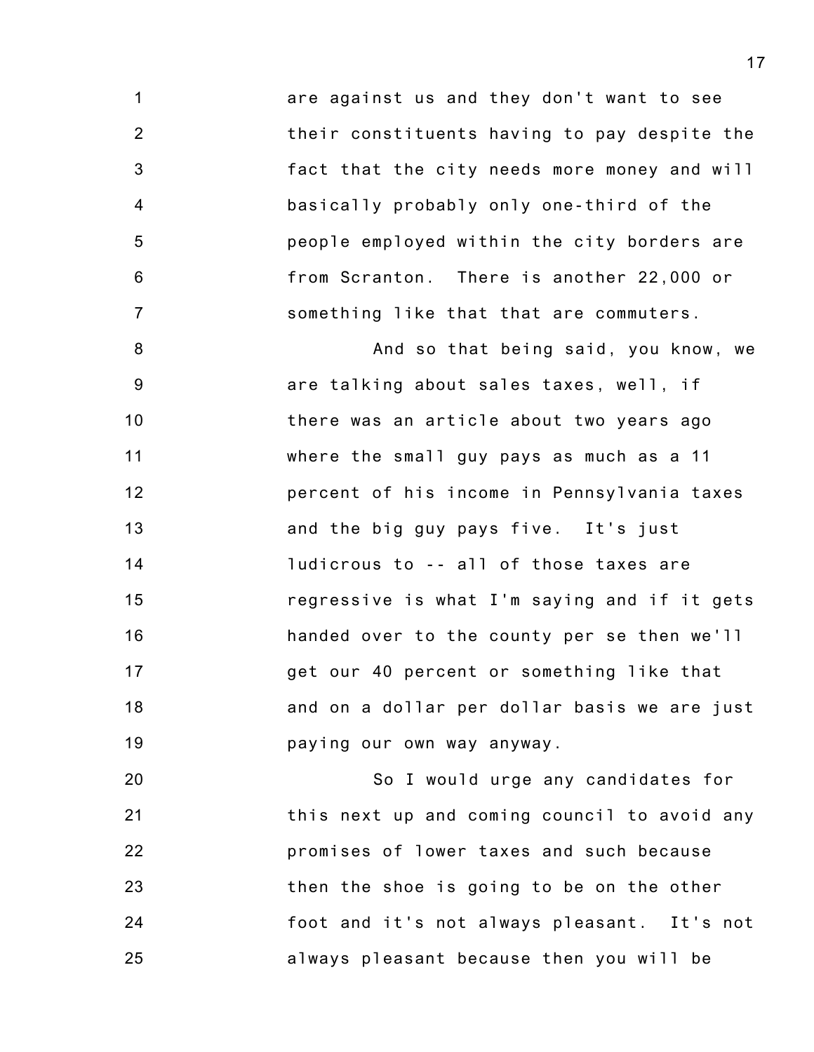are against us and they don't want to see their constituents having to pay despite the fact that the city needs more money and will basically probably only one-third of the people employed within the city borders are from Scranton. There is another 22,000 or something like that that are commuters.

And so that being said, you know, we are talking about sales taxes, well, if there was an article about two years ago where the small guy pays as much as a 11 percent of his income in Pennsylvania taxes and the big guy pays five. It's just ludicrous to -- all of those taxes are regressive is what I'm saying and if it gets handed over to the county per se then we'll get our 40 percent or something like that and on a dollar per dollar basis we are just paying our own way anyway.

So I would urge any candidates for this next up and coming council to avoid any promises of lower taxes and such because then the shoe is going to be on the other foot and it's not always pleasant. It's not always pleasant because then you will be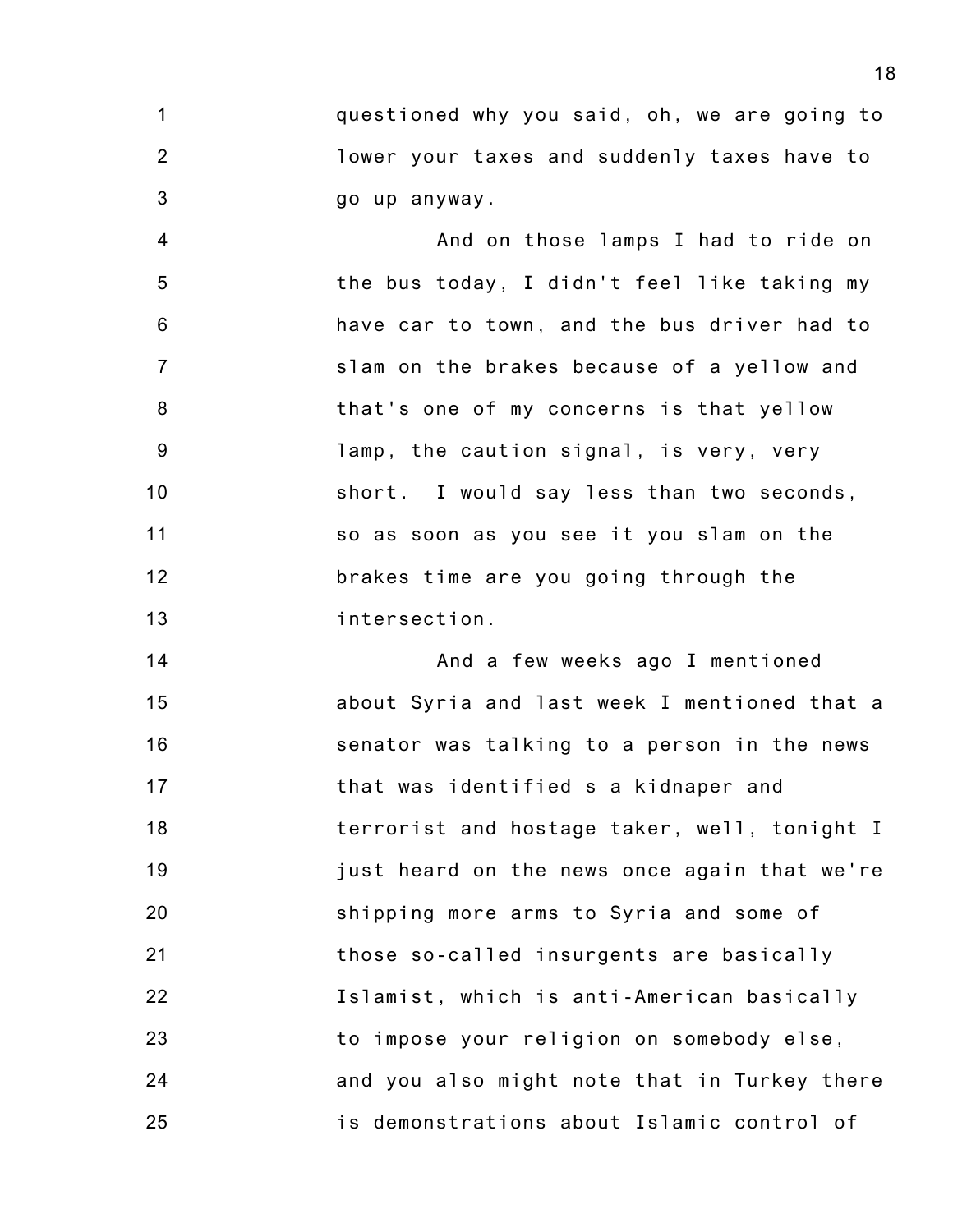questioned why you said, oh, we are going to lower your taxes and suddenly taxes have to go up anyway.

And on those lamps I had to ride on the bus today, I didn't feel like taking my have car to town, and the bus driver had to slam on the brakes because of a yellow and that's one of my concerns is that yellow lamp, the caution signal, is very, very short. I would say less than two seconds, so as soon as you see it you slam on the brakes time are you going through the intersection.

And a few weeks ago I mentioned about Syria and last week I mentioned that a senator was talking to a person in the news that was identified s a kidnaper and terrorist and hostage taker, well, tonight I just heard on the news once again that we're shipping more arms to Syria and some of those so-called insurgents are basically Islamist, which is anti-American basically to impose your religion on somebody else, and you also might note that in Turkey there is demonstrations about Islamic control of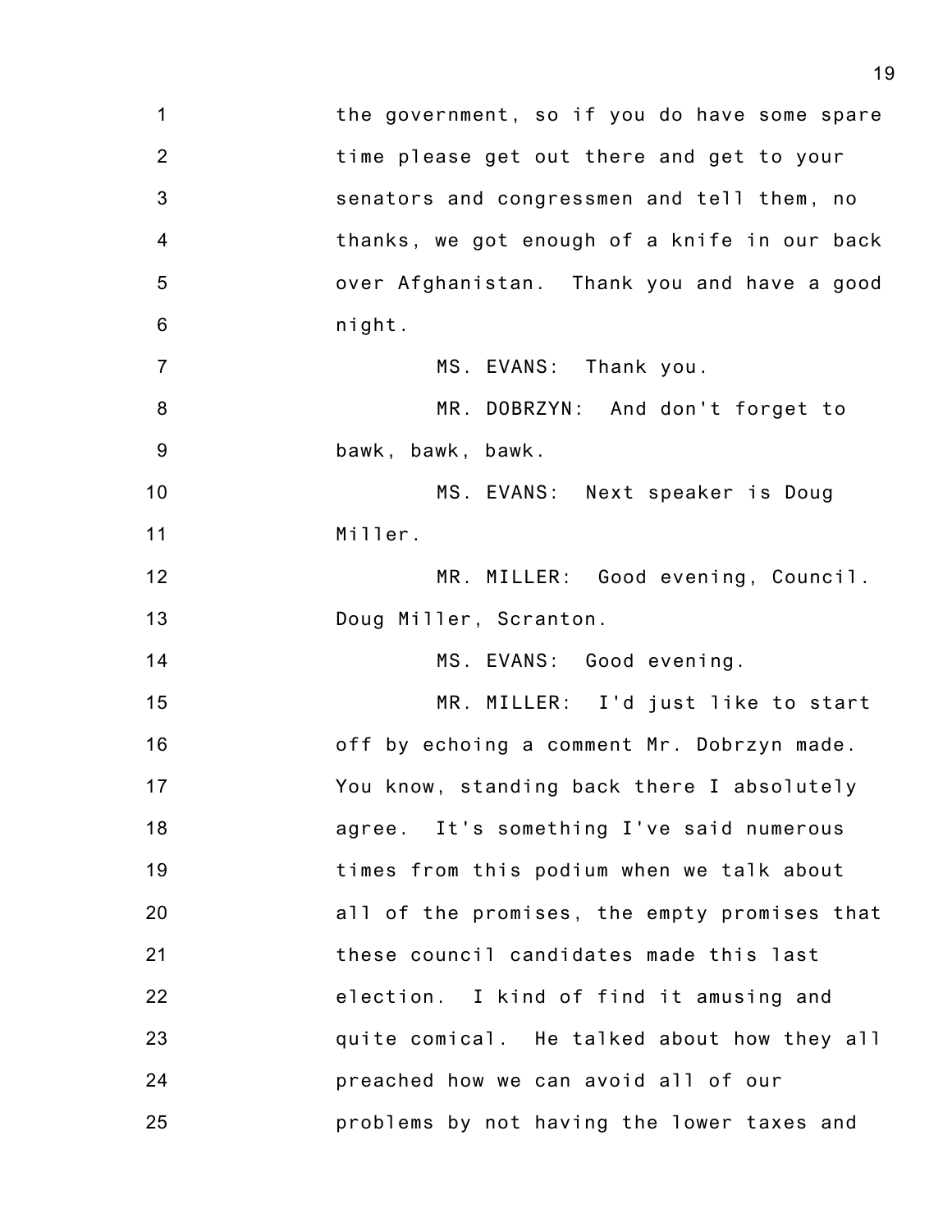1 the government, so if you do have some spare
2 time please get out there and get to your
3 senators and congressmen and tell them, no
4 thanks, we got enough of a knife in our back
5 over Afghanistan. Thank you and have a good
6 night.
7 MS. EVANS: Thank you.
8 MR. DOBRZYN: And don't forget to
9 bawk, bawk, bawk.
10 MS. EVANS: Next speaker is Doug
11 Miller.
12 MR. MILLER: Good evening, Council.
13 Doug Miller, Scranton.
14 MS. EVANS: Good evening.
15 MR. MILLER: I'd just like to start
16 off by echoing a comment Mr. Dobrzyn made.
17 You know, standing back there I absolutely
18 agree. It's something I've said numerous
19 times from this podium when we talk about
20 all of the promises, the empty promises that
21 these council candidates made this last
22 election. I kind of find it amusing and
23 quite comical. He talked about how they all
24 preached how we can avoid all of our
25 problems by not having the lower taxes and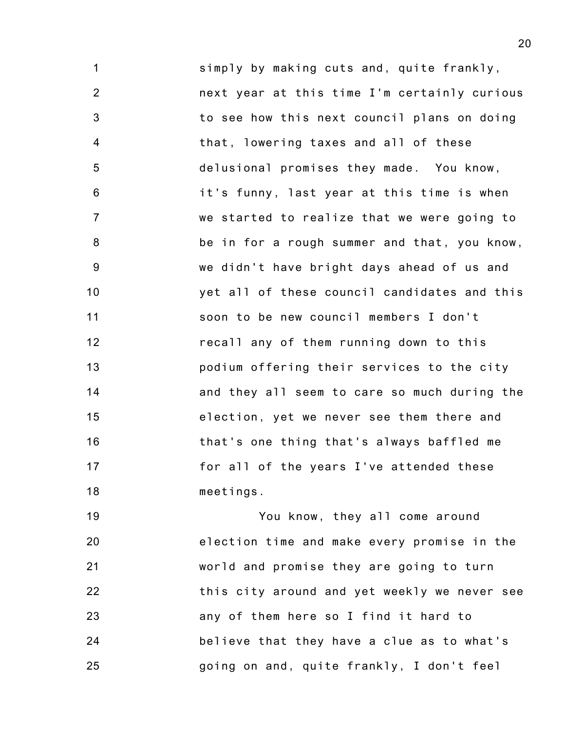simply by making cuts and, quite frankly, next year at this time I'm certainly curious to see how this next council plans on doing that, lowering taxes and all of these delusional promises they made. You know, it's funny, last year at this time is when we started to realize that we were going to be in for a rough summer and that, you know, we didn't have bright days ahead of us and yet all of these council candidates and this soon to be new council members I don't recall any of them running down to this podium offering their services to the city and they all seem to care so much during the election, yet we never see them there and that's one thing that's always baffled me for all of the years I've attended these meetings.

You know, they all come around election time and make every promise in the world and promise they are going to turn this city around and yet weekly we never see any of them here so I find it hard to believe that they have a clue as to what's going on and, quite frankly, I don't feel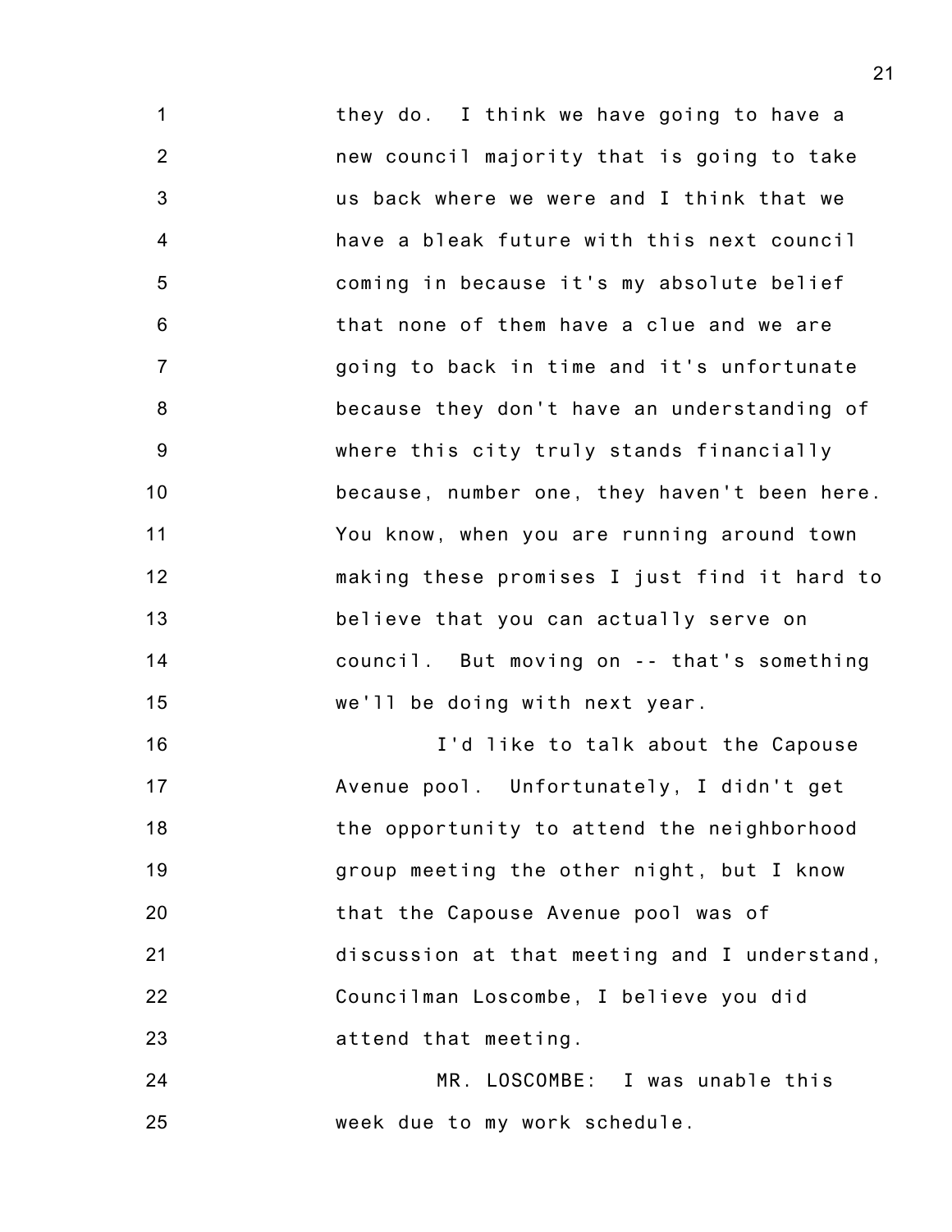they do. I think we have going to have a new council majority that is going to take us back where we were and I think that we have a bleak future with this next council coming in because it's my absolute belief that none of them have a clue and we are going to back in time and it's unfortunate because they don't have an understanding of where this city truly stands financially because, number one, they haven't been here. You know, when you are running around town making these promises I just find it hard to believe that you can actually serve on council. But moving on -- that's something we'll be doing with next year.

I'd like to talk about the Capouse Avenue pool. Unfortunately, I didn't get the opportunity to attend the neighborhood group meeting the other night, but I know that the Capouse Avenue pool was of discussion at that meeting and I understand, Councilman Loscombe, I believe you did attend that meeting.

MR. LOSCOMBE: I was unable this week due to my work schedule.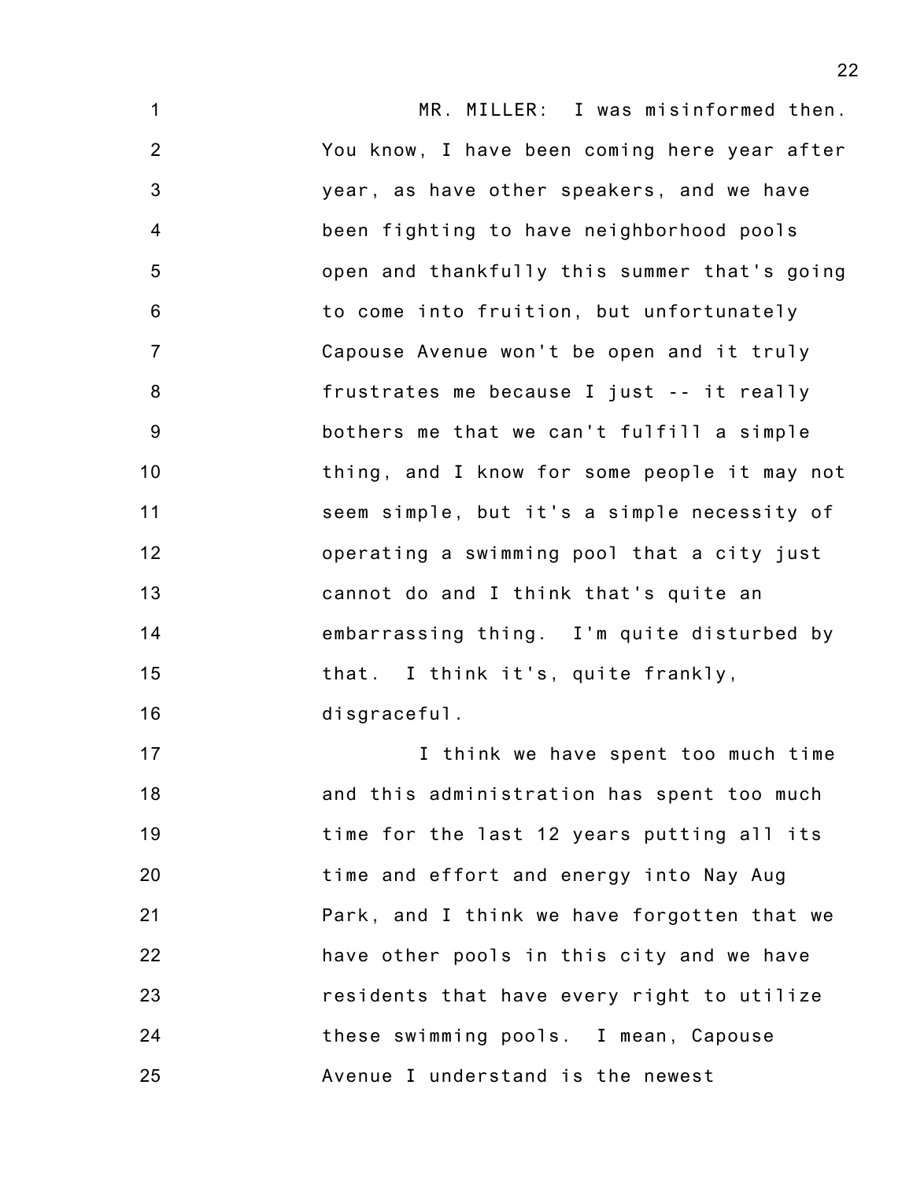MR. MILLER: I was misinformed then. You know, I have been coming here year after year, as have other speakers, and we have been fighting to have neighborhood pools open and thankfully this summer that's going to come into fruition, but unfortunately Capouse Avenue won't be open and it truly frustrates me because I just -- it really bothers me that we can't fulfill a simple thing, and I know for some people it may not seem simple, but it's a simple necessity of operating a swimming pool that a city just cannot do and I think that's quite an embarrassing thing. I'm quite disturbed by that. I think it's, quite frankly, disgraceful.

I think we have spent too much time and this administration has spent too much time for the last 12 years putting all its time and effort and energy into Nay Aug Park, and I think we have forgotten that we have other pools in this city and we have residents that have every right to utilize these swimming pools. I mean, Capouse Avenue I understand is the newest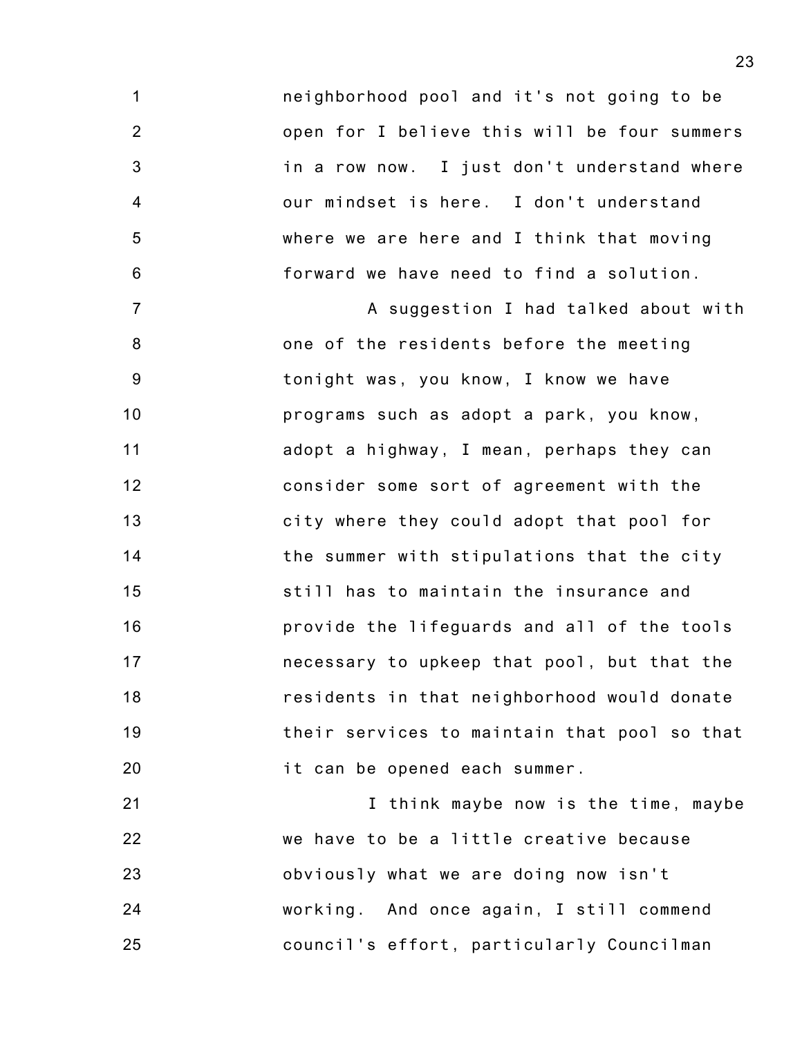neighborhood pool and it's not going to be open for I believe this will be four summers in a row now. I just don't understand where our mindset is here. I don't understand where we are here and I think that moving forward we have need to find a solution.

A suggestion I had talked about with one of the residents before the meeting tonight was, you know, I know we have programs such as adopt a park, you know, adopt a highway, I mean, perhaps they can consider some sort of agreement with the city where they could adopt that pool for the summer with stipulations that the city still has to maintain the insurance and provide the lifeguards and all of the tools necessary to upkeep that pool, but that the residents in that neighborhood would donate their services to maintain that pool so that it can be opened each summer.

I think maybe now is the time, maybe we have to be a little creative because obviously what we are doing now isn't working. And once again, I still commend council's effort, particularly Councilman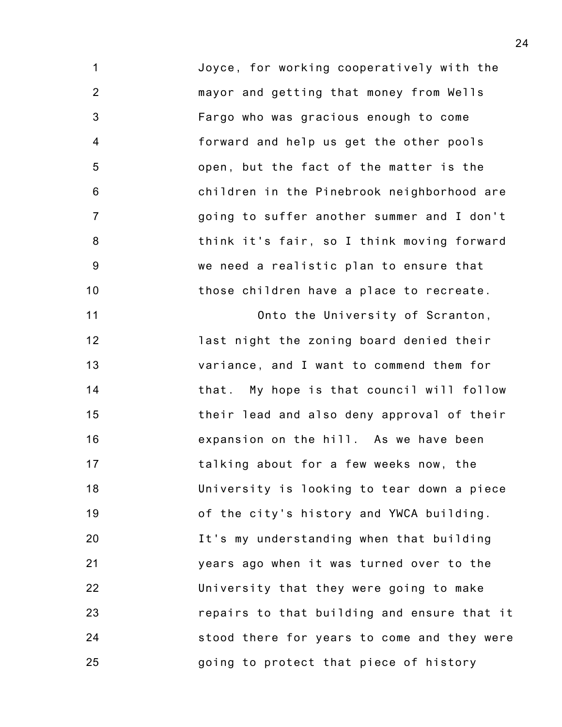Joyce, for working cooperatively with the mayor and getting that money from Wells Fargo who was gracious enough to come forward and help us get the other pools open, but the fact of the matter is the children in the Pinebrook neighborhood are going to suffer another summer and I don't think it's fair, so I think moving forward we need a realistic plan to ensure that those children have a place to recreate.

Onto the University of Scranton, last night the zoning board denied their variance, and I want to commend them for that. My hope is that council will follow their lead and also deny approval of their expansion on the hill. As we have been talking about for a few weeks now, the University is looking to tear down a piece of the city's history and YWCA building. It's my understanding when that building years ago when it was turned over to the University that they were going to make repairs to that building and ensure that it stood there for years to come and they were going to protect that piece of history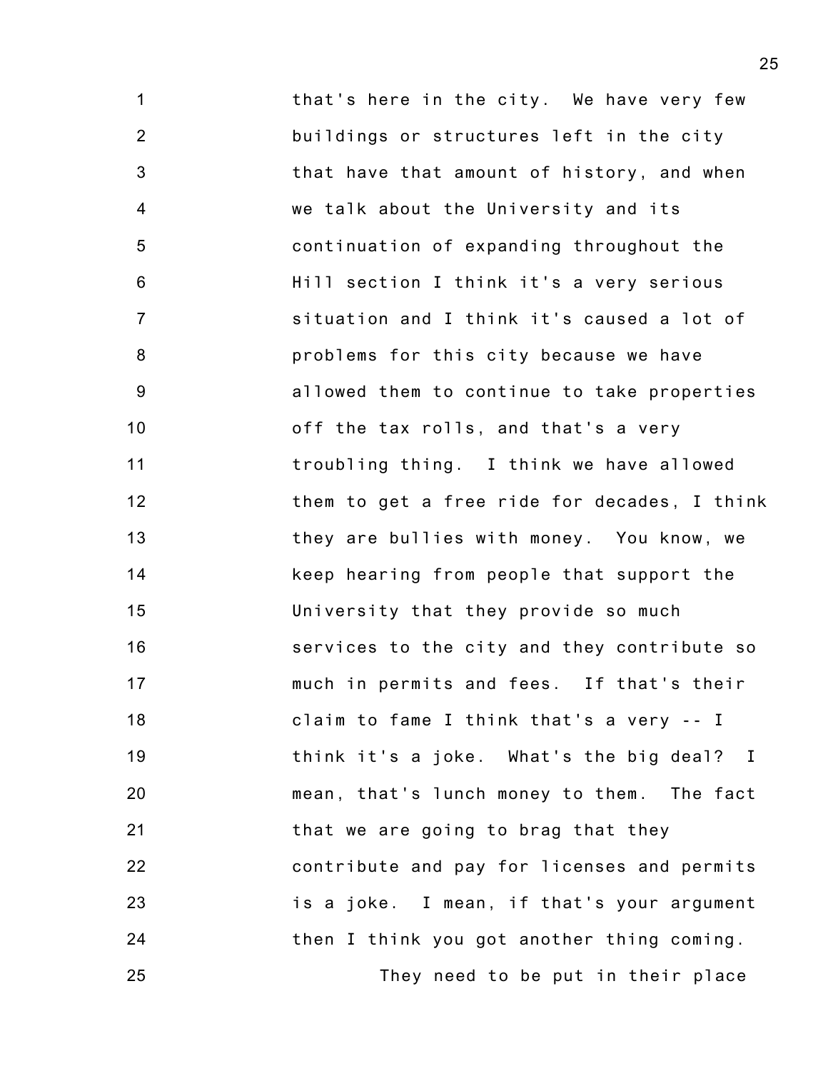that's here in the city. We have very few buildings or structures left in the city that have that amount of history, and when we talk about the University and its continuation of expanding throughout the Hill section I think it's a very serious situation and I think it's caused a lot of problems for this city because we have allowed them to continue to take properties off the tax rolls, and that's a very troubling thing. I think we have allowed them to get a free ride for decades, I think they are bullies with money. You know, we keep hearing from people that support the University that they provide so much services to the city and they contribute so much in permits and fees. If that's their claim to fame I think that's a very -- I think it's a joke. What's the big deal? I mean, that's lunch money to them. The fact that we are going to brag that they contribute and pay for licenses and permits is a joke. I mean, if that's your argument then I think you got another thing coming.

They need to be put in their place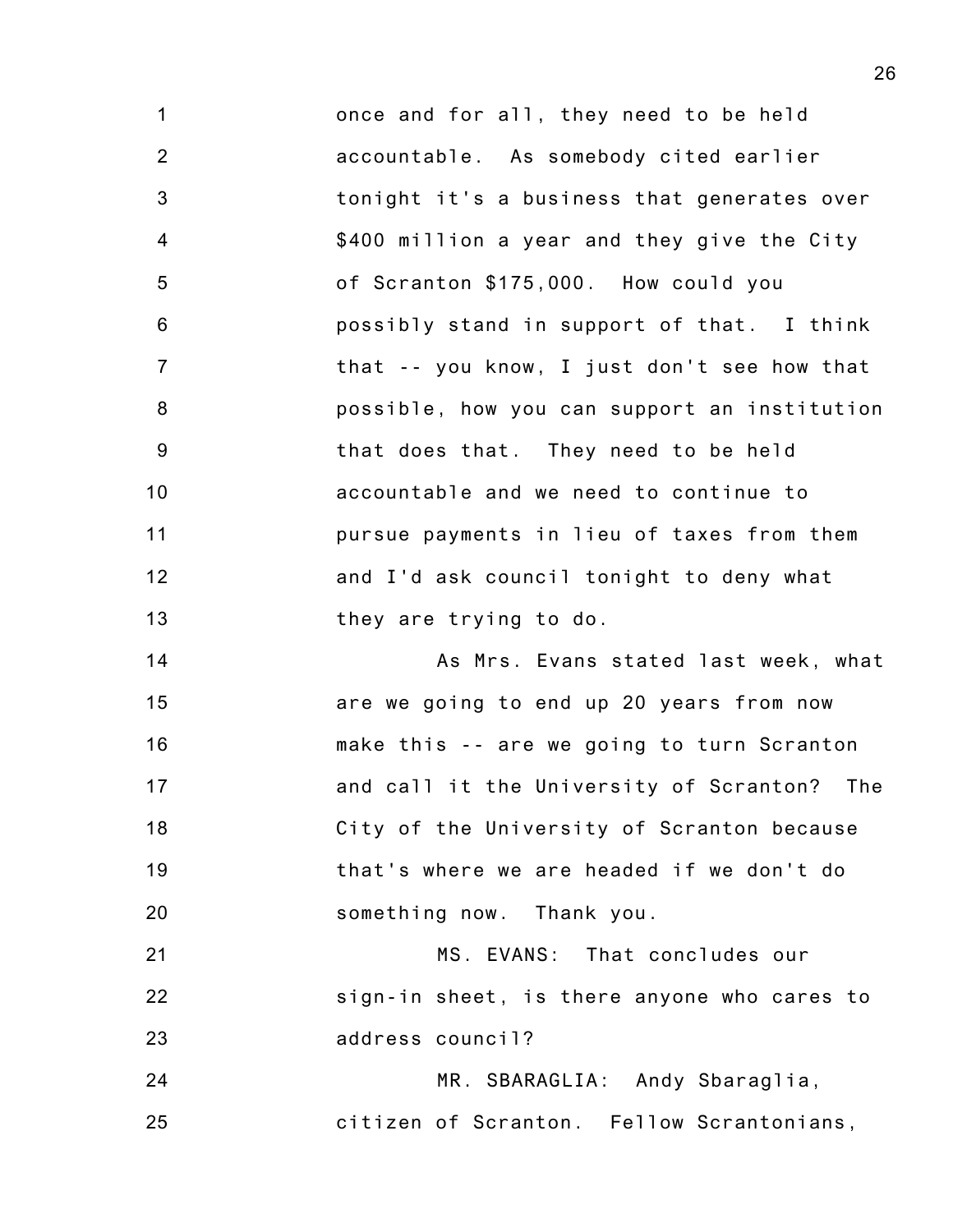once and for all, they need to be held accountable. As somebody cited earlier tonight it's a business that generates over $400 million a year and they give the City of Scranton $175,000. How could you possibly stand in support of that. I think that -- you know, I just don't see how that possible, how you can support an institution that does that. They need to be held accountable and we need to continue to pursue payments in lieu of taxes from them and I'd ask council tonight to deny what they are trying to do.

As Mrs. Evans stated last week, what are we going to end up 20 years from now make this -- are we going to turn Scranton and call it the University of Scranton? The City of the University of Scranton because that's where we are headed if we don't do something now. Thank you.

MS. EVANS: That concludes our sign-in sheet, is there anyone who cares to address council?

MR. SBARAGLIA: Andy Sbaraglia, citizen of Scranton. Fellow Scrantonians,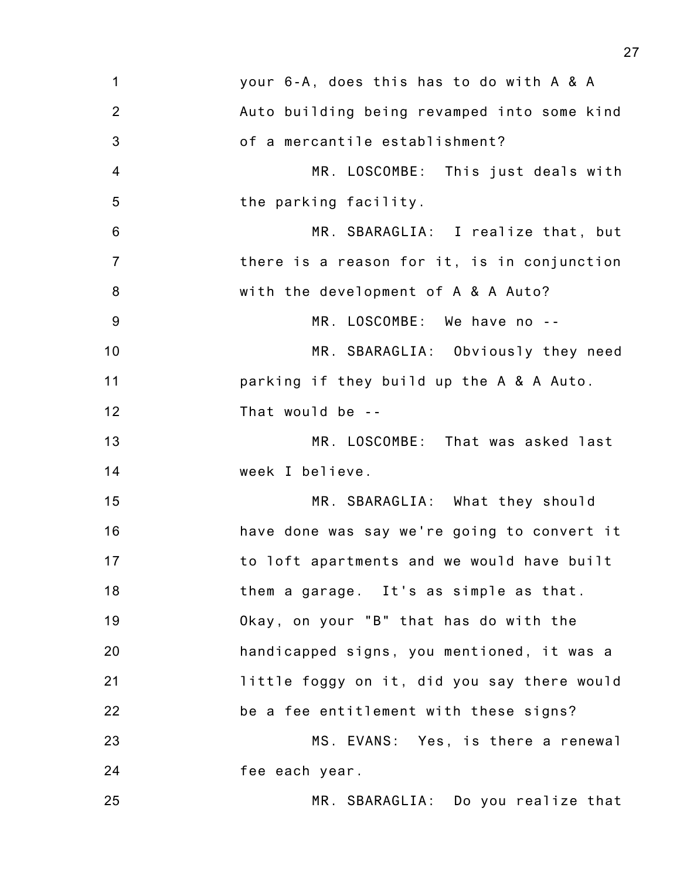your 6-A, does this has to do with A & A Auto building being revamped into some kind of a mercantile establishment?

MR. LOSCOMBE: This just deals with the parking facility.

MR. SBARAGLIA: I realize that, but there is a reason for it, is in conjunction with the development of A & A Auto?

MR. LOSCOMBE: We have no --

MR. SBARAGLIA: Obviously they need parking if they build up the A & A Auto. That would be --

MR. LOSCOMBE: That was asked last week I believe.

MR. SBARAGLIA: What they should have done was say we're going to convert it to loft apartments and we would have built them a garage. It's as simple as that. Okay, on your "B" that has do with the handicapped signs, you mentioned, it was a little foggy on it, did you say there would be a fee entitlement with these signs?

MS. EVANS: Yes, is there a renewal fee each year.

MR. SBARAGLIA: Do you realize that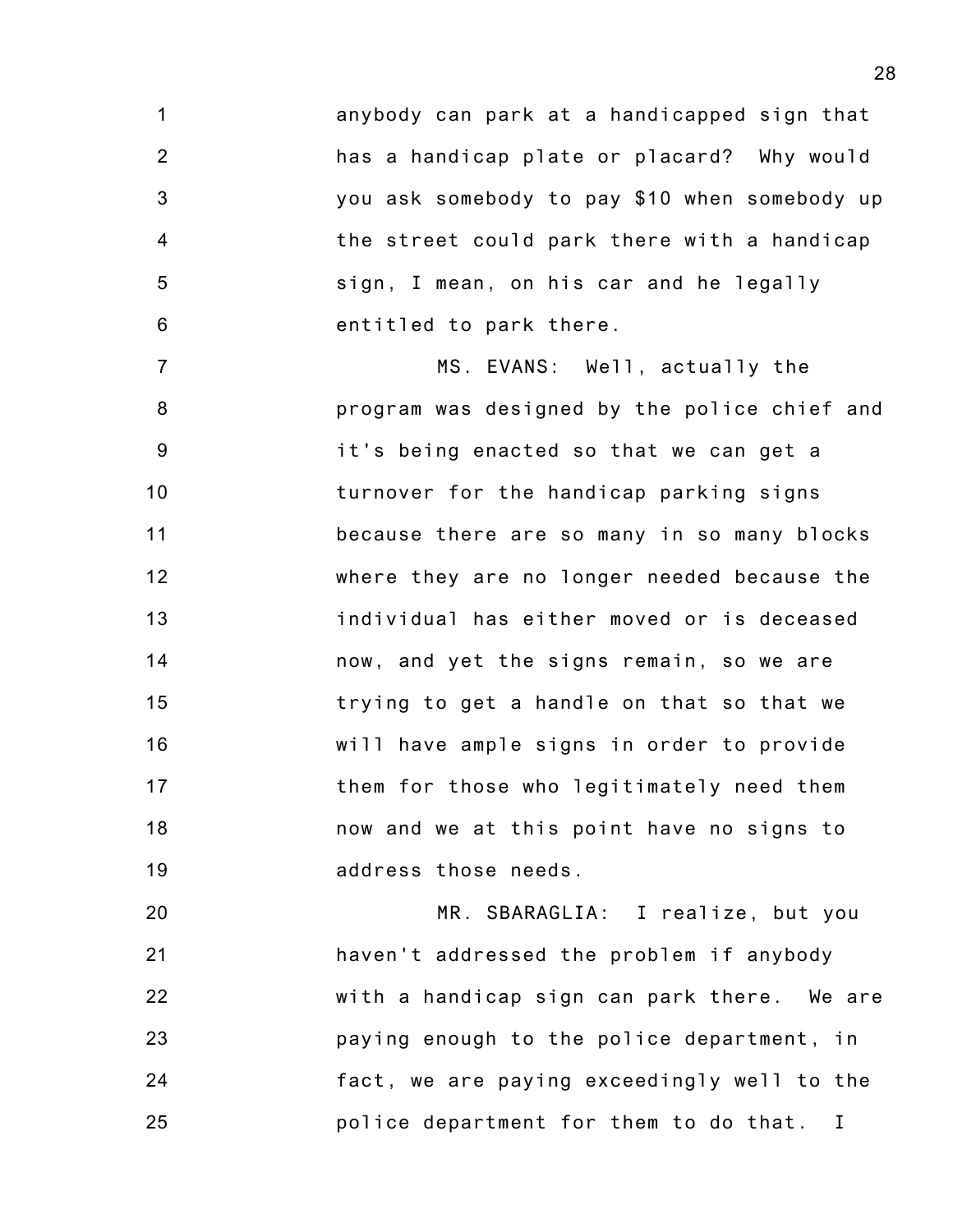anybody can park at a handicapped sign that has a handicap plate or placard? Why would you ask somebody to pay $10 when somebody up the street could park there with a handicap sign, I mean, on his car and he legally entitled to park there.

MS. EVANS: Well, actually the program was designed by the police chief and it's being enacted so that we can get a turnover for the handicap parking signs because there are so many in so many blocks where they are no longer needed because the individual has either moved or is deceased now, and yet the signs remain, so we are trying to get a handle on that so that we will have ample signs in order to provide them for those who legitimately need them now and we at this point have no signs to address those needs.

MR. SBARAGLIA: I realize, but you haven't addressed the problem if anybody with a handicap sign can park there. We are paying enough to the police department, in fact, we are paying exceedingly well to the police department for them to do that. I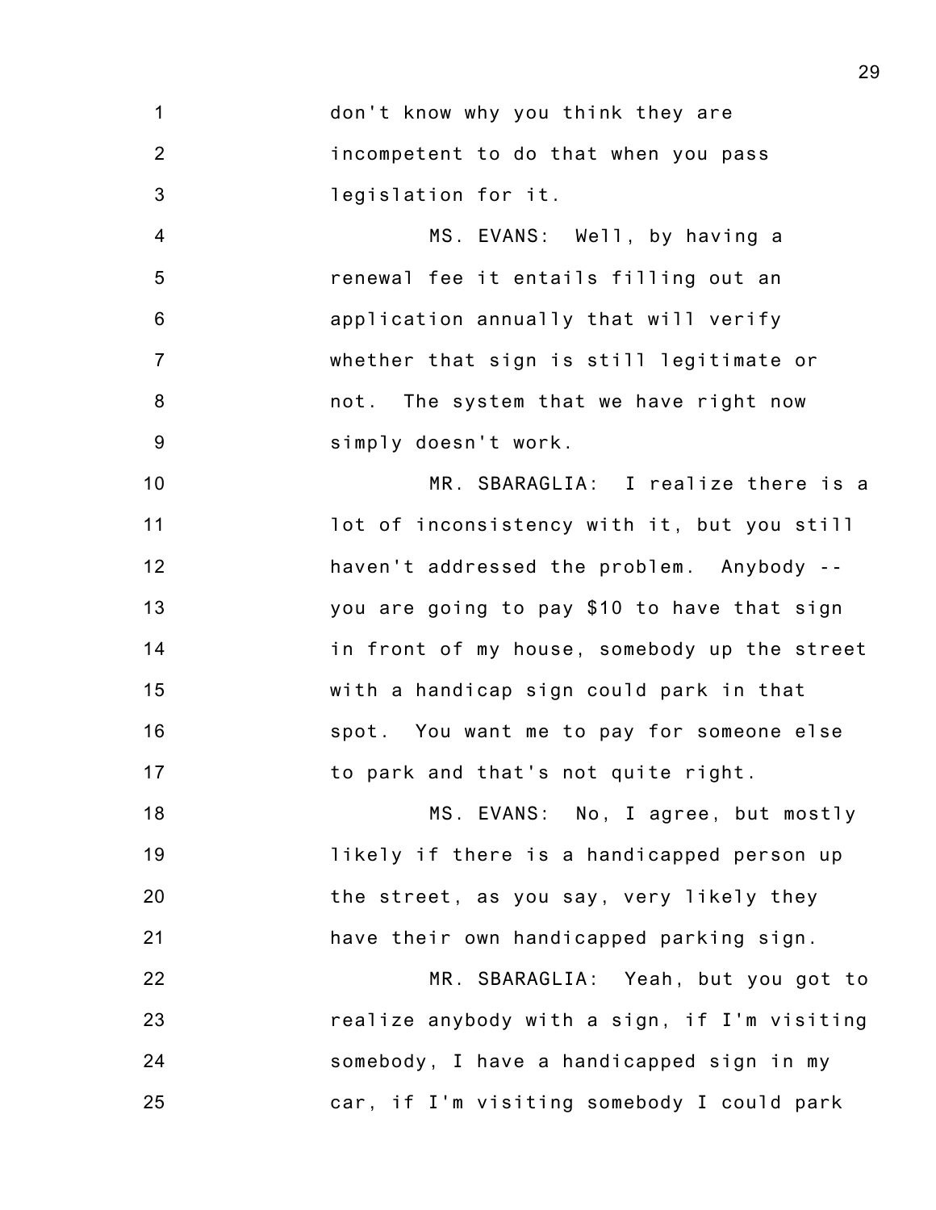don't know why you think they are incompetent to do that when you pass legislation for it.

MS. EVANS: Well, by having a renewal fee it entails filling out an application annually that will verify whether that sign is still legitimate or not. The system that we have right now simply doesn't work.

MR. SBARAGLIA: I realize there is a lot of inconsistency with it, but you still haven't addressed the problem. Anybody -- you are going to pay $10 to have that sign in front of my house, somebody up the street with a handicap sign could park in that spot. You want me to pay for someone else to park and that's not quite right.

MS. EVANS: No, I agree, but mostly likely if there is a handicapped person up the street, as you say, very likely they have their own handicapped parking sign.

MR. SBARAGLIA: Yeah, but you got to realize anybody with a sign, if I'm visiting somebody, I have a handicapped sign in my car, if I'm visiting somebody I could park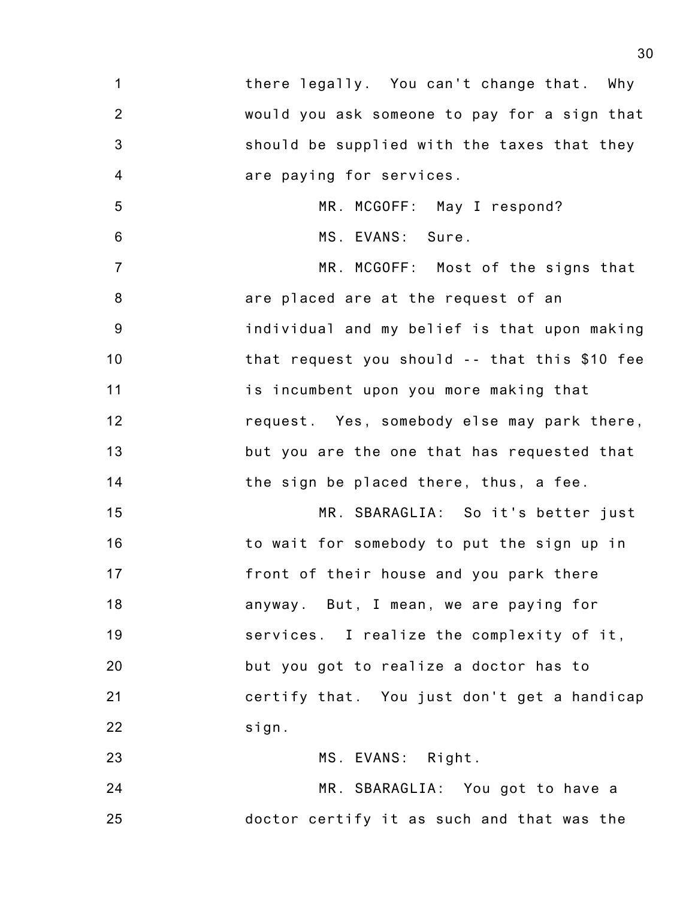there legally. You can't change that. Why would you ask someone to pay for a sign that should be supplied with the taxes that they are paying for services.

MR. MCGOFF: May I respond?

MS. EVANS: Sure.

MR. MCGOFF: Most of the signs that are placed are at the request of an individual and my belief is that upon making that request you should -- that this $10 fee is incumbent upon you more making that request. Yes, somebody else may park there, but you are the one that has requested that the sign be placed there, thus, a fee.

MR. SBARAGLIA: So it's better just to wait for somebody to put the sign up in front of their house and you park there anyway. But, I mean, we are paying for services. I realize the complexity of it, but you got to realize a doctor has to certify that. You just don't get a handicap sign.

MS. EVANS: Right.

MR. SBARAGLIA: You got to have a doctor certify it as such and that was the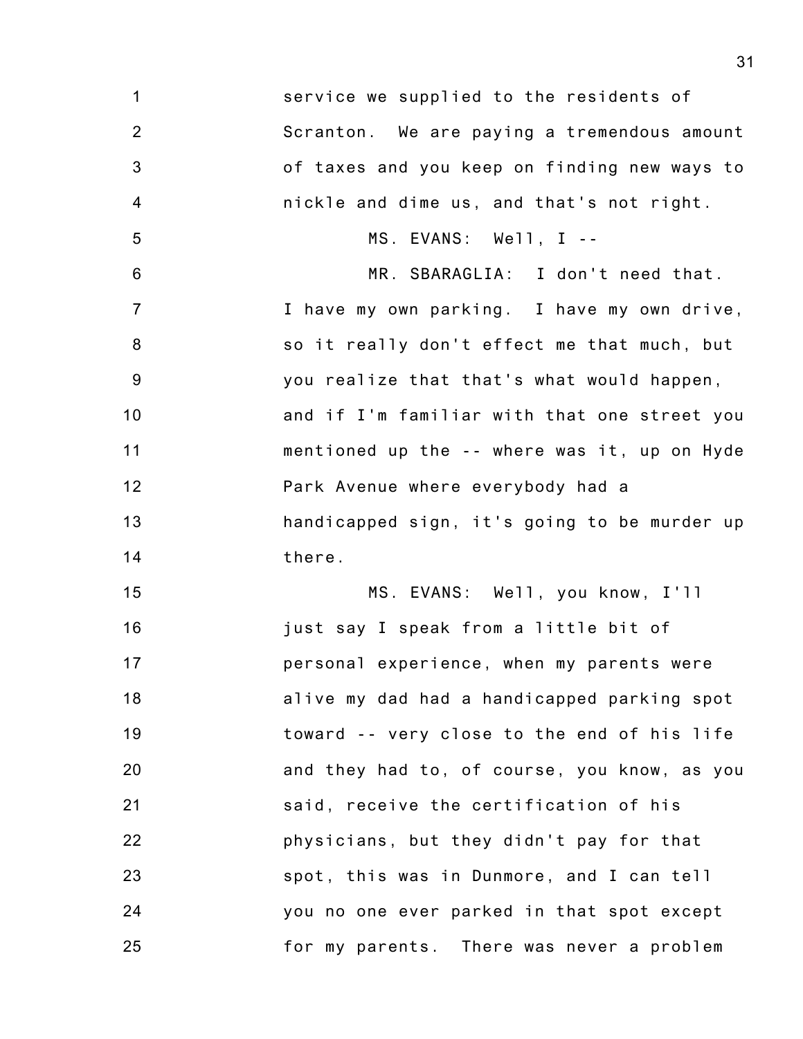service we supplied to the residents of Scranton. We are paying a tremendous amount of taxes and you keep on finding new ways to nickle and dime us, and that's not right.

MS. EVANS: Well, I --

MR. SBARAGLIA: I don't need that. I have my own parking. I have my own drive, so it really don't effect me that much, but you realize that that's what would happen, and if I'm familiar with that one street you mentioned up the -- where was it, up on Hyde Park Avenue where everybody had a handicapped sign, it's going to be murder up there.

MS. EVANS: Well, you know, I'll just say I speak from a little bit of personal experience, when my parents were alive my dad had a handicapped parking spot toward -- very close to the end of his life and they had to, of course, you know, as you said, receive the certification of his physicians, but they didn't pay for that spot, this was in Dunmore, and I can tell you no one ever parked in that spot except for my parents. There was never a problem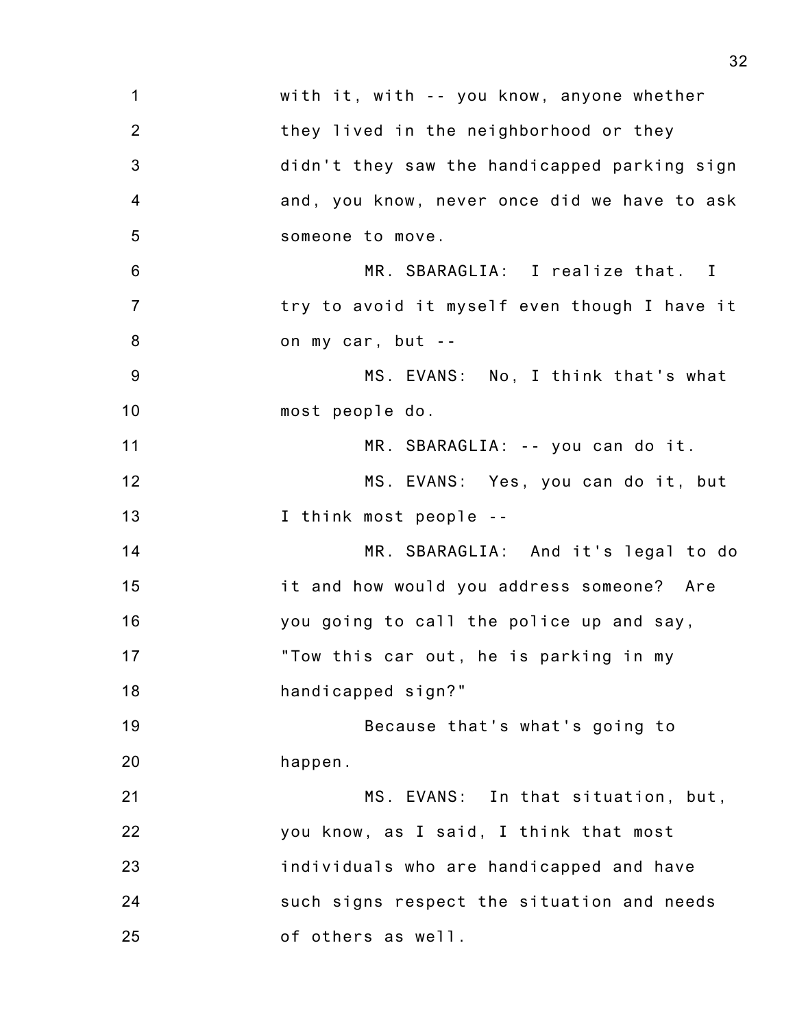with it, with -- you know, anyone whether they lived in the neighborhood or they didn't they saw the handicapped parking sign and, you know, never once did we have to ask someone to move.

MR. SBARAGLIA: I realize that. I try to avoid it myself even though I have it on my car, but --

MS. EVANS: No, I think that's what most people do.

MR. SBARAGLIA: -- you can do it.

MS. EVANS: Yes, you can do it, but I think most people --

MR. SBARAGLIA: And it's legal to do it and how would you address someone? Are you going to call the police up and say, "Tow this car out, he is parking in my handicapped sign?"

Because that's what's going to happen.

MS. EVANS: In that situation, but, you know, as I said, I think that most individuals who are handicapped and have such signs respect the situation and needs of others as well.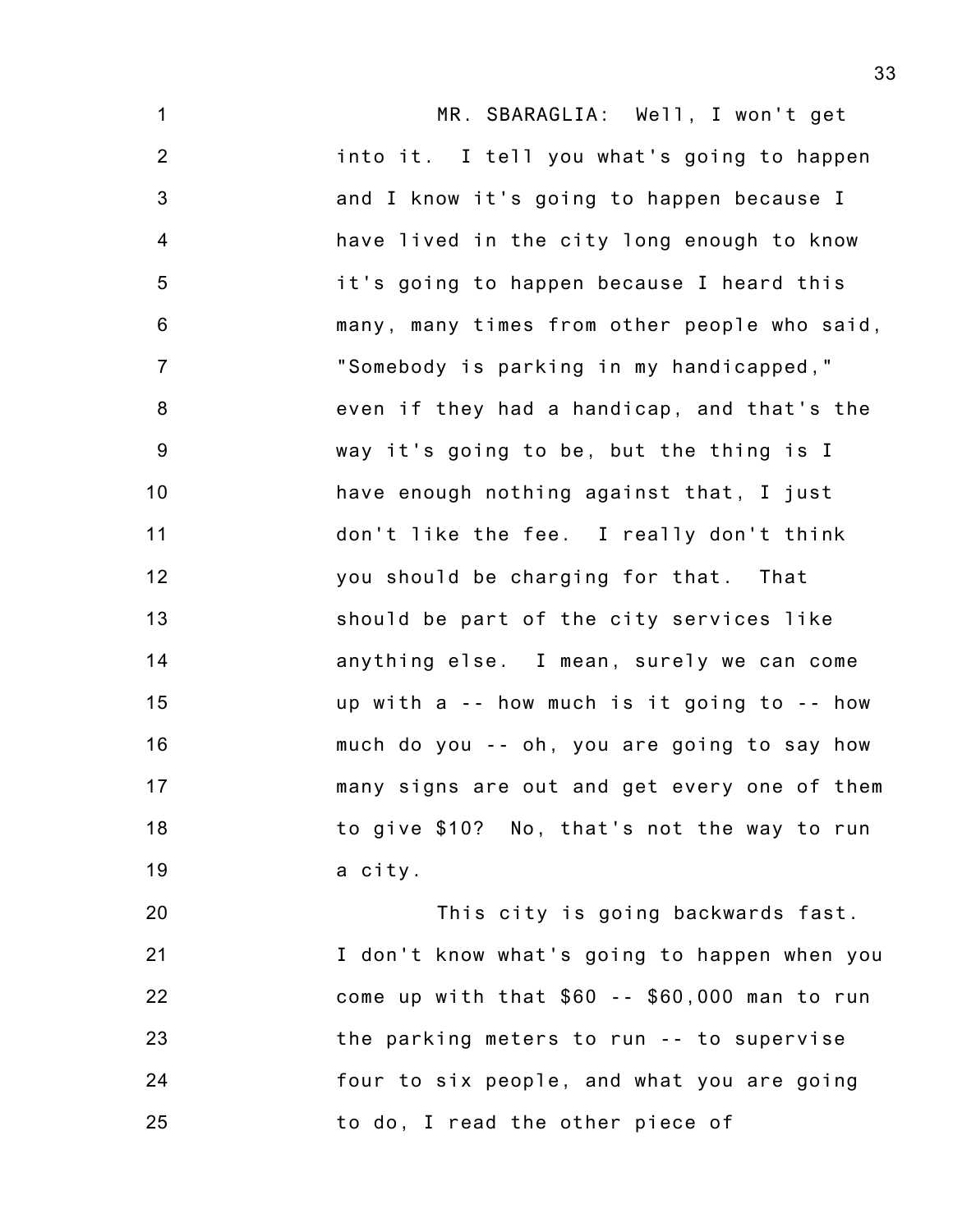MR. SBARAGLIA: Well, I won't get into it. I tell you what's going to happen and I know it's going to happen because I have lived in the city long enough to know it's going to happen because I heard this many, many times from other people who said, "Somebody is parking in my handicapped," even if they had a handicap, and that's the way it's going to be, but the thing is I have enough nothing against that, I just don't like the fee. I really don't think you should be charging for that. That should be part of the city services like anything else. I mean, surely we can come up with a -- how much is it going to -- how much do you -- oh, you are going to say how many signs are out and get every one of them to give $10? No, that's not the way to run a city.

This city is going backwards fast. I don't know what's going to happen when you come up with that $60 -- $60,000 man to run the parking meters to run -- to supervise four to six people, and what you are going to do, I read the other piece of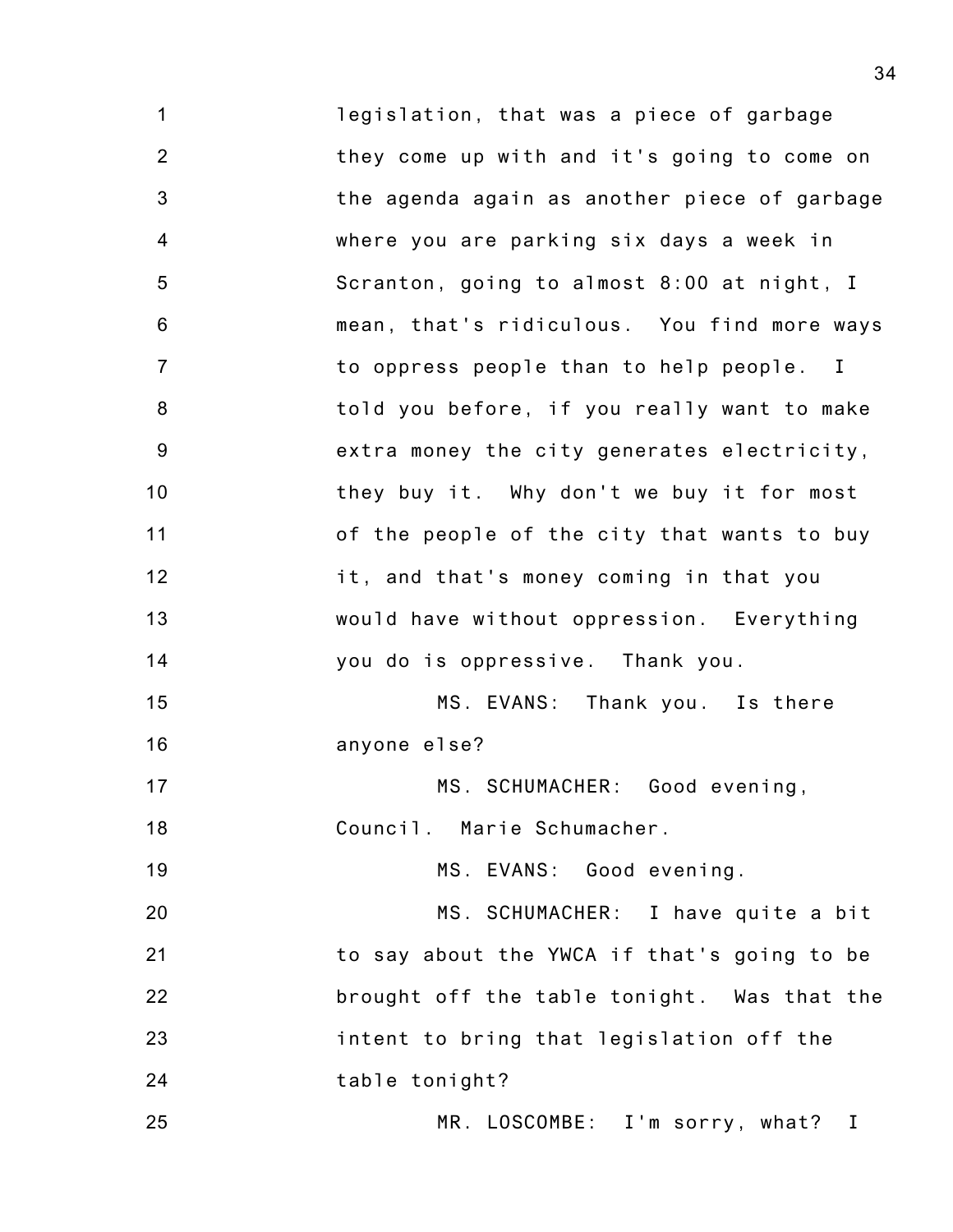legislation, that was a piece of garbage they come up with and it's going to come on the agenda again as another piece of garbage where you are parking six days a week in Scranton, going to almost 8:00 at night, I mean, that's ridiculous. You find more ways to oppress people than to help people. I told you before, if you really want to make extra money the city generates electricity, they buy it. Why don't we buy it for most of the people of the city that wants to buy it, and that's money coming in that you would have without oppression. Everything you do is oppressive. Thank you.

MS. EVANS: Thank you. Is there anyone else?

MS. SCHUMACHER: Good evening, Council. Marie Schumacher.

MS. EVANS: Good evening.

MS. SCHUMACHER: I have quite a bit to say about the YWCA if that's going to be brought off the table tonight. Was that the intent to bring that legislation off the table tonight?

MR. LOSCOMBE: I'm sorry, what? I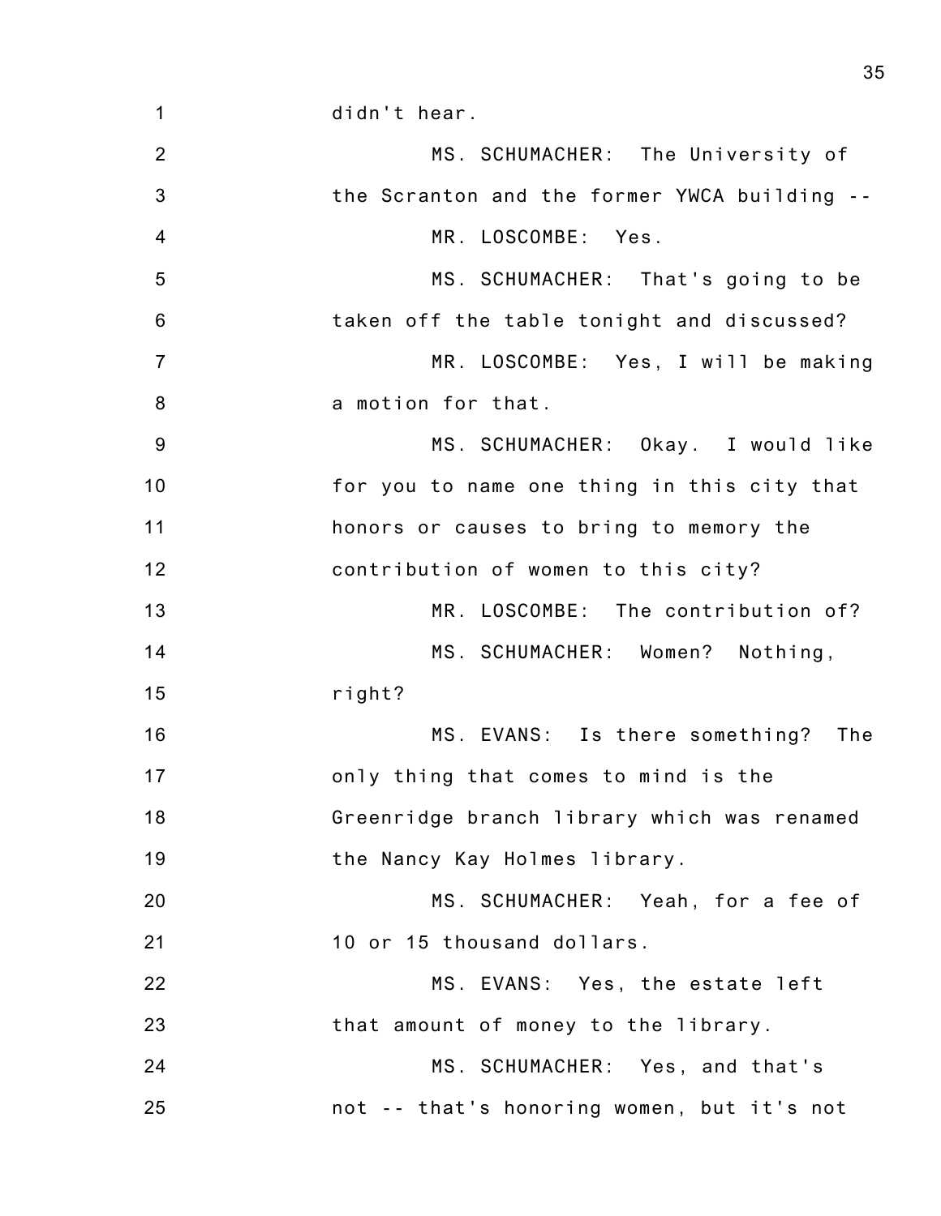didn't hear.

MS. SCHUMACHER: The University of the Scranton and the former YWCA building --

MR. LOSCOMBE: Yes.

MS. SCHUMACHER: That's going to be taken off the table tonight and discussed?

MR. LOSCOMBE: Yes, I will be making a motion for that.

MS. SCHUMACHER: Okay. I would like for you to name one thing in this city that honors or causes to bring to memory the contribution of women to this city?

MR. LOSCOMBE: The contribution of?

MS. SCHUMACHER: Women? Nothing, right?

MS. EVANS: Is there something? The only thing that comes to mind is the Greenridge branch library which was renamed the Nancy Kay Holmes library.

MS. SCHUMACHER: Yeah, for a fee of 10 or 15 thousand dollars.

MS. EVANS: Yes, the estate left that amount of money to the library.

MS. SCHUMACHER: Yes, and that's not -- that's honoring women, but it's not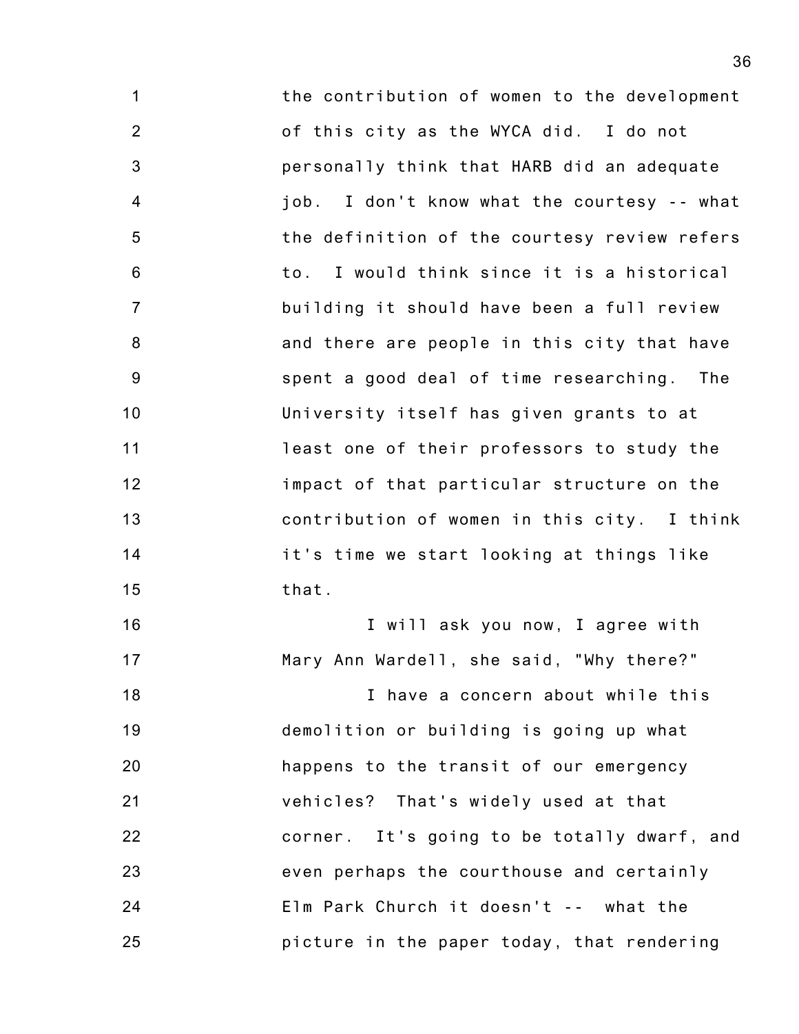the contribution of women to the development of this city as the WYCA did. I do not personally think that HARB did an adequate job. I don't know what the courtesy -- what the definition of the courtesy review refers to. I would think since it is a historical building it should have been a full review and there are people in this city that have spent a good deal of time researching. The University itself has given grants to at least one of their professors to study the impact of that particular structure on the contribution of women in this city. I think it's time we start looking at things like that.

I will ask you now, I agree with Mary Ann Wardell, she said, "Why there?"

I have a concern about while this demolition or building is going up what happens to the transit of our emergency vehicles? That's widely used at that corner. It's going to be totally dwarf, and even perhaps the courthouse and certainly Elm Park Church it doesn't -- what the picture in the paper today, that rendering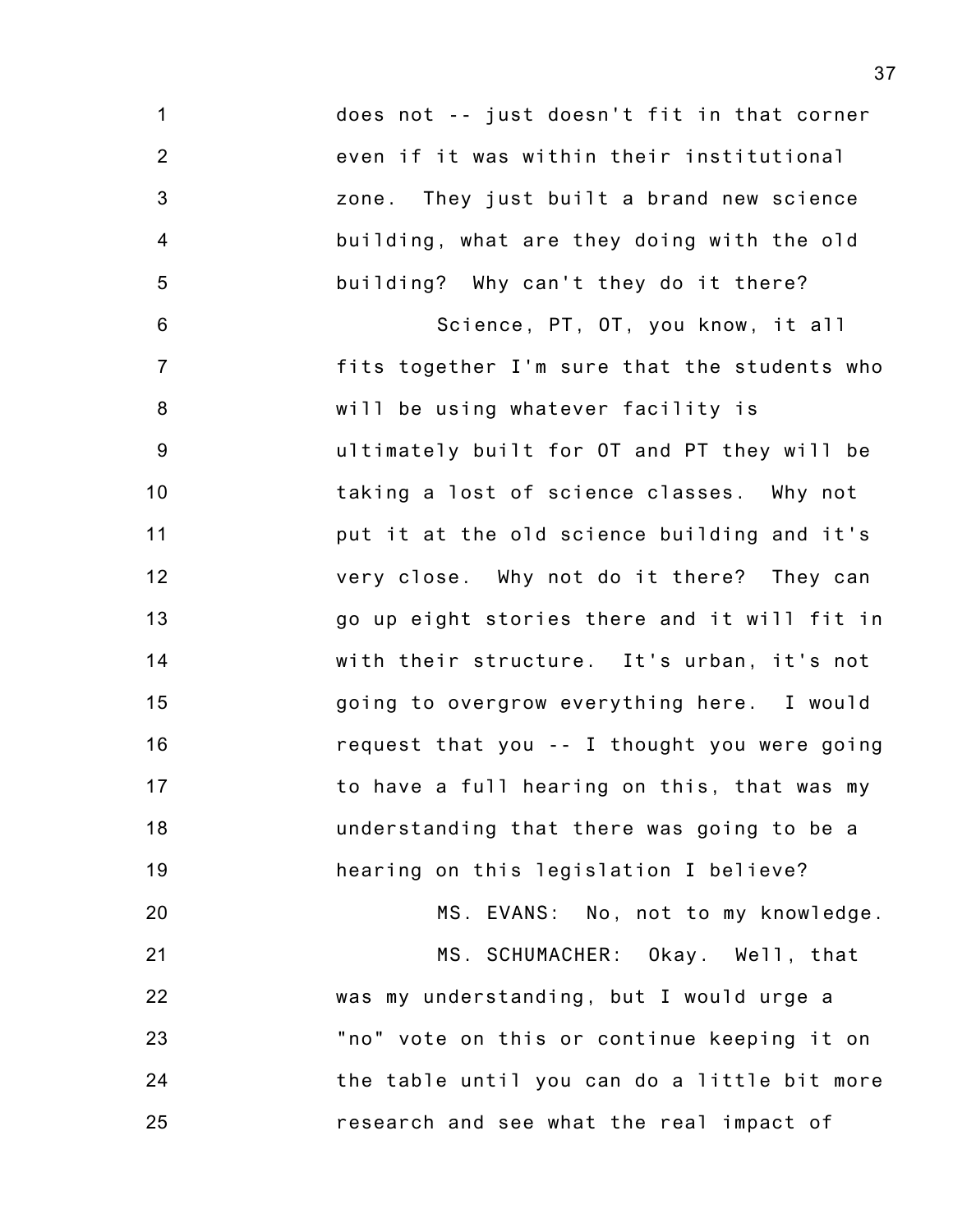does not -- just doesn't fit in that corner even if it was within their institutional zone. They just built a brand new science building, what are they doing with the old building? Why can't they do it there?

Science, PT, OT, you know, it all fits together I'm sure that the students who will be using whatever facility is ultimately built for OT and PT they will be taking a lost of science classes. Why not put it at the old science building and it's very close. Why not do it there? They can go up eight stories there and it will fit in with their structure. It's urban, it's not going to overgrow everything here. I would request that you -- I thought you were going to have a full hearing on this, that was my understanding that there was going to be a hearing on this legislation I believe?

MS. EVANS: No, not to my knowledge.

MS. SCHUMACHER: Okay. Well, that was my understanding, but I would urge a "no" vote on this or continue keeping it on the table until you can do a little bit more research and see what the real impact of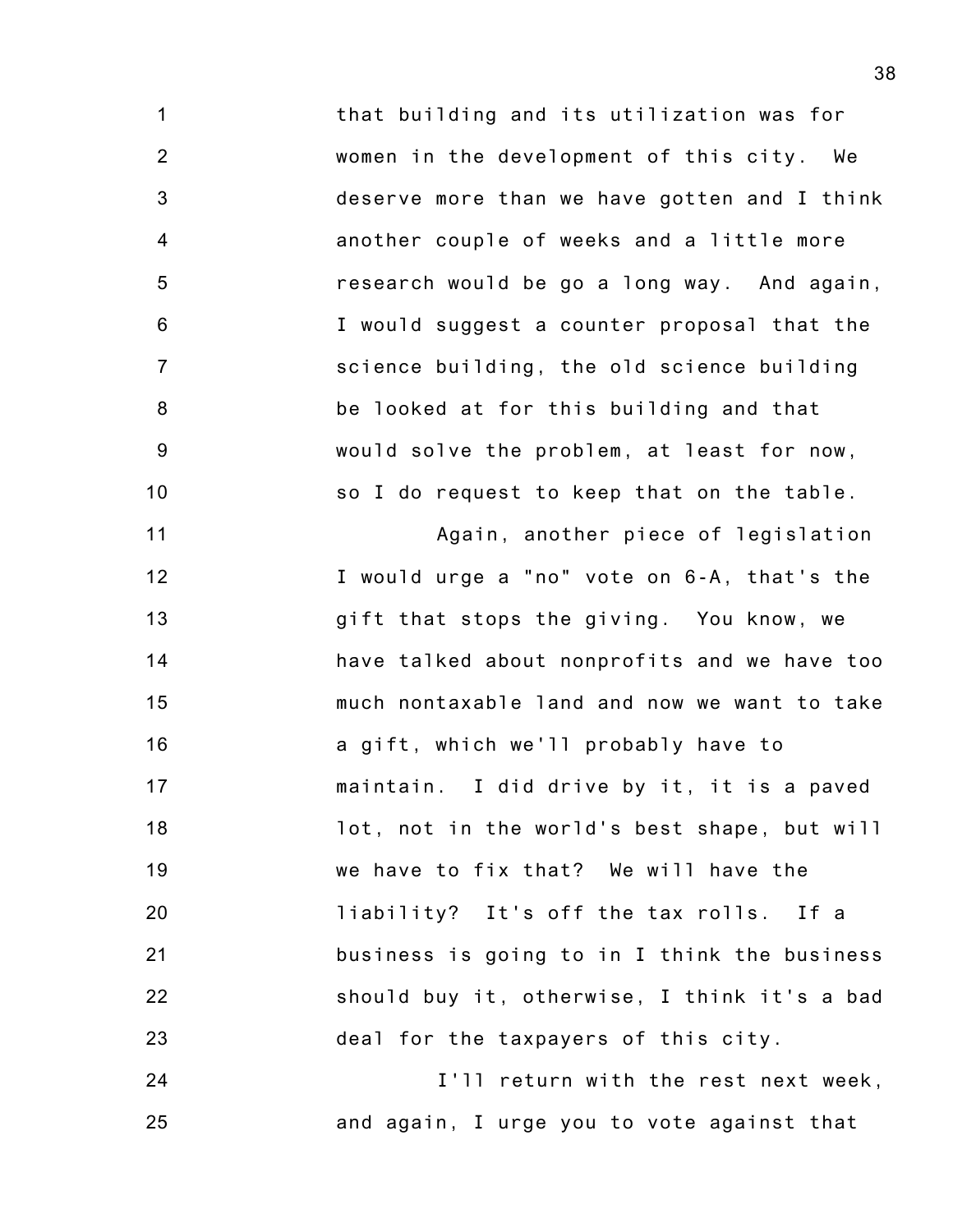that building and its utilization was for women in the development of this city. We deserve more than we have gotten and I think another couple of weeks and a little more research would be go a long way. And again, I would suggest a counter proposal that the science building, the old science building be looked at for this building and that would solve the problem, at least for now, so I do request to keep that on the table.

Again, another piece of legislation I would urge a "no" vote on 6-A, that's the gift that stops the giving. You know, we have talked about nonprofits and we have too much nontaxable land and now we want to take a gift, which we'll probably have to maintain. I did drive by it, it is a paved lot, not in the world's best shape, but will we have to fix that? We will have the liability? It's off the tax rolls. If a business is going to in I think the business should buy it, otherwise, I think it's a bad deal for the taxpayers of this city.

I'll return with the rest next week, and again, I urge you to vote against that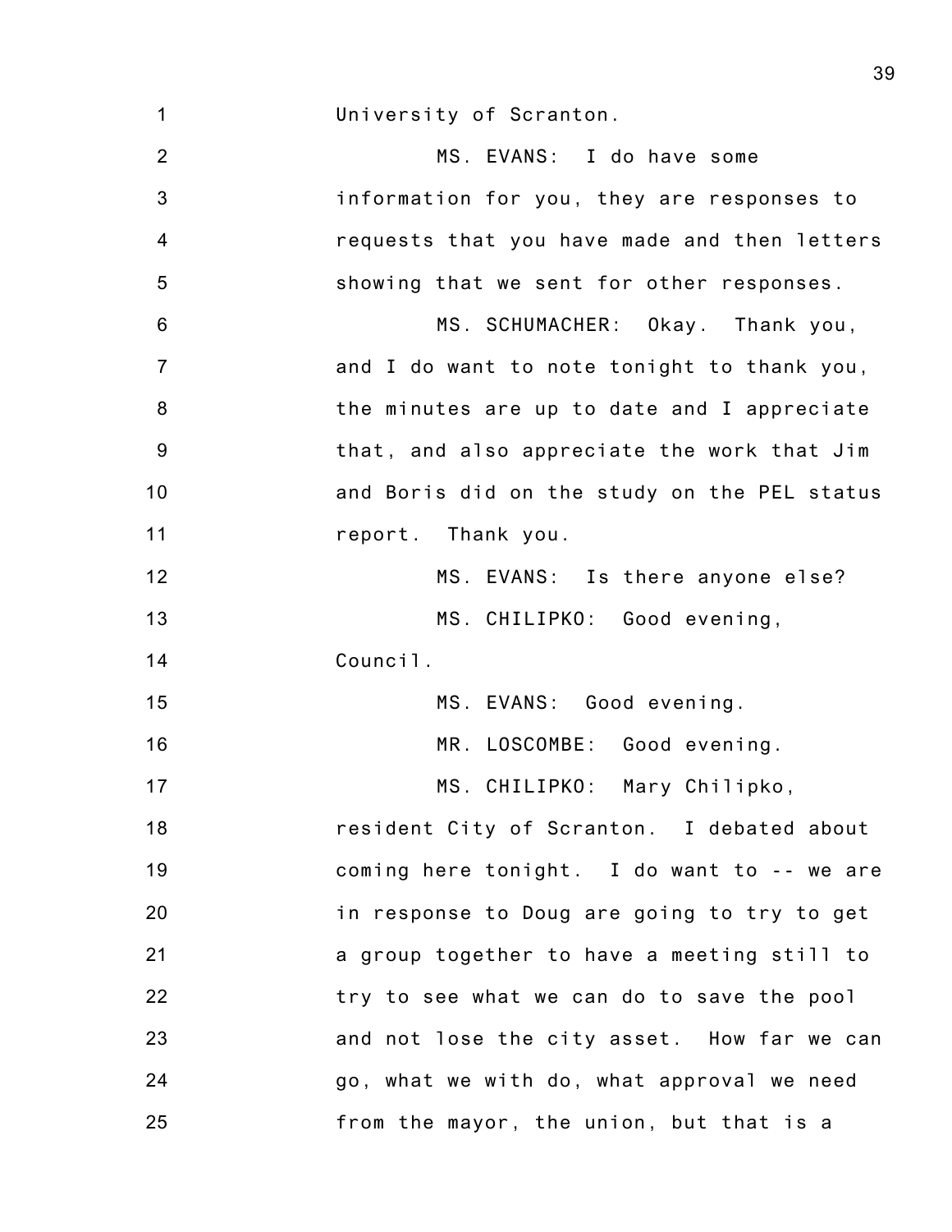University of Scranton.

MS. EVANS: I do have some information for you, they are responses to requests that you have made and then letters showing that we sent for other responses.

MS. SCHUMACHER: Okay. Thank you, and I do want to note tonight to thank you, the minutes are up to date and I appreciate that, and also appreciate the work that Jim and Boris did on the study on the PEL status report. Thank you.

MS. EVANS: Is there anyone else?

MS. CHILIPKO: Good evening, Council.

MS. EVANS: Good evening.

MR. LOSCOMBE: Good evening.

MS. CHILIPKO: Mary Chilipko, resident City of Scranton. I debated about coming here tonight. I do want to -- we are in response to Doug are going to try to get a group together to have a meeting still to try to see what we can do to save the pool and not lose the city asset. How far we can go, what we with do, what approval we need from the mayor, the union, but that is a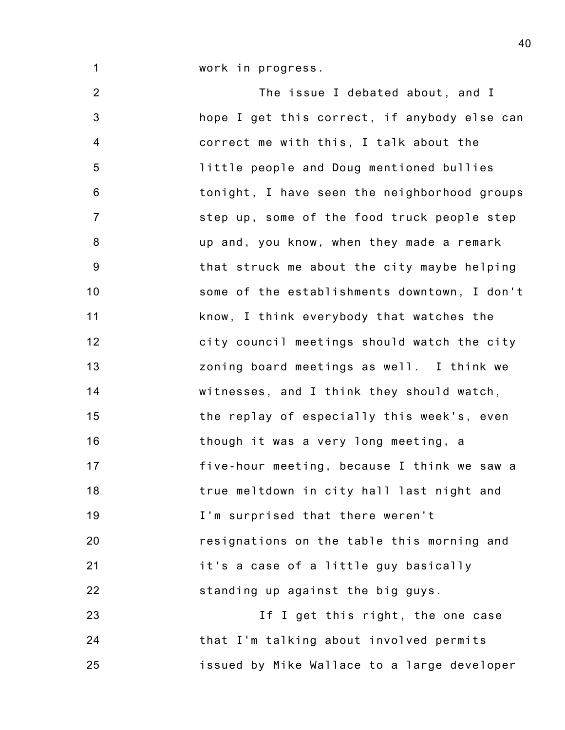work in progress.

The issue I debated about, and I hope I get this correct, if anybody else can correct me with this, I talk about the little people and Doug mentioned bullies tonight, I have seen the neighborhood groups step up, some of the food truck people step up and, you know, when they made a remark that struck me about the city maybe helping some of the establishments downtown, I don't know, I think everybody that watches the city council meetings should watch the city zoning board meetings as well. I think we witnesses, and I think they should watch, the replay of especially this week's, even though it was a very long meeting, a five-hour meeting, because I think we saw a true meltdown in city hall last night and I'm surprised that there weren't resignations on the table this morning and it's a case of a little guy basically standing up against the big guys.

If I get this right, the one case that I'm talking about involved permits issued by Mike Wallace to a large developer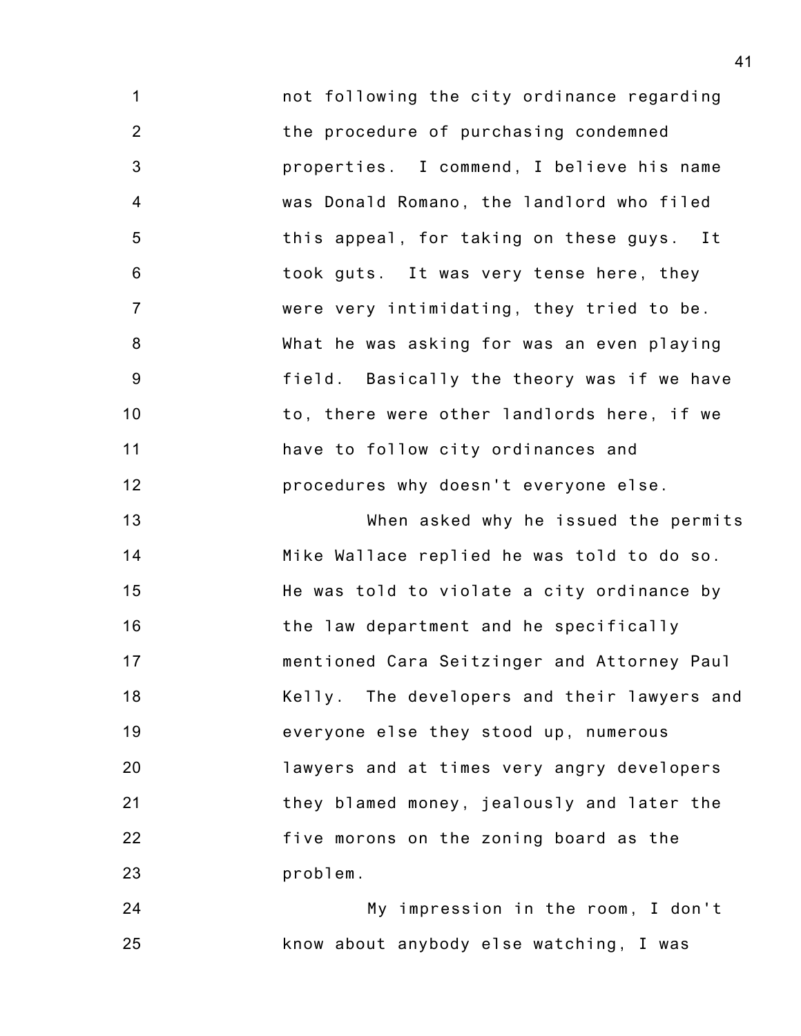not following the city ordinance regarding the procedure of purchasing condemned properties. I commend, I believe his name was Donald Romano, the landlord who filed this appeal, for taking on these guys. It took guts. It was very tense here, they were very intimidating, they tried to be. What he was asking for was an even playing field. Basically the theory was if we have to, there were other landlords here, if we have to follow city ordinances and procedures why doesn't everyone else.

When asked why he issued the permits Mike Wallace replied he was told to do so. He was told to violate a city ordinance by the law department and he specifically mentioned Cara Seitzinger and Attorney Paul Kelly. The developers and their lawyers and everyone else they stood up, numerous lawyers and at times very angry developers they blamed money, jealously and later the five morons on the zoning board as the problem.

My impression in the room, I don't know about anybody else watching, I was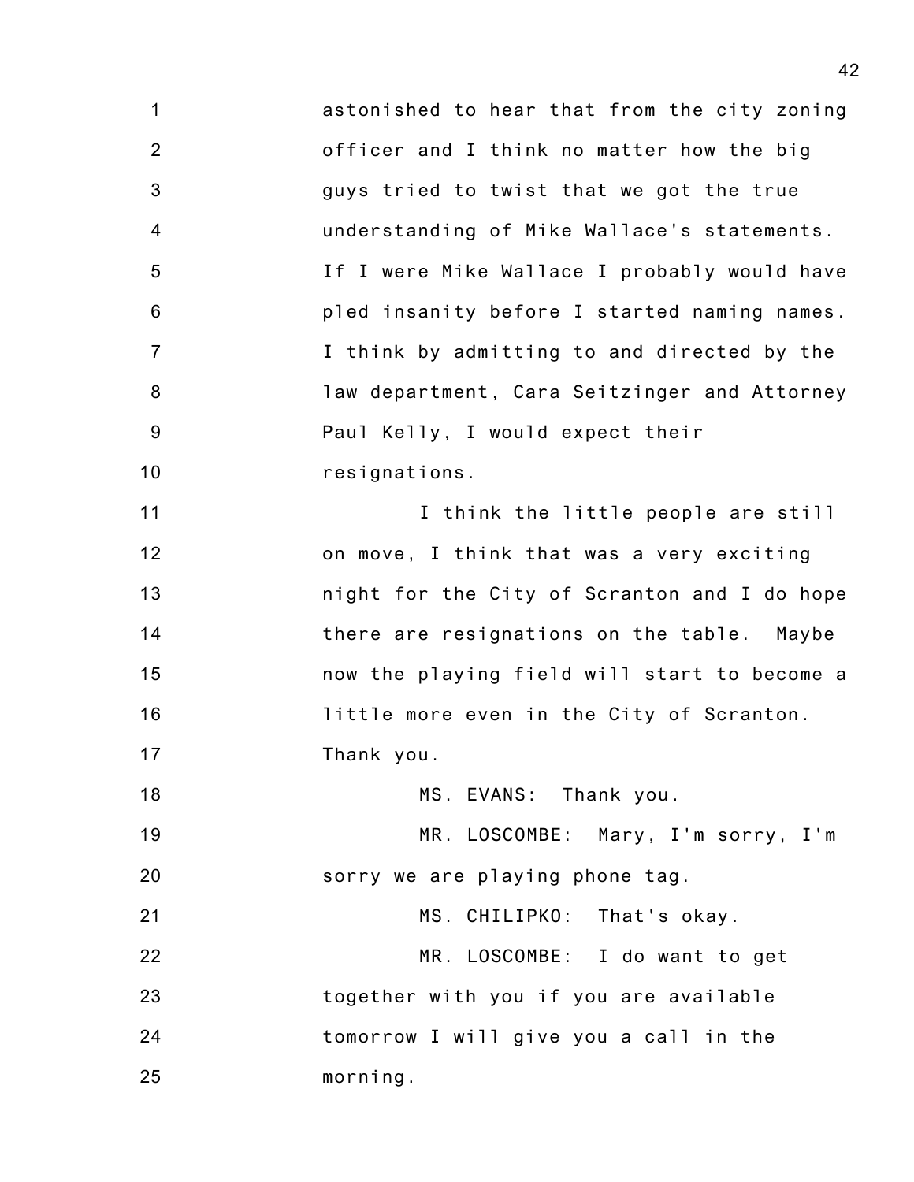astonished to hear that from the city zoning officer and I think no matter how the big guys tried to twist that we got the true understanding of Mike Wallace's statements. If I were Mike Wallace I probably would have pled insanity before I started naming names. I think by admitting to and directed by the law department, Cara Seitzinger and Attorney Paul Kelly, I would expect their resignations.

I think the little people are still on move, I think that was a very exciting night for the City of Scranton and I do hope there are resignations on the table. Maybe now the playing field will start to become a little more even in the City of Scranton. Thank you.

MS. EVANS: Thank you.

MR. LOSCOMBE: Mary, I'm sorry, I'm sorry we are playing phone tag.

MS. CHILIPKO: That's okay.

MR. LOSCOMBE: I do want to get together with you if you are available tomorrow I will give you a call in the morning.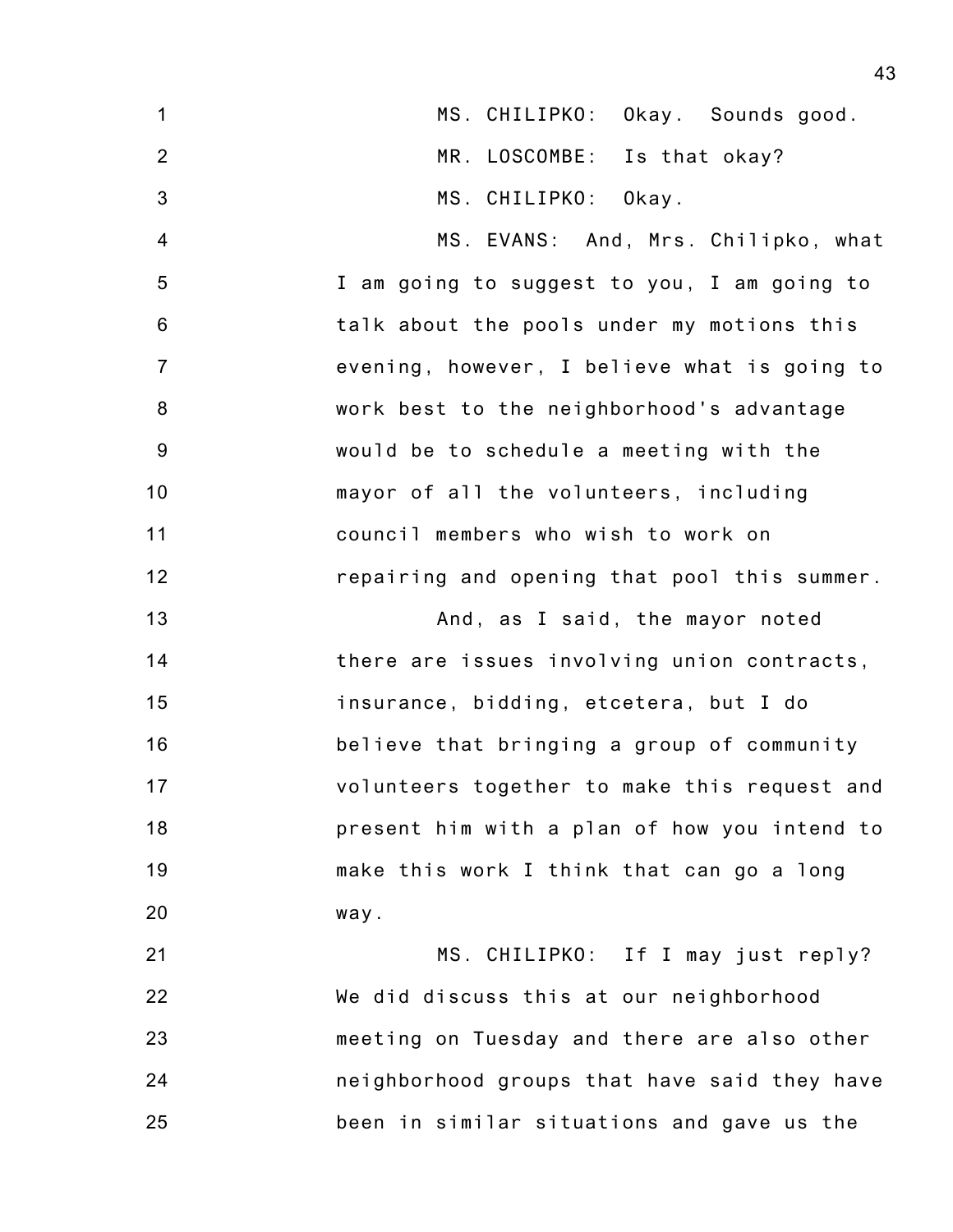MS. CHILIPKO: Okay. Sounds good.

MR. LOSCOMBE: Is that okay?

MS. CHILIPKO: Okay.

MS. EVANS: And, Mrs. Chilipko, what I am going to suggest to you, I am going to talk about the pools under my motions this evening, however, I believe what is going to work best to the neighborhood's advantage would be to schedule a meeting with the mayor of all the volunteers, including council members who wish to work on repairing and opening that pool this summer.

And, as I said, the mayor noted there are issues involving union contracts, insurance, bidding, etcetera, but I do believe that bringing a group of community volunteers together to make this request and present him with a plan of how you intend to make this work I think that can go a long way.

MS. CHILIPKO: If I may just reply? We did discuss this at our neighborhood meeting on Tuesday and there are also other neighborhood groups that have said they have been in similar situations and gave us the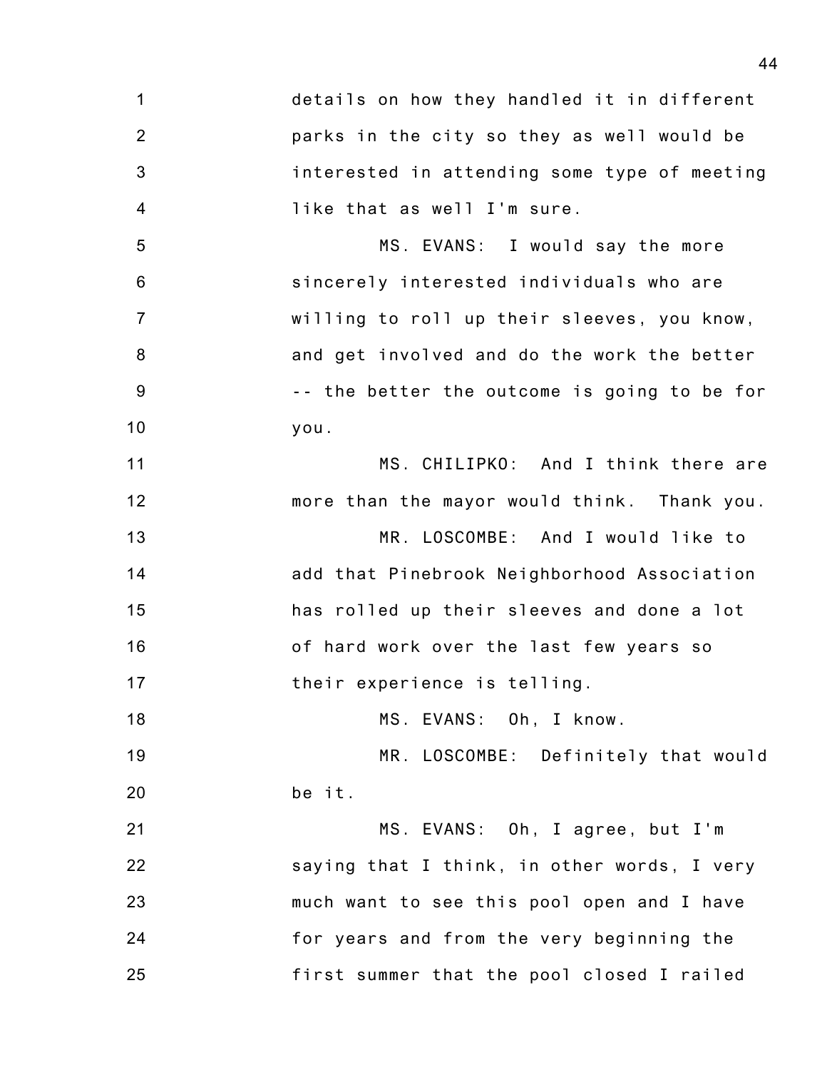details on how they handled it in different parks in the city so they as well would be interested in attending some type of meeting like that as well I'm sure.

MS. EVANS: I would say the more sincerely interested individuals who are willing to roll up their sleeves, you know, and get involved and do the work the better -- the better the outcome is going to be for you.

MS. CHILIPKO: And I think there are more than the mayor would think. Thank you.

MR. LOSCOMBE: And I would like to add that Pinebrook Neighborhood Association has rolled up their sleeves and done a lot of hard work over the last few years so their experience is telling.

MS. EVANS: Oh, I know.

MR. LOSCOMBE: Definitely that would be it.

MS. EVANS: Oh, I agree, but I'm saying that I think, in other words, I very much want to see this pool open and I have for years and from the very beginning the first summer that the pool closed I railed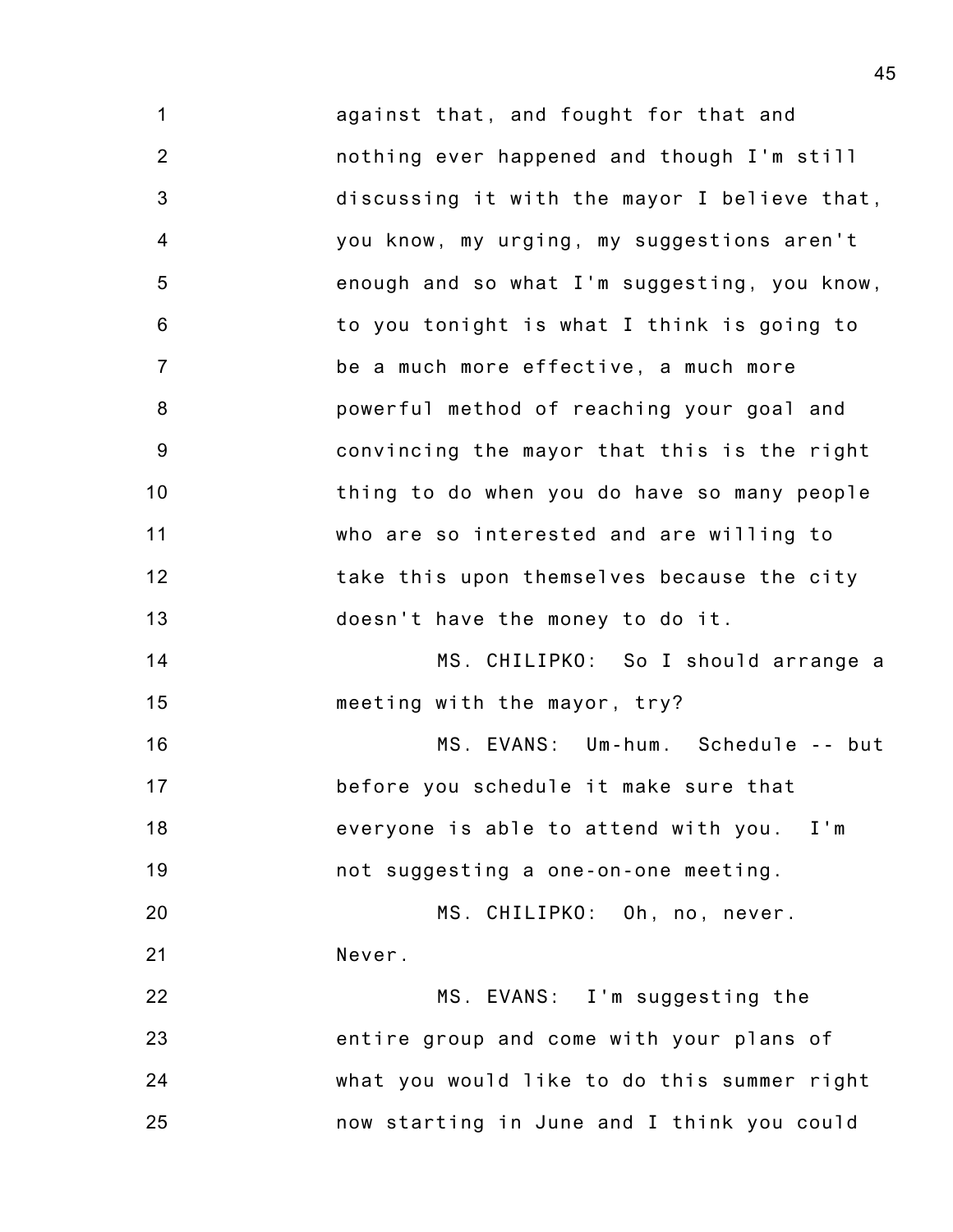against that, and fought for that and nothing ever happened and though I'm still discussing it with the mayor I believe that, you know, my urging, my suggestions aren't enough and so what I'm suggesting, you know, to you tonight is what I think is going to be a much more effective, a much more powerful method of reaching your goal and convincing the mayor that this is the right thing to do when you do have so many people who are so interested and are willing to take this upon themselves because the city doesn't have the money to do it.

MS. CHILIPKO: So I should arrange a meeting with the mayor, try?

MS. EVANS: Um-hum. Schedule -- but before you schedule it make sure that everyone is able to attend with you. I'm not suggesting a one-on-one meeting.

MS. CHILIPKO: Oh, no, never. Never.

MS. EVANS: I'm suggesting the entire group and come with your plans of what you would like to do this summer right now starting in June and I think you could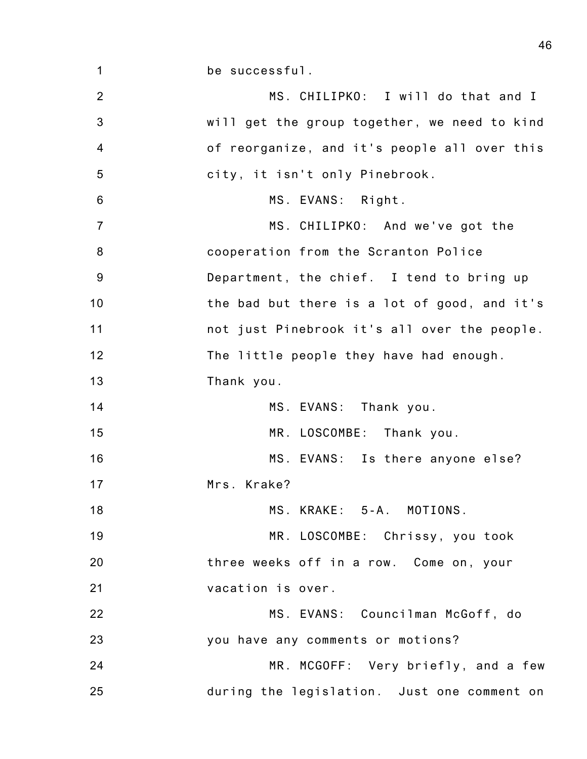be successful.

MS. CHILIPKO: I will do that and I will get the group together, we need to kind of reorganize, and it's people all over this city, it isn't only Pinebrook.

MS. EVANS: Right.

MS. CHILIPKO: And we've got the cooperation from the Scranton Police Department, the chief. I tend to bring up the bad but there is a lot of good, and it's not just Pinebrook it's all over the people. The little people they have had enough. Thank you.

MS. EVANS: Thank you.

MR. LOSCOMBE: Thank you.

MS. EVANS: Is there anyone else? Mrs. Krake?

MS. KRAKE: 5-A. MOTIONS.

MR. LOSCOMBE: Chrissy, you took three weeks off in a row. Come on, your vacation is over.

MS. EVANS: Councilman McGoff, do you have any comments or motions?

MR. MCGOFF: Very briefly, and a few during the legislation. Just one comment on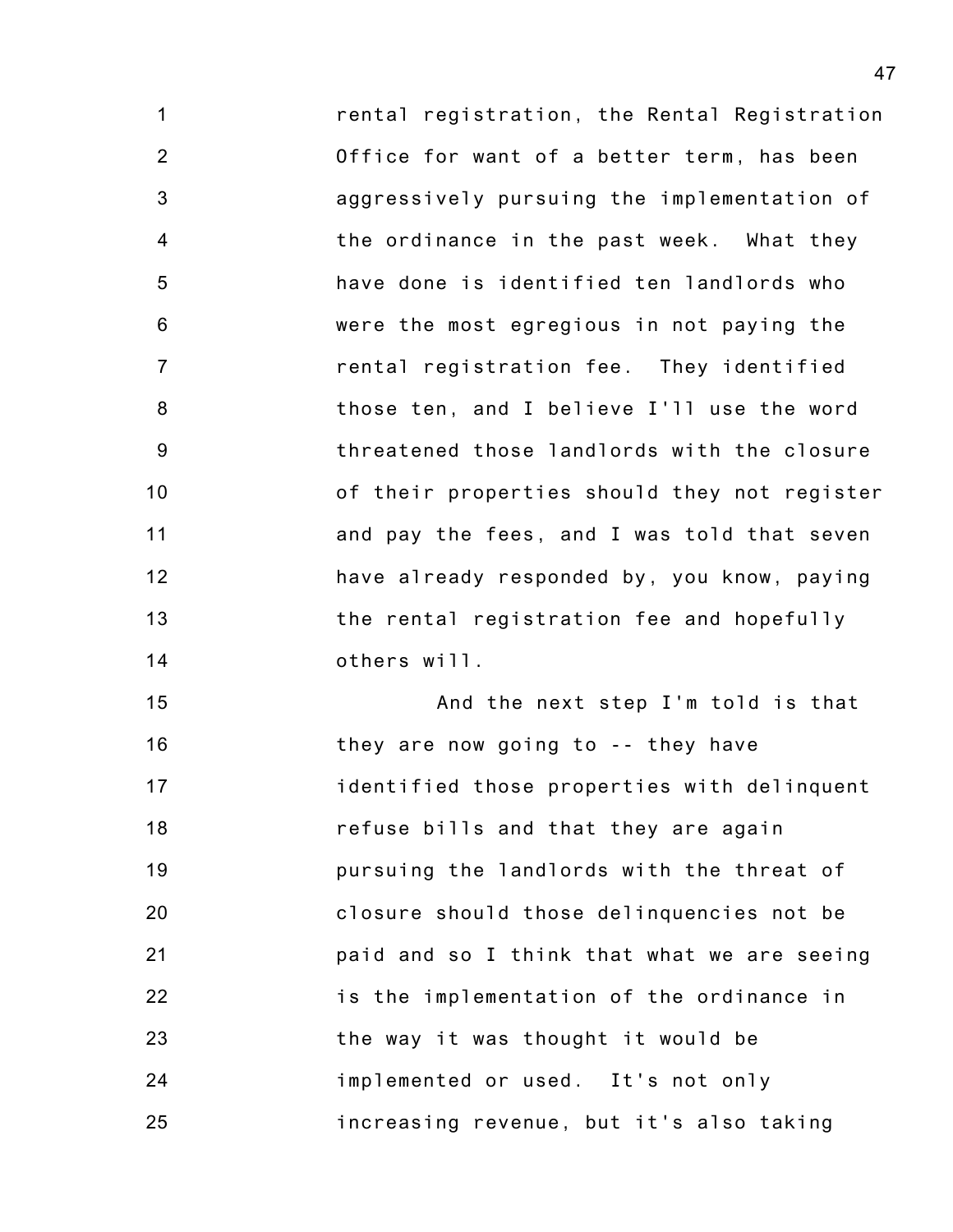rental registration, the Rental Registration Office for want of a better term, has been aggressively pursuing the implementation of the ordinance in the past week. What they have done is identified ten landlords who were the most egregious in not paying the rental registration fee. They identified those ten, and I believe I'll use the word threatened those landlords with the closure of their properties should they not register and pay the fees, and I was told that seven have already responded by, you know, paying the rental registration fee and hopefully others will.

And the next step I'm told is that they are now going to -- they have identified those properties with delinquent refuse bills and that they are again pursuing the landlords with the threat of closure should those delinquencies not be paid and so I think that what we are seeing is the implementation of the ordinance in the way it was thought it would be implemented or used. It's not only increasing revenue, but it's also taking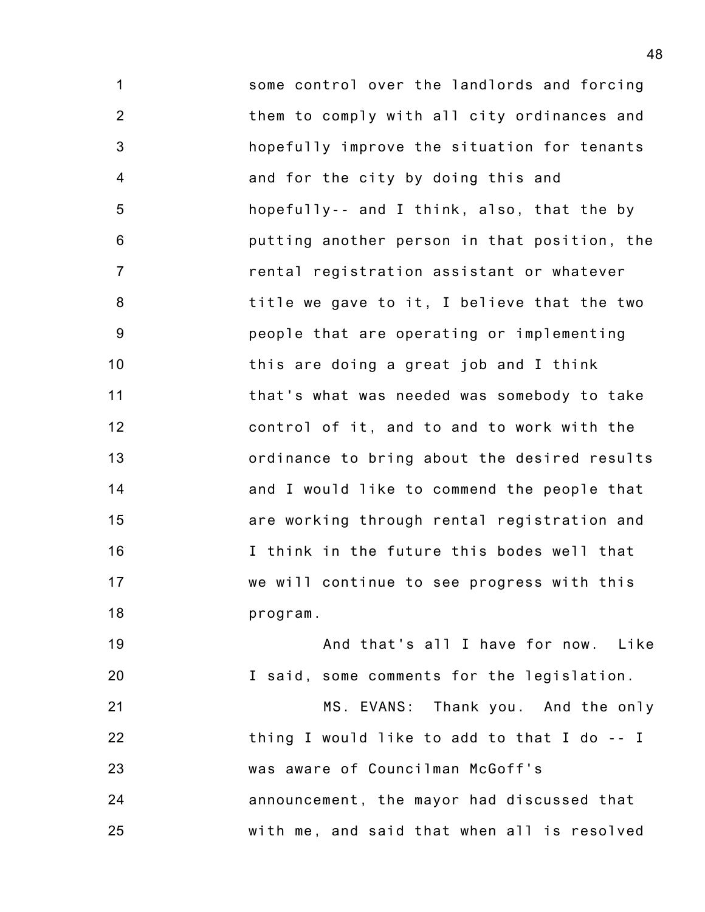some control over the landlords and forcing them to comply with all city ordinances and hopefully improve the situation for tenants and for the city by doing this and hopefully-- and I think, also, that the by putting another person in that position, the rental registration assistant or whatever title we gave to it, I believe that the two people that are operating or implementing this are doing a great job and I think that's what was needed was somebody to take control of it, and to and to work with the ordinance to bring about the desired results and I would like to commend the people that are working through rental registration and I think in the future this bodes well that we will continue to see progress with this program.

And that's all I have for now. Like I said, some comments for the legislation.

MS. EVANS: Thank you. And the only thing I would like to add to that I do -- I was aware of Councilman McGoff's announcement, the mayor had discussed that with me, and said that when all is resolved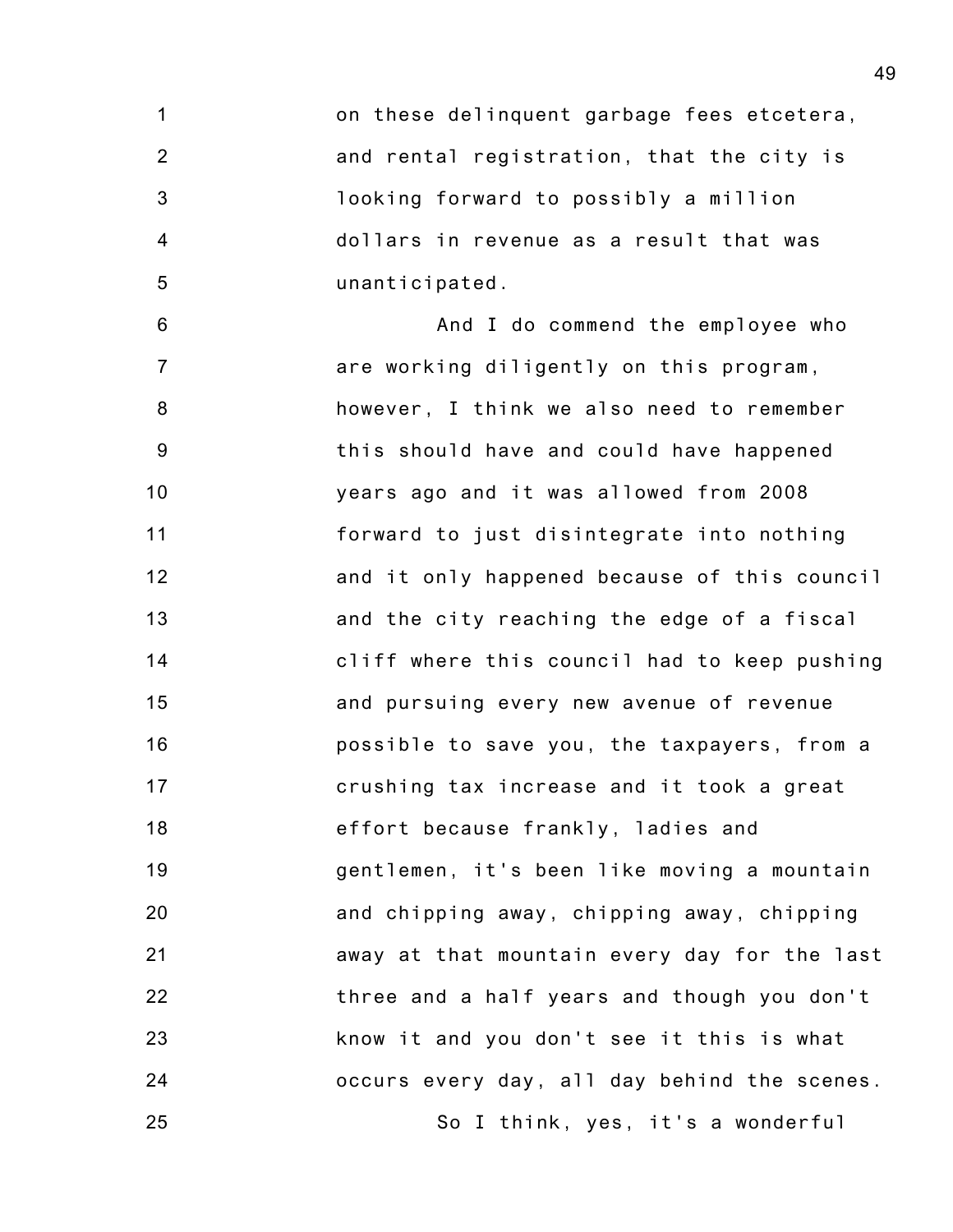on these delinquent garbage fees etcetera, and rental registration, that the city is looking forward to possibly a million dollars in revenue as a result that was unanticipated.

And I do commend the employee who are working diligently on this program, however, I think we also need to remember this should have and could have happened years ago and it was allowed from 2008 forward to just disintegrate into nothing and it only happened because of this council and the city reaching the edge of a fiscal cliff where this council had to keep pushing and pursuing every new avenue of revenue possible to save you, the taxpayers, from a crushing tax increase and it took a great effort because frankly, ladies and gentlemen, it's been like moving a mountain and chipping away, chipping away, chipping away at that mountain every day for the last three and a half years and though you don't know it and you don't see it this is what occurs every day, all day behind the scenes.

So I think, yes, it's a wonderful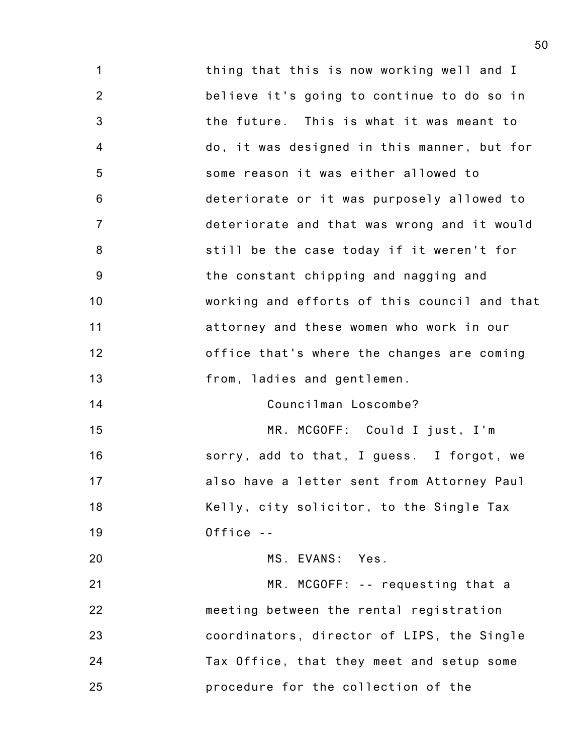thing that this is now working well and I believe it's going to continue to do so in the future. This is what it was meant to do, it was designed in this manner, but for some reason it was either allowed to deteriorate or it was purposely allowed to deteriorate and that was wrong and it would still be the case today if it weren't for the constant chipping and nagging and working and efforts of this council and that attorney and these women who work in our office that's where the changes are coming from, ladies and gentlemen.

Councilman Loscombe?

MR. MCGOFF: Could I just, I'm sorry, add to that, I guess. I forgot, we also have a letter sent from Attorney Paul Kelly, city solicitor, to the Single Tax Office --

MS. EVANS: Yes.

MR. MCGOFF: -- requesting that a meeting between the rental registration coordinators, director of LIPS, the Single Tax Office, that they meet and setup some procedure for the collection of the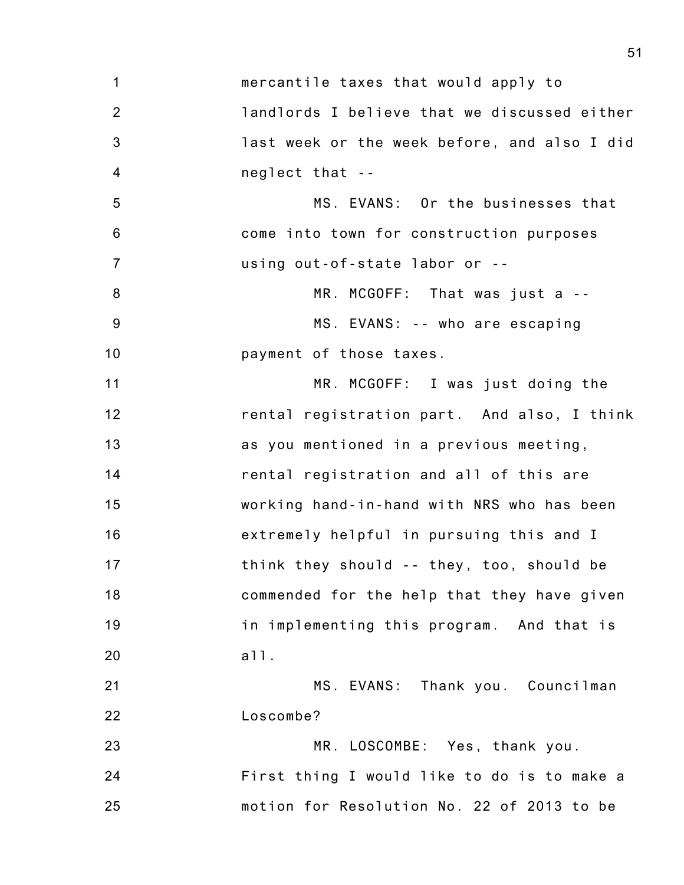mercantile taxes that would apply to landlords I believe that we discussed either last week or the week before, and also I did neglect that --

MS. EVANS: Or the businesses that come into town for construction purposes using out-of-state labor or --

MR. MCGOFF: That was just a --

MS. EVANS: -- who are escaping payment of those taxes.

MR. MCGOFF: I was just doing the rental registration part. And also, I think as you mentioned in a previous meeting, rental registration and all of this are working hand-in-hand with NRS who has been extremely helpful in pursuing this and I think they should -- they, too, should be commended for the help that they have given in implementing this program. And that is all.

MS. EVANS: Thank you. Councilman Loscombe?

MR. LOSCOMBE: Yes, thank you. First thing I would like to do is to make a motion for Resolution No. 22 of 2013 to be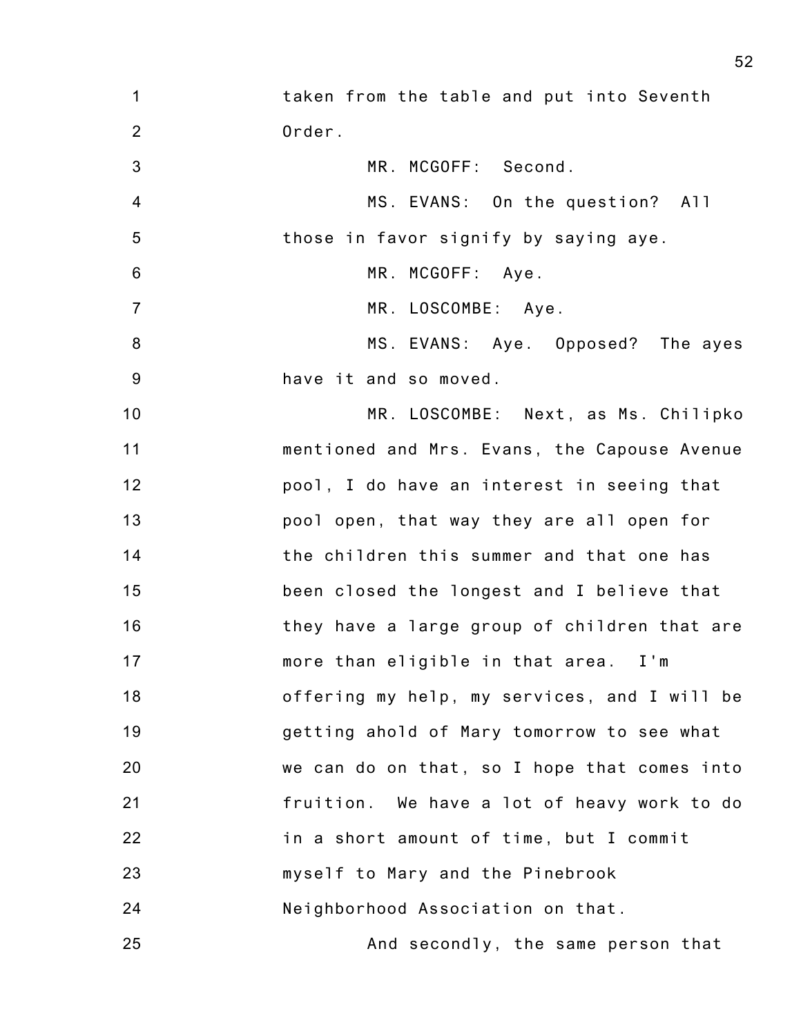taken from the table and put into Seventh Order.

MR. MCGOFF: Second.

MS. EVANS: On the question? All those in favor signify by saying aye.

MR. MCGOFF: Aye.

MR. LOSCOMBE: Aye.

MS. EVANS: Aye. Opposed? The ayes have it and so moved.

MR. LOSCOMBE: Next, as Ms. Chilipko mentioned and Mrs. Evans, the Capouse Avenue pool, I do have an interest in seeing that pool open, that way they are all open for the children this summer and that one has been closed the longest and I believe that they have a large group of children that are more than eligible in that area. I'm offering my help, my services, and I will be getting ahold of Mary tomorrow to see what we can do on that, so I hope that comes into fruition. We have a lot of heavy work to do in a short amount of time, but I commit myself to Mary and the Pinebrook Neighborhood Association on that.

And secondly, the same person that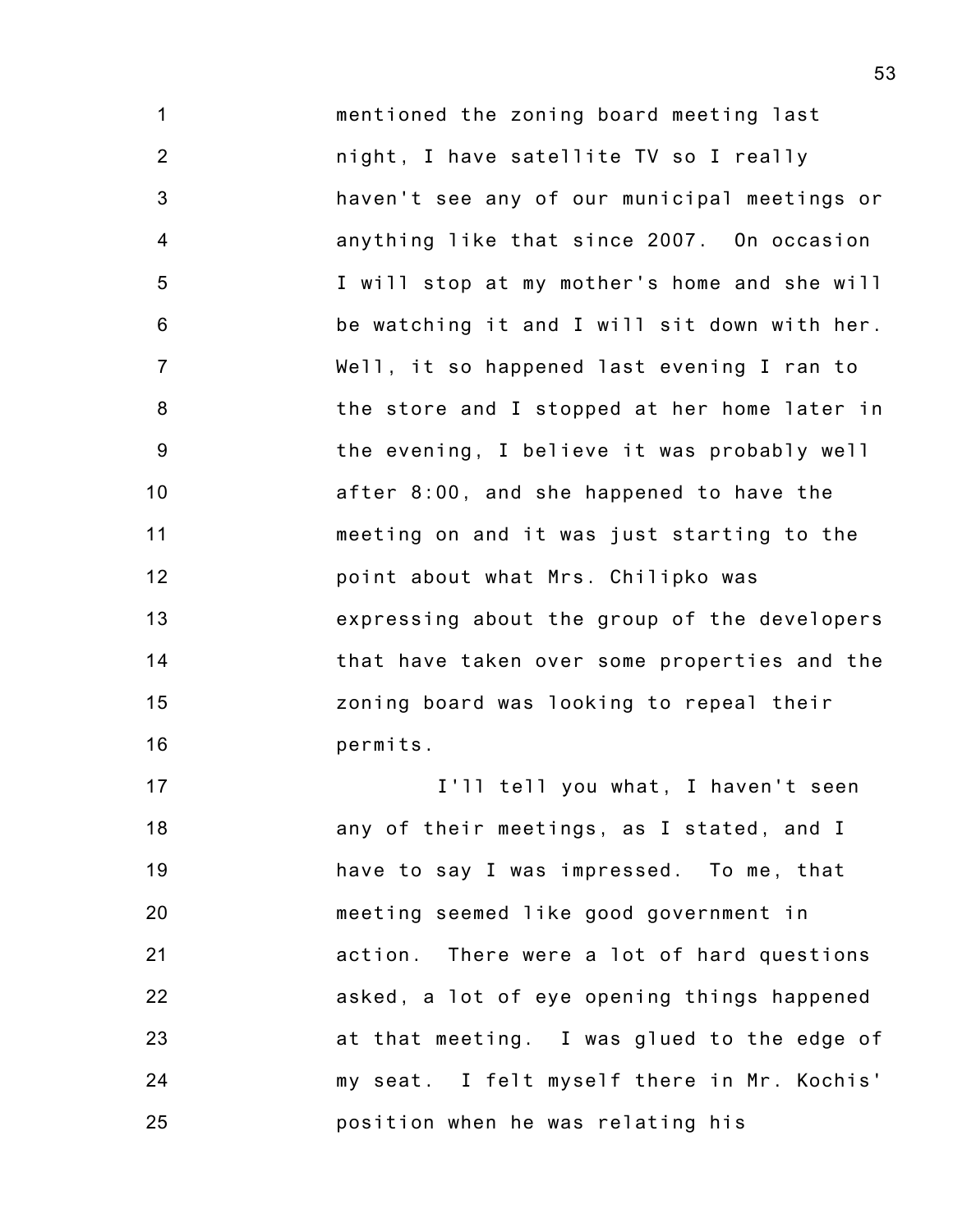mentioned the zoning board meeting last night, I have satellite TV so I really haven't see any of our municipal meetings or anything like that since 2007. On occasion I will stop at my mother's home and she will be watching it and I will sit down with her. Well, it so happened last evening I ran to the store and I stopped at her home later in the evening, I believe it was probably well after 8:00, and she happened to have the meeting on and it was just starting to the point about what Mrs. Chilipko was expressing about the group of the developers that have taken over some properties and the zoning board was looking to repeal their permits.

I'll tell you what, I haven't seen any of their meetings, as I stated, and I have to say I was impressed. To me, that meeting seemed like good government in action. There were a lot of hard questions asked, a lot of eye opening things happened at that meeting. I was glued to the edge of my seat. I felt myself there in Mr. Kochis' position when he was relating his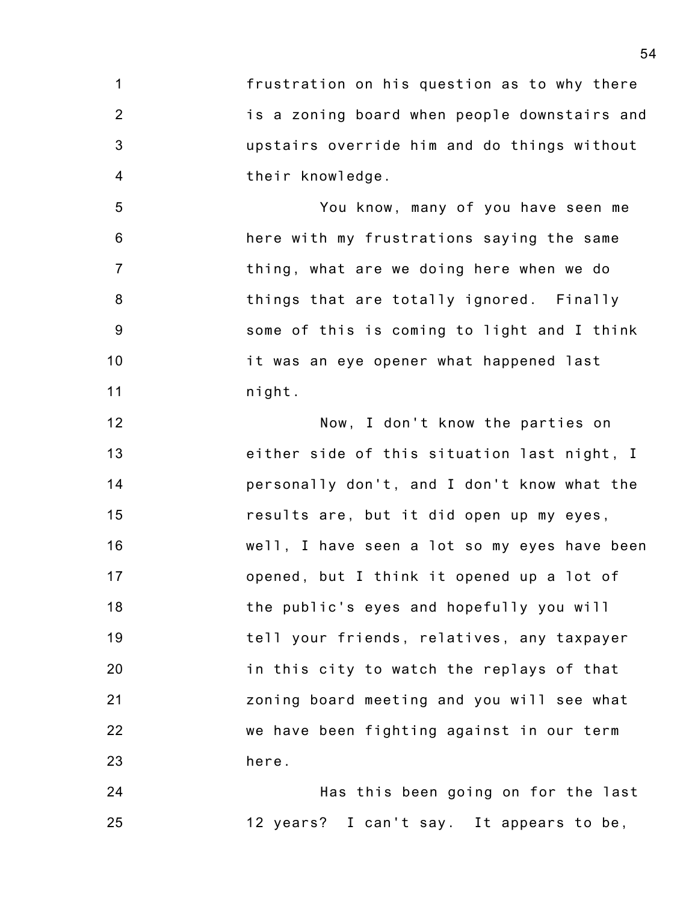frustration on his question as to why there is a zoning board when people downstairs and upstairs override him and do things without their knowledge.

You know, many of you have seen me here with my frustrations saying the same thing, what are we doing here when we do things that are totally ignored. Finally some of this is coming to light and I think it was an eye opener what happened last night.

Now, I don't know the parties on either side of this situation last night, I personally don't, and I don't know what the results are, but it did open up my eyes, well, I have seen a lot so my eyes have been opened, but I think it opened up a lot of the public's eyes and hopefully you will tell your friends, relatives, any taxpayer in this city to watch the replays of that zoning board meeting and you will see what we have been fighting against in our term here.

Has this been going on for the last 12 years? I can't say. It appears to be,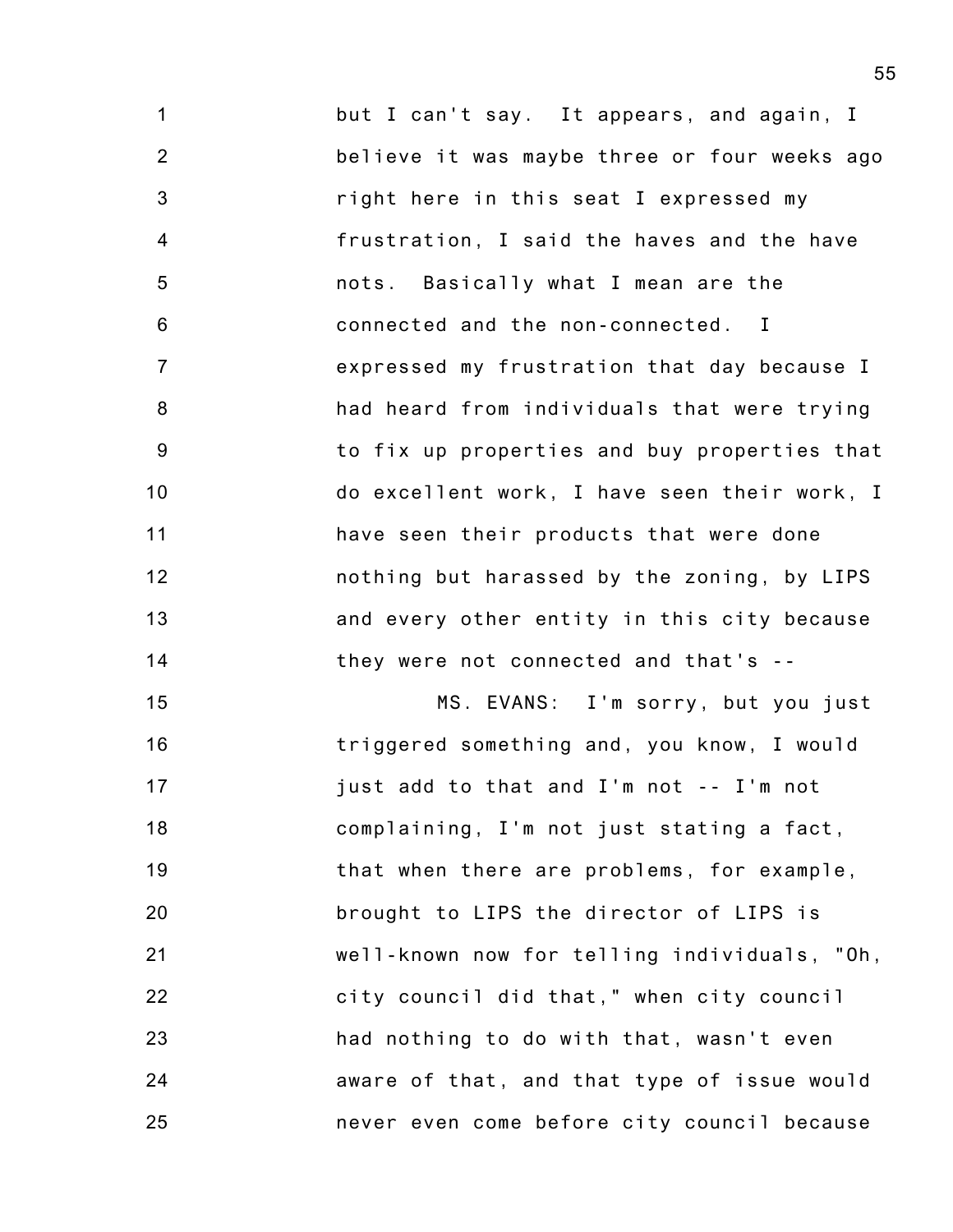but I can't say. It appears, and again, I believe it was maybe three or four weeks ago right here in this seat I expressed my frustration, I said the haves and the have nots. Basically what I mean are the connected and the non-connected. I expressed my frustration that day because I had heard from individuals that were trying to fix up properties and buy properties that do excellent work, I have seen their work, I have seen their products that were done nothing but harassed by the zoning, by LIPS and every other entity in this city because they were not connected and that's --

MS. EVANS: I'm sorry, but you just triggered something and, you know, I would just add to that and I'm not -- I'm not complaining, I'm not just stating a fact, that when there are problems, for example, brought to LIPS the director of LIPS is well-known now for telling individuals, "Oh, city council did that," when city council had nothing to do with that, wasn't even aware of that, and that type of issue would never even come before city council because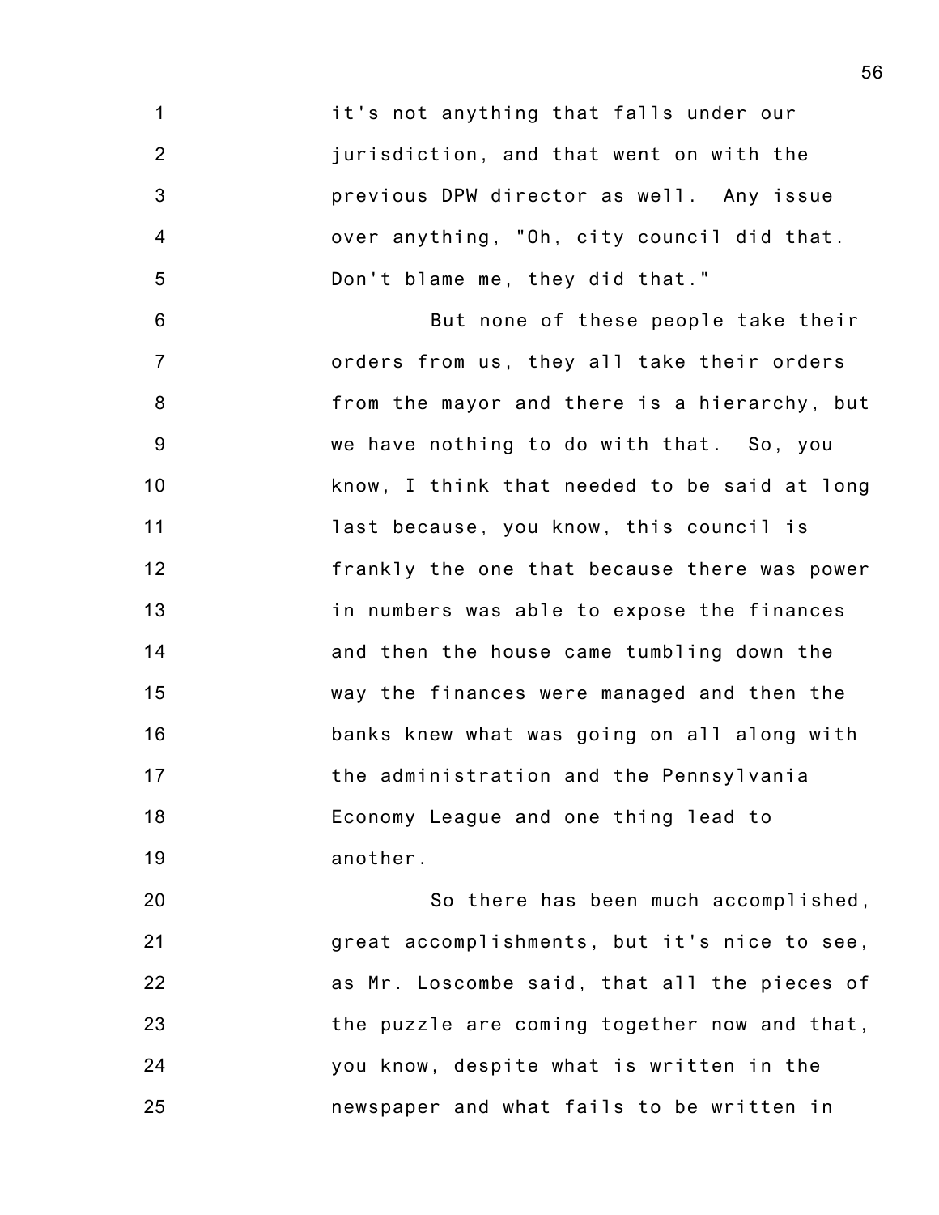it's not anything that falls under our jurisdiction, and that went on with the previous DPW director as well. Any issue over anything, "Oh, city council did that. Don't blame me, they did that."

But none of these people take their orders from us, they all take their orders from the mayor and there is a hierarchy, but we have nothing to do with that. So, you know, I think that needed to be said at long last because, you know, this council is frankly the one that because there was power in numbers was able to expose the finances and then the house came tumbling down the way the finances were managed and then the banks knew what was going on all along with the administration and the Pennsylvania Economy League and one thing lead to another.

So there has been much accomplished, great accomplishments, but it's nice to see, as Mr. Loscombe said, that all the pieces of the puzzle are coming together now and that, you know, despite what is written in the newspaper and what fails to be written in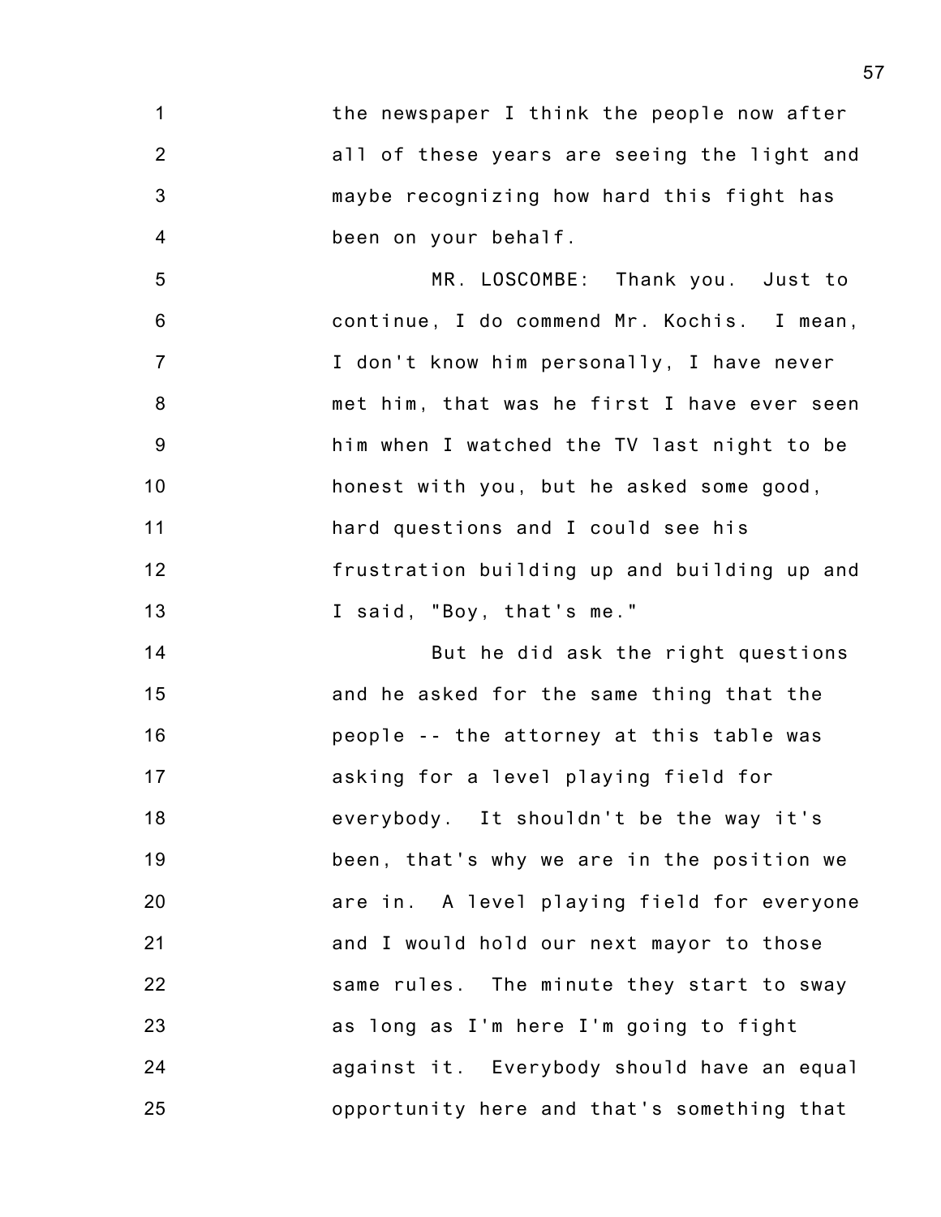the newspaper I think the people now after all of these years are seeing the light and maybe recognizing how hard this fight has been on your behalf.

MR. LOSCOMBE: Thank you. Just to continue, I do commend Mr. Kochis. I mean, I don't know him personally, I have never met him, that was he first I have ever seen him when I watched the TV last night to be honest with you, but he asked some good, hard questions and I could see his frustration building up and building up and I said, "Boy, that's me."

But he did ask the right questions and he asked for the same thing that the people -- the attorney at this table was asking for a level playing field for everybody. It shouldn't be the way it's been, that's why we are in the position we are in. A level playing field for everyone and I would hold our next mayor to those same rules. The minute they start to sway as long as I'm here I'm going to fight against it. Everybody should have an equal opportunity here and that's something that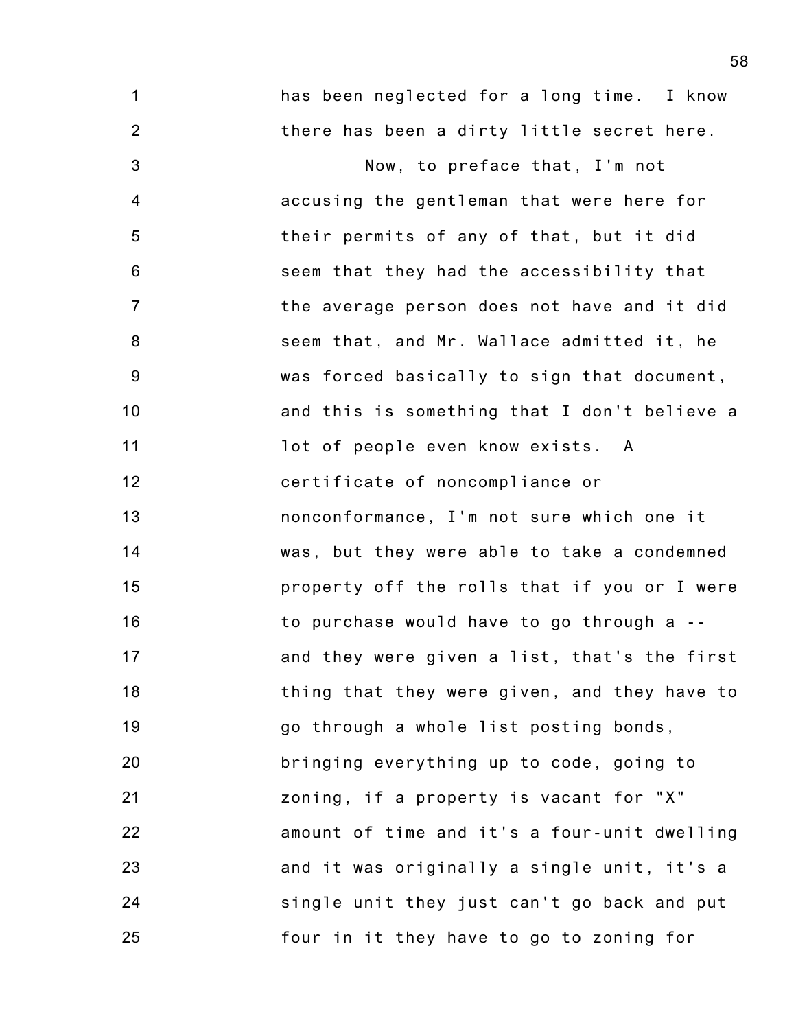has been neglected for a long time. I know there has been a dirty little secret here.

Now, to preface that, I'm not accusing the gentleman that were here for their permits of any of that, but it did seem that they had the accessibility that the average person does not have and it did seem that, and Mr. Wallace admitted it, he was forced basically to sign that document, and this is something that I don't believe a lot of people even know exists. A certificate of noncompliance or nonconformance, I'm not sure which one it was, but they were able to take a condemned property off the rolls that if you or I were to purchase would have to go through a -- and they were given a list, that's the first thing that they were given, and they have to go through a whole list posting bonds, bringing everything up to code, going to zoning, if a property is vacant for "X" amount of time and it's a four-unit dwelling and it was originally a single unit, it's a single unit they just can't go back and put four in it they have to go to zoning for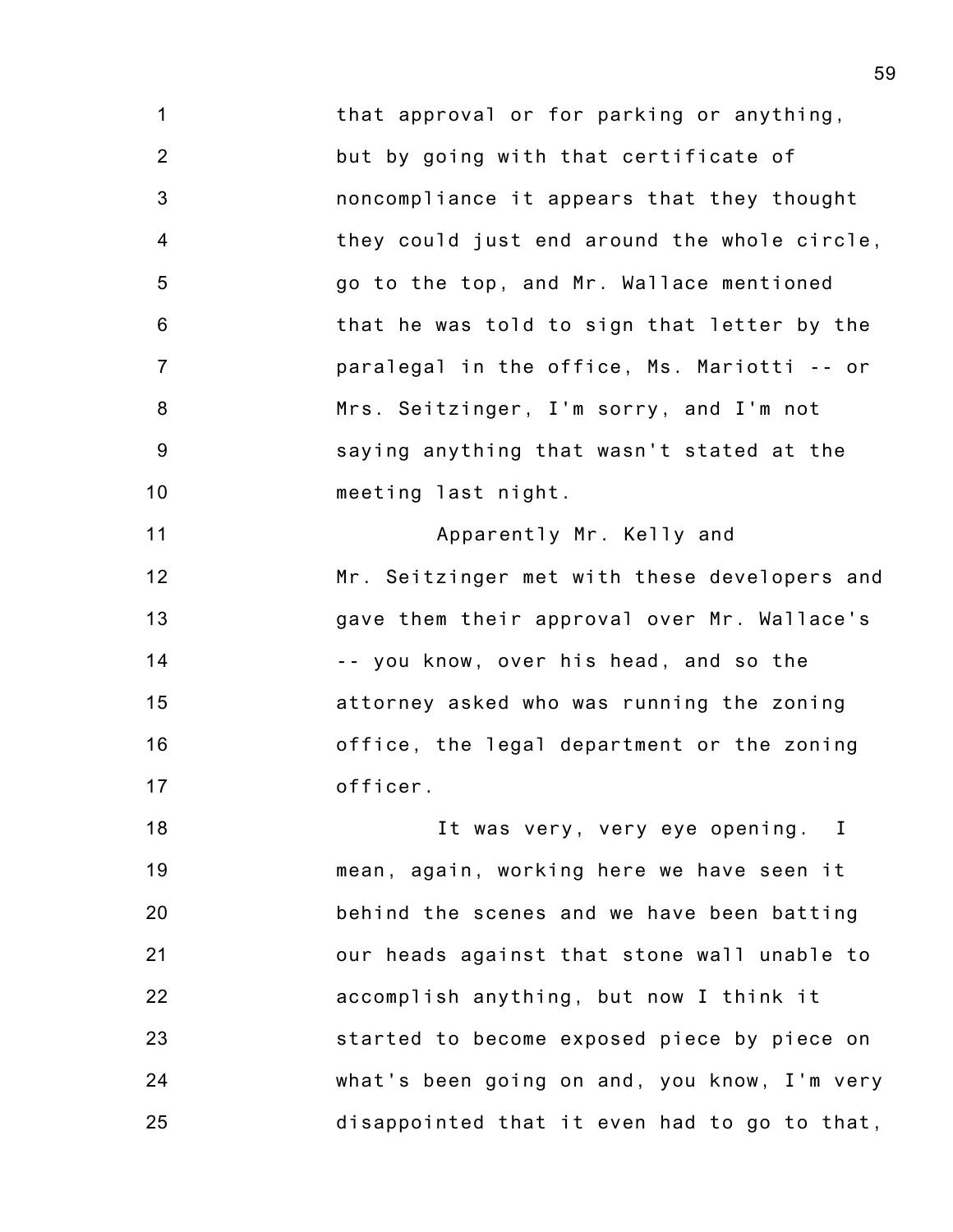that approval or for parking or anything, but by going with that certificate of noncompliance it appears that they thought they could just end around the whole circle, go to the top, and Mr. Wallace mentioned that he was told to sign that letter by the paralegal in the office, Ms. Mariotti -- or Mrs. Seitzinger, I'm sorry, and I'm not saying anything that wasn't stated at the meeting last night.

Apparently Mr. Kelly and Mr. Seitzinger met with these developers and gave them their approval over Mr. Wallace's -- you know, over his head, and so the attorney asked who was running the zoning office, the legal department or the zoning officer.

It was very, very eye opening. I mean, again, working here we have seen it behind the scenes and we have been batting our heads against that stone wall unable to accomplish anything, but now I think it started to become exposed piece by piece on what's been going on and, you know, I'm very disappointed that it even had to go to that,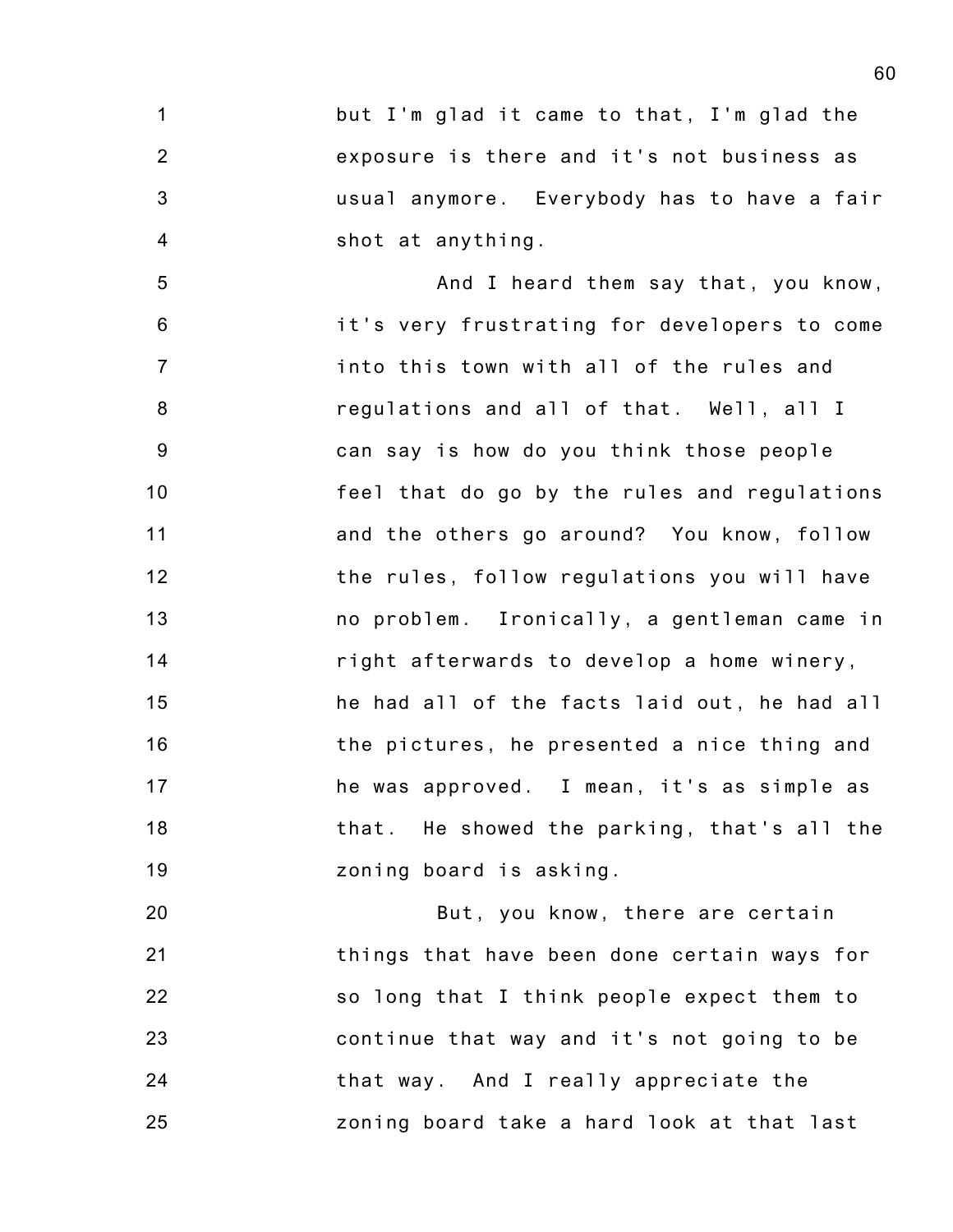but I'm glad it came to that, I'm glad the exposure is there and it's not business as usual anymore. Everybody has to have a fair shot at anything.

And I heard them say that, you know, it's very frustrating for developers to come into this town with all of the rules and regulations and all of that. Well, all I can say is how do you think those people feel that do go by the rules and regulations and the others go around? You know, follow the rules, follow regulations you will have no problem. Ironically, a gentleman came in right afterwards to develop a home winery, he had all of the facts laid out, he had all the pictures, he presented a nice thing and he was approved. I mean, it's as simple as that. He showed the parking, that's all the zoning board is asking.

But, you know, there are certain things that have been done certain ways for so long that I think people expect them to continue that way and it's not going to be that way. And I really appreciate the zoning board take a hard look at that last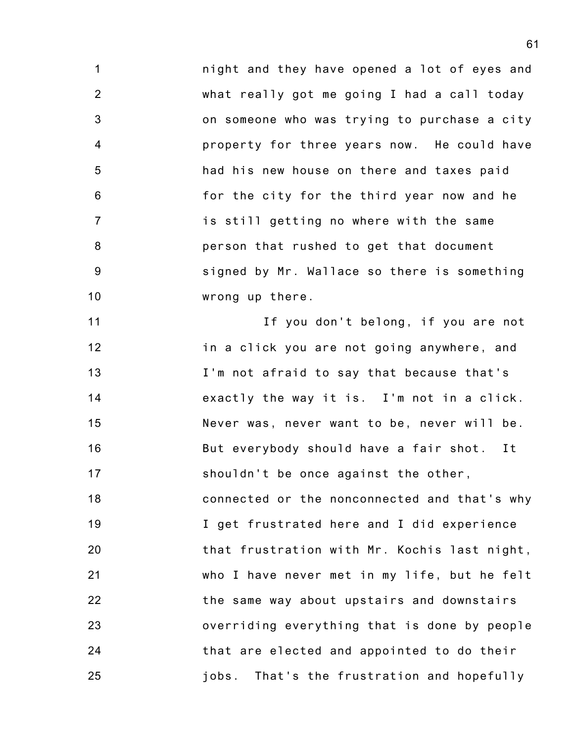night and they have opened a lot of eyes and what really got me going I had a call today on someone who was trying to purchase a city property for three years now. He could have had his new house on there and taxes paid for the city for the third year now and he is still getting no where with the same person that rushed to get that document signed by Mr. Wallace so there is something wrong up there.

If you don't belong, if you are not in a click you are not going anywhere, and I'm not afraid to say that because that's exactly the way it is. I'm not in a click. Never was, never want to be, never will be. But everybody should have a fair shot. It shouldn't be once against the other, connected or the nonconnected and that's why I get frustrated here and I did experience that frustration with Mr. Kochis last night, who I have never met in my life, but he felt the same way about upstairs and downstairs overriding everything that is done by people that are elected and appointed to do their jobs. That's the frustration and hopefully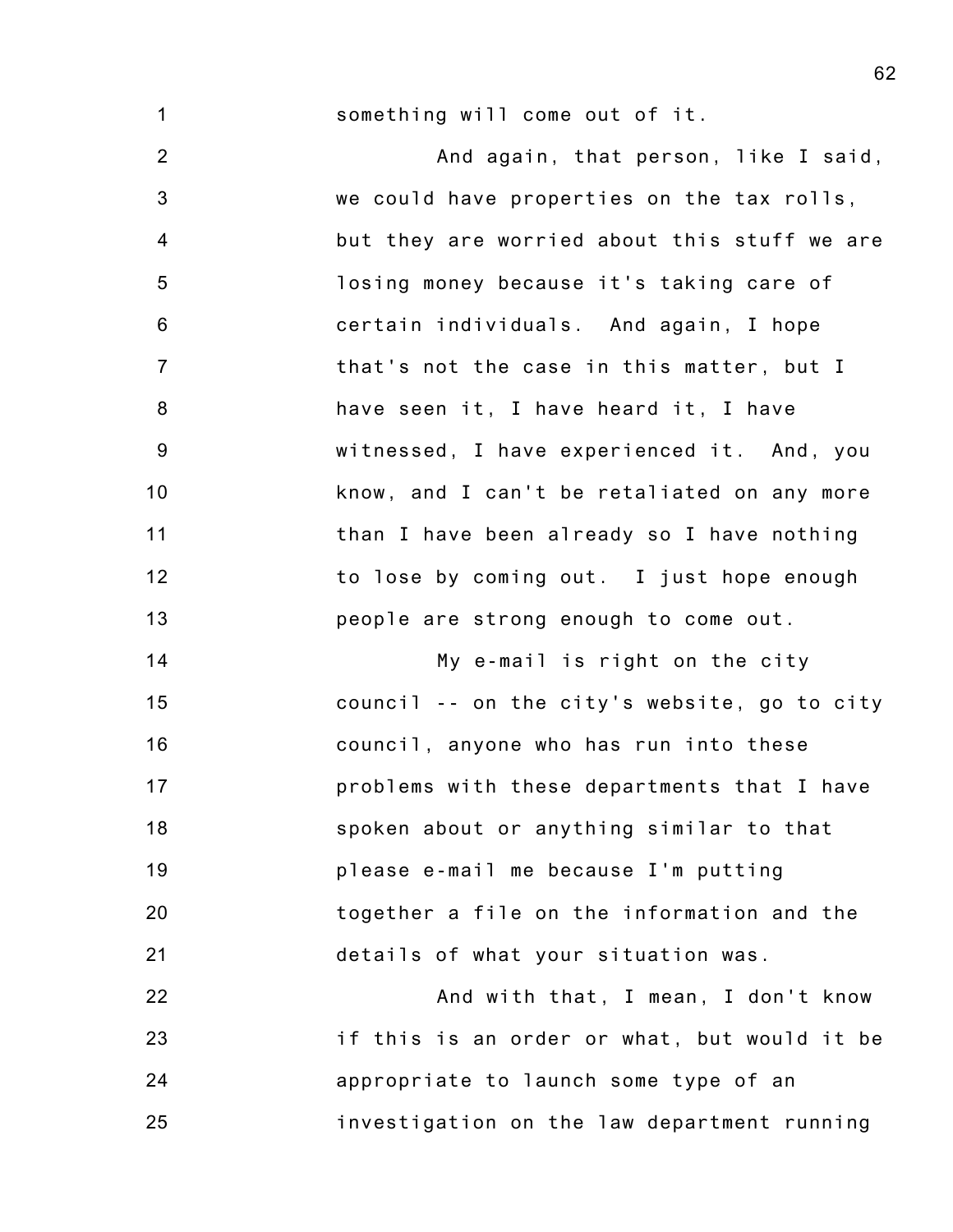something will come out of it.

And again, that person, like I said, we could have properties on the tax rolls, but they are worried about this stuff we are losing money because it's taking care of certain individuals. And again, I hope that's not the case in this matter, but I have seen it, I have heard it, I have witnessed, I have experienced it. And, you know, and I can't be retaliated on any more than I have been already so I have nothing to lose by coming out. I just hope enough people are strong enough to come out.

My e-mail is right on the city council -- on the city's website, go to city council, anyone who has run into these problems with these departments that I have spoken about or anything similar to that please e-mail me because I'm putting together a file on the information and the details of what your situation was.

And with that, I mean, I don't know if this is an order or what, but would it be appropriate to launch some type of an investigation on the law department running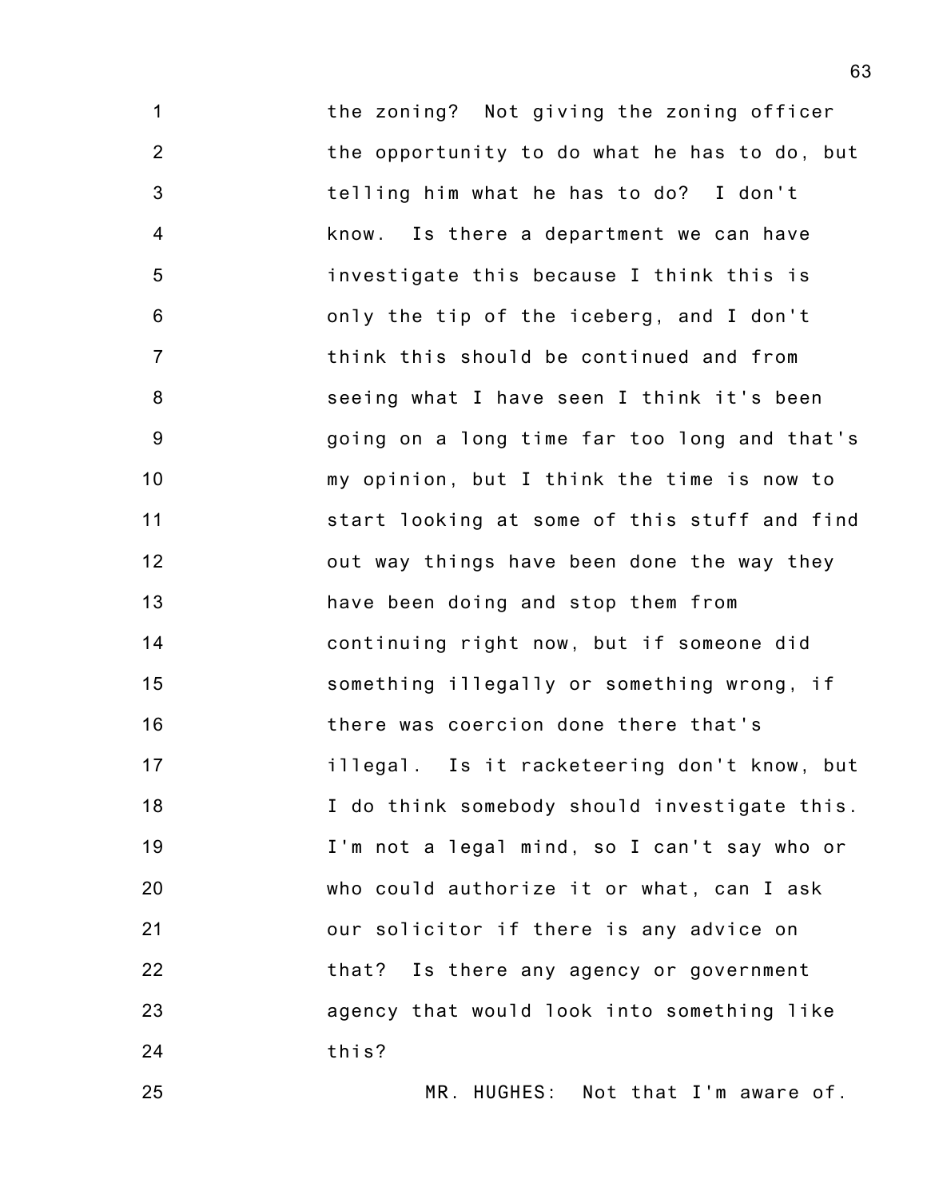the zoning? Not giving the zoning officer the opportunity to do what he has to do, but telling him what he has to do? I don't know. Is there a department we can have investigate this because I think this is only the tip of the iceberg, and I don't think this should be continued and from seeing what I have seen I think it's been going on a long time far too long and that's my opinion, but I think the time is now to start looking at some of this stuff and find out way things have been done the way they have been doing and stop them from continuing right now, but if someone did something illegally or something wrong, if there was coercion done there that's illegal. Is it racketeering don't know, but I do think somebody should investigate this. I'm not a legal mind, so I can't say who or who could authorize it or what, can I ask our solicitor if there is any advice on that? Is there any agency or government agency that would look into something like this?

MR. HUGHES: Not that I'm aware of.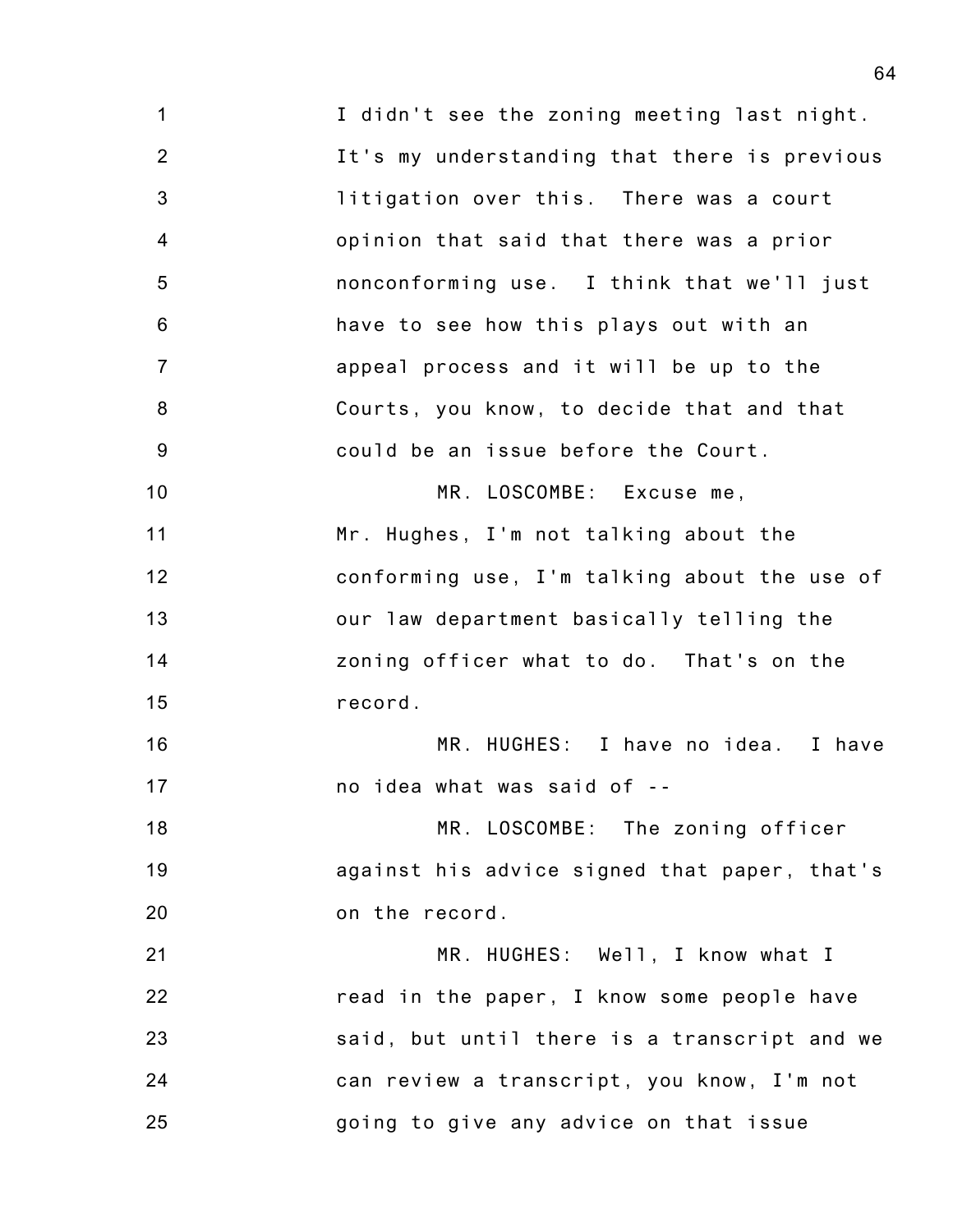I didn't see the zoning meeting last night. It's my understanding that there is previous litigation over this. There was a court opinion that said that there was a prior nonconforming use. I think that we'll just have to see how this plays out with an appeal process and it will be up to the Courts, you know, to decide that and that could be an issue before the Court.

MR. LOSCOMBE: Excuse me, Mr. Hughes, I'm not talking about the conforming use, I'm talking about the use of our law department basically telling the zoning officer what to do. That's on the record.

MR. HUGHES: I have no idea. I have no idea what was said of --

MR. LOSCOMBE: The zoning officer against his advice signed that paper, that's on the record.

MR. HUGHES: Well, I know what I read in the paper, I know some people have said, but until there is a transcript and we can review a transcript, you know, I'm not going to give any advice on that issue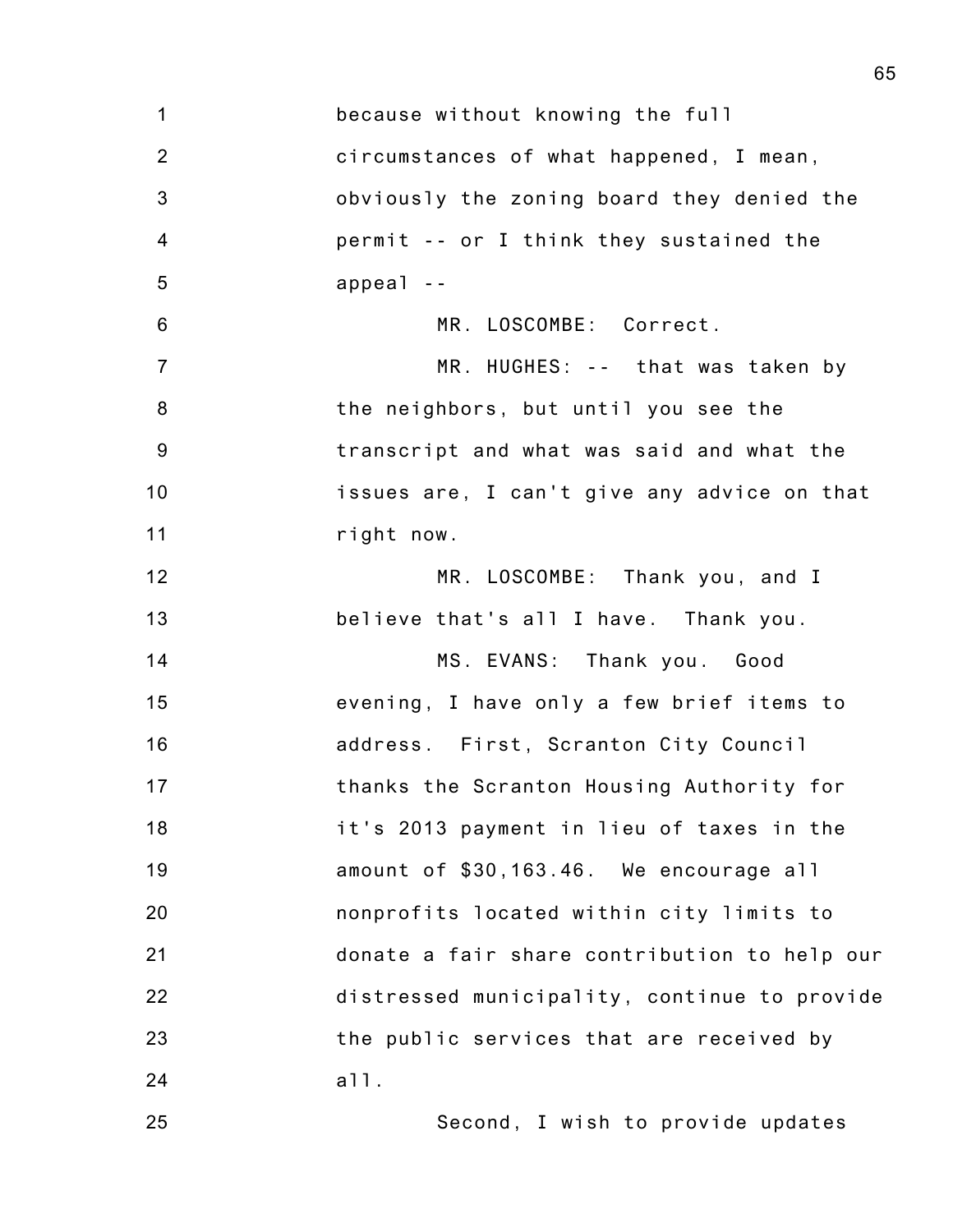because without knowing the full circumstances of what happened, I mean, obviously the zoning board they denied the permit -- or I think they sustained the appeal --

MR. LOSCOMBE: Correct.

MR. HUGHES: -- that was taken by the neighbors, but until you see the transcript and what was said and what the issues are, I can't give any advice on that right now.

MR. LOSCOMBE: Thank you, and I believe that's all I have. Thank you.

MS. EVANS: Thank you. Good evening, I have only a few brief items to address. First, Scranton City Council thanks the Scranton Housing Authority for it's 2013 payment in lieu of taxes in the amount of $30,163.46. We encourage all nonprofits located within city limits to donate a fair share contribution to help our distressed municipality, continue to provide the public services that are received by all.

Second, I wish to provide updates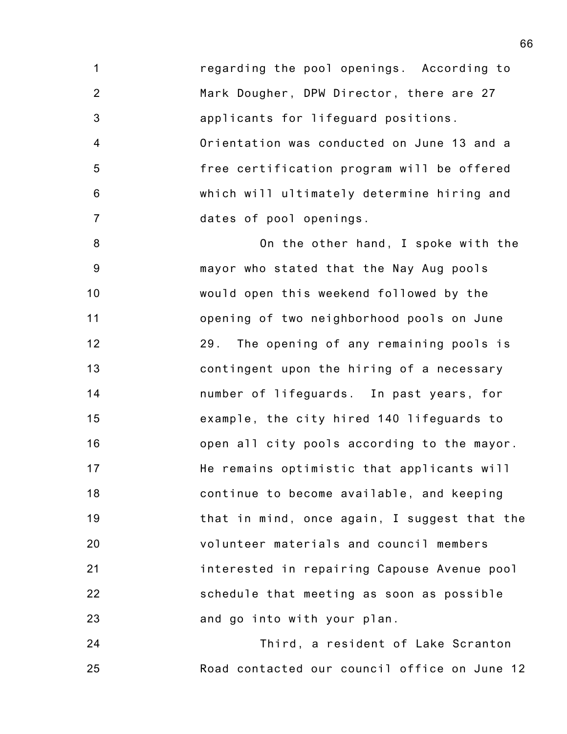regarding the pool openings. According to Mark Dougher, DPW Director, there are 27 applicants for lifeguard positions. Orientation was conducted on June 13 and a free certification program will be offered which will ultimately determine hiring and dates of pool openings.

On the other hand, I spoke with the mayor who stated that the Nay Aug pools would open this weekend followed by the opening of two neighborhood pools on June 29. The opening of any remaining pools is contingent upon the hiring of a necessary number of lifeguards. In past years, for example, the city hired 140 lifeguards to open all city pools according to the mayor. He remains optimistic that applicants will continue to become available, and keeping that in mind, once again, I suggest that the volunteer materials and council members interested in repairing Capouse Avenue pool schedule that meeting as soon as possible and go into with your plan.

Third, a resident of Lake Scranton Road contacted our council office on June 12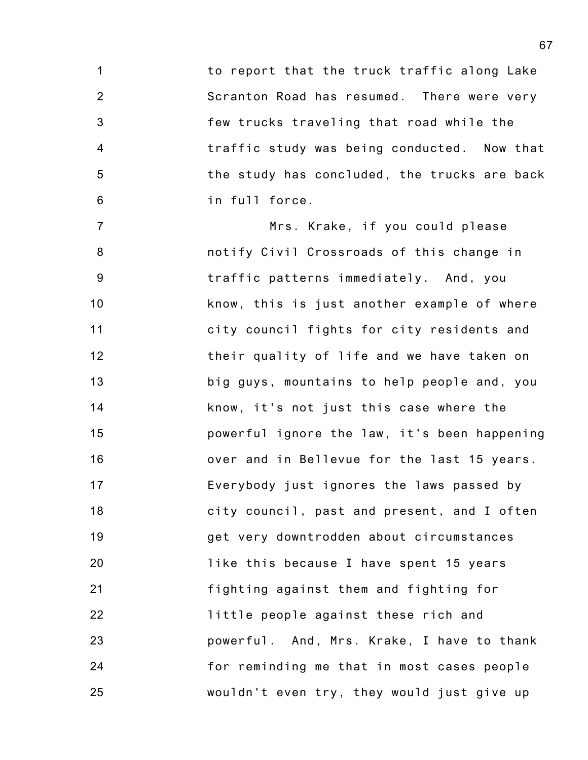to report that the truck traffic along Lake Scranton Road has resumed. There were very few trucks traveling that road while the traffic study was being conducted. Now that the study has concluded, the trucks are back in full force.

Mrs. Krake, if you could please notify Civil Crossroads of this change in traffic patterns immediately. And, you know, this is just another example of where city council fights for city residents and their quality of life and we have taken on big guys, mountains to help people and, you know, it's not just this case where the powerful ignore the law, it's been happening over and in Bellevue for the last 15 years. Everybody just ignores the laws passed by city council, past and present, and I often get very downtrodden about circumstances like this because I have spent 15 years fighting against them and fighting for little people against these rich and powerful. And, Mrs. Krake, I have to thank for reminding me that in most cases people wouldn't even try, they would just give up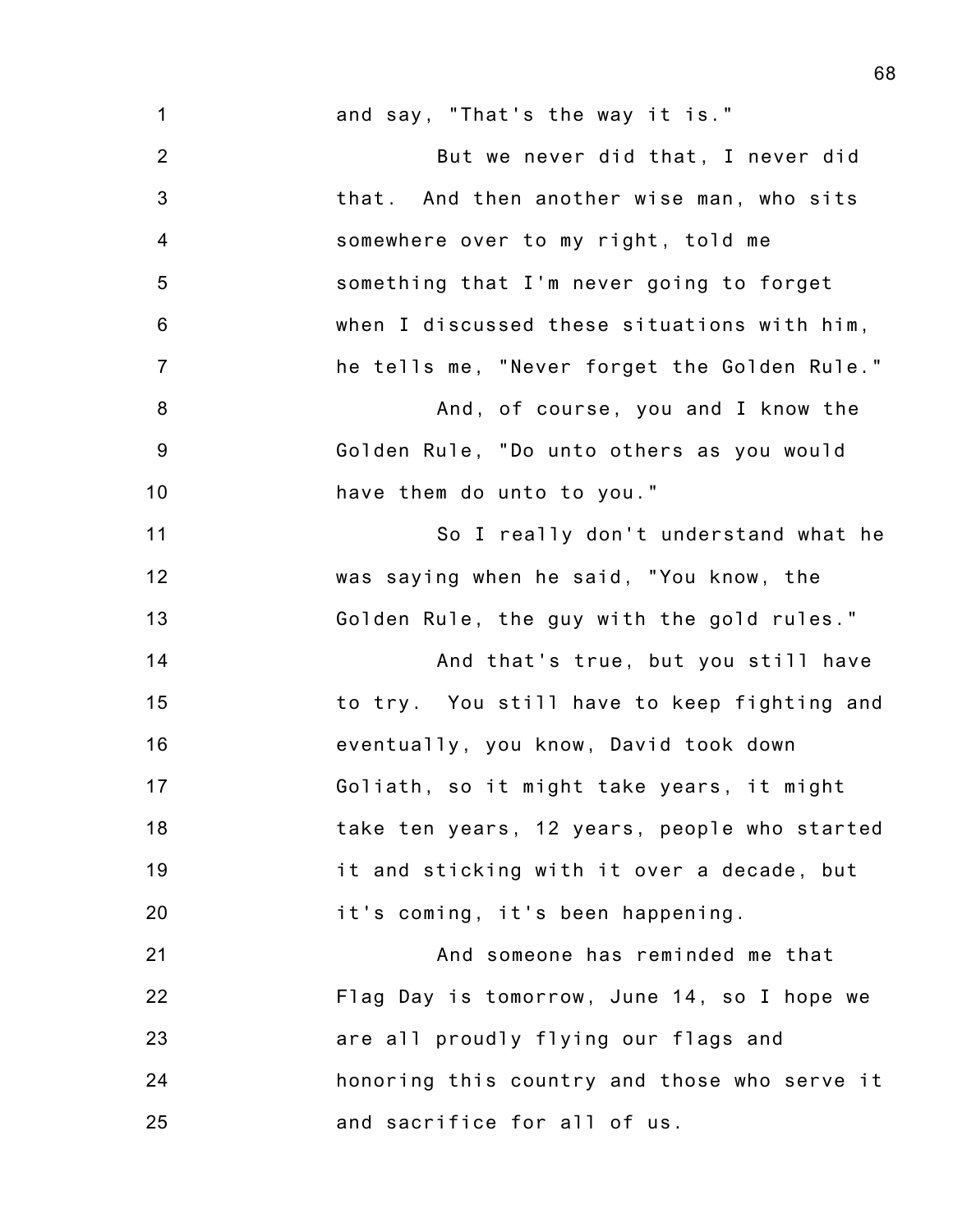and say, "That's the way it is."

But we never did that, I never did that. And then another wise man, who sits somewhere over to my right, told me something that I'm never going to forget when I discussed these situations with him, he tells me, "Never forget the Golden Rule."

And, of course, you and I know the Golden Rule, "Do unto others as you would have them do unto to you."

So I really don't understand what he was saying when he said, "You know, the Golden Rule, the guy with the gold rules."

And that's true, but you still have to try. You still have to keep fighting and eventually, you know, David took down Goliath, so it might take years, it might take ten years, 12 years, people who started it and sticking with it over a decade, but it's coming, it's been happening.

And someone has reminded me that Flag Day is tomorrow, June 14, so I hope we are all proudly flying our flags and honoring this country and those who serve it and sacrifice for all of us.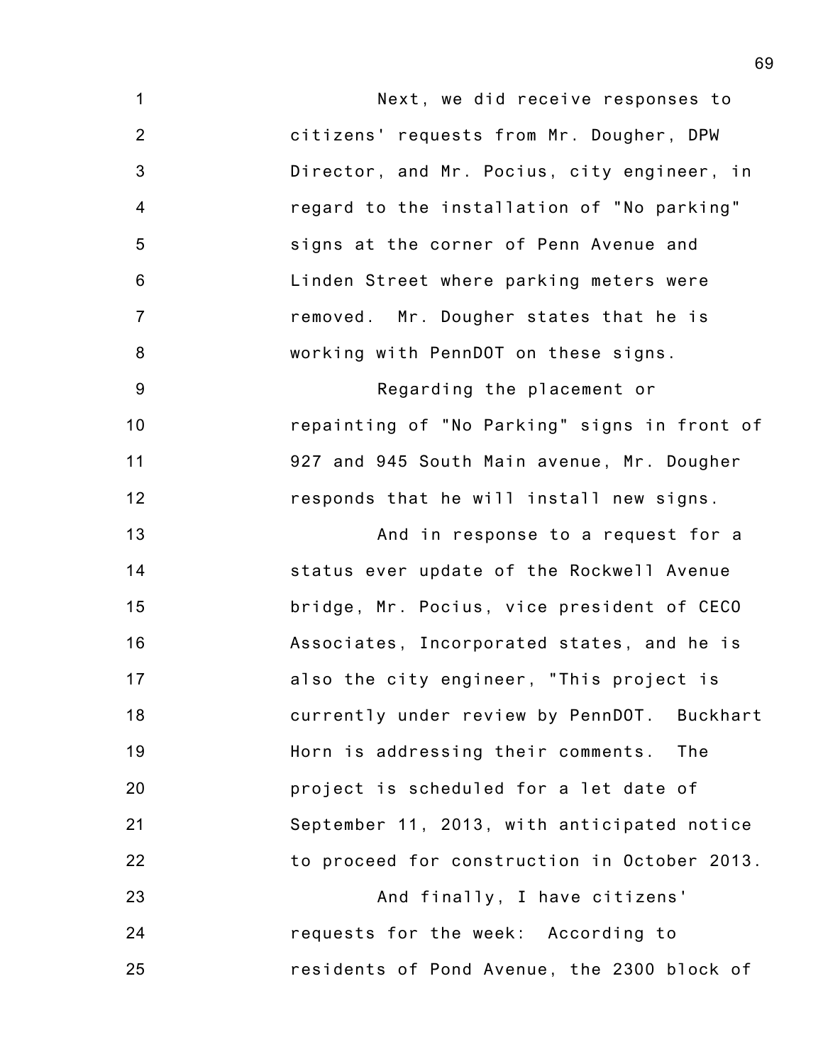Next, we did receive responses to citizens' requests from Mr. Dougher, DPW Director, and Mr. Pocius, city engineer, in regard to the installation of "No parking" signs at the corner of Penn Avenue and Linden Street where parking meters were removed. Mr. Dougher states that he is working with PennDOT on these signs.

Regarding the placement or repainting of "No Parking" signs in front of 927 and 945 South Main avenue, Mr. Dougher responds that he will install new signs.

And in response to a request for a status ever update of the Rockwell Avenue bridge, Mr. Pocius, vice president of CECO Associates, Incorporated states, and he is also the city engineer, "This project is currently under review by PennDOT. Buckhart Horn is addressing their comments. The project is scheduled for a let date of September 11, 2013, with anticipated notice to proceed for construction in October 2013.

And finally, I have citizens' requests for the week: According to residents of Pond Avenue, the 2300 block of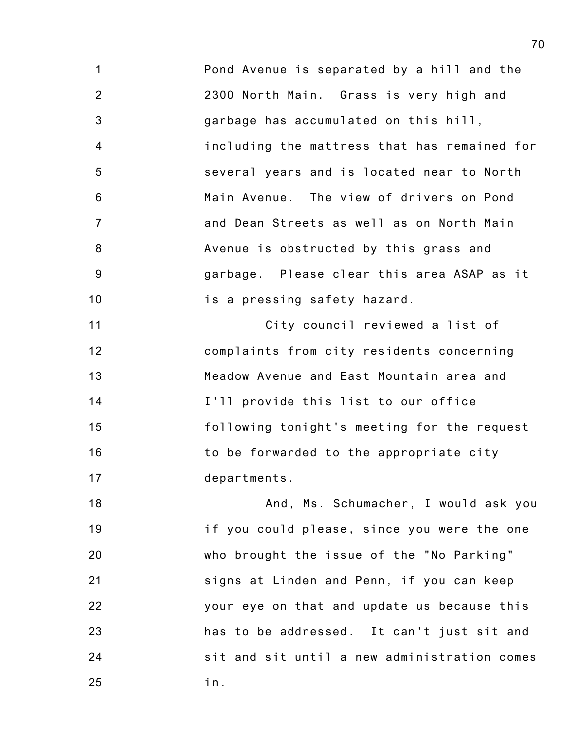Pond Avenue is separated by a hill and the 2300 North Main. Grass is very high and garbage has accumulated on this hill, including the mattress that has remained for several years and is located near to North Main Avenue. The view of drivers on Pond and Dean Streets as well as on North Main Avenue is obstructed by this grass and garbage. Please clear this area ASAP as it is a pressing safety hazard.

City council reviewed a list of complaints from city residents concerning Meadow Avenue and East Mountain area and I'll provide this list to our office following tonight's meeting for the request to be forwarded to the appropriate city departments.

And, Ms. Schumacher, I would ask you if you could please, since you were the one who brought the issue of the "No Parking" signs at Linden and Penn, if you can keep your eye on that and update us because this has to be addressed. It can't just sit and sit and sit until a new administration comes in.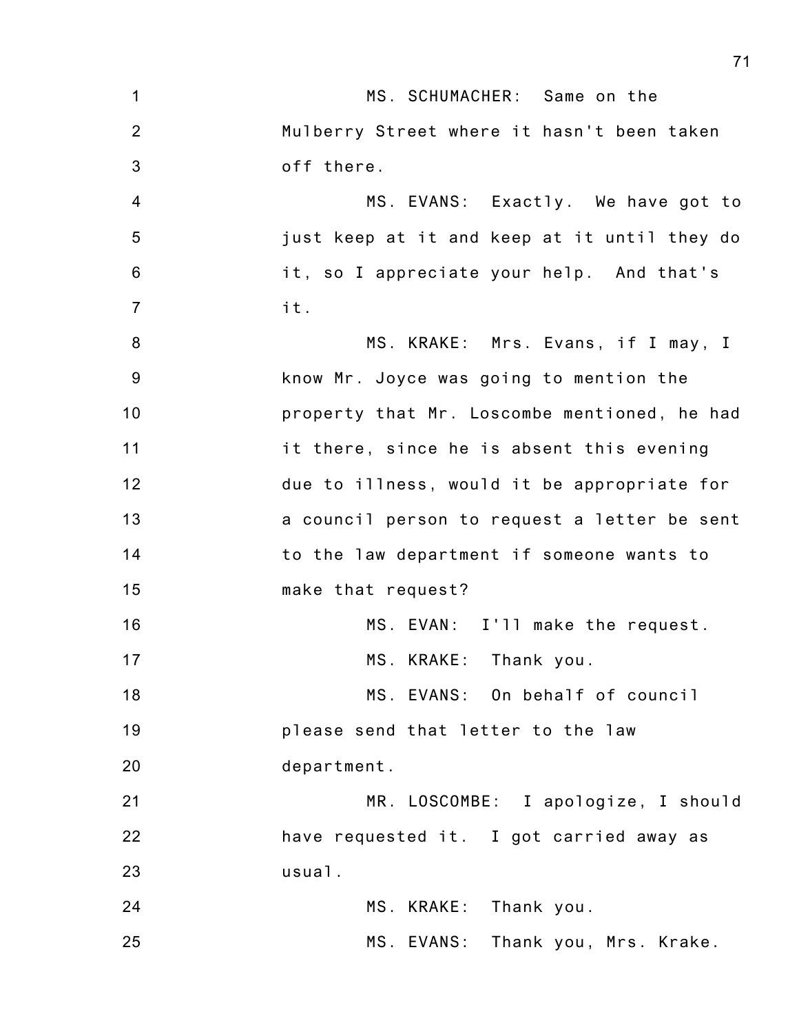MS. SCHUMACHER: Same on the Mulberry Street where it hasn't been taken off there.

MS. EVANS: Exactly. We have got to just keep at it and keep at it until they do it, so I appreciate your help. And that's it.

MS. KRAKE: Mrs. Evans, if I may, I know Mr. Joyce was going to mention the property that Mr. Loscombe mentioned, he had it there, since he is absent this evening due to illness, would it be appropriate for a council person to request a letter be sent to the law department if someone wants to make that request?

MS. EVAN: I'll make the request.

MS. KRAKE: Thank you.

MS. EVANS: On behalf of council please send that letter to the law department.

MR. LOSCOMBE: I apologize, I should have requested it. I got carried away as usual.

MS. KRAKE: Thank you.

MS. EVANS: Thank you, Mrs. Krake.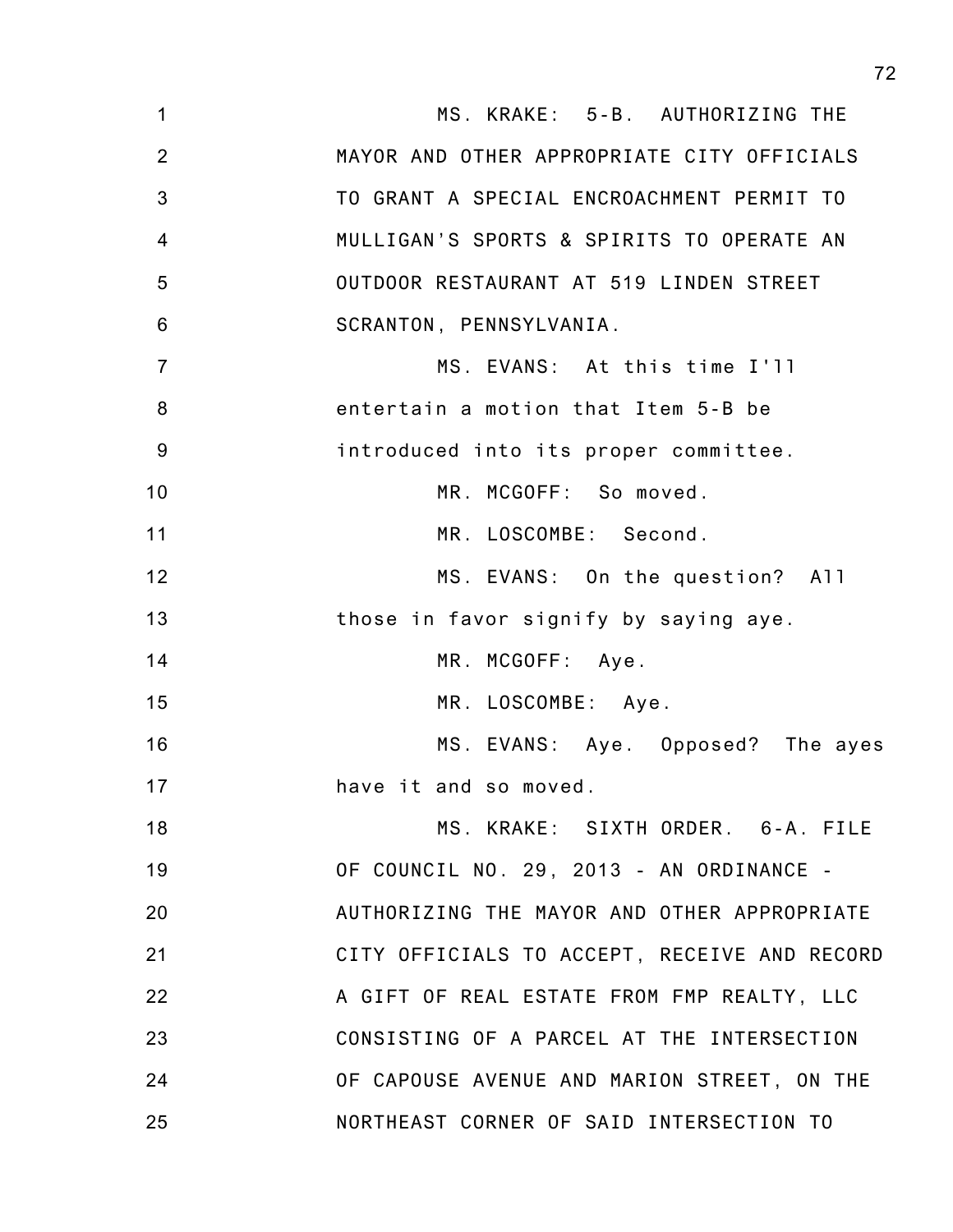MS. KRAKE: 5-B. AUTHORIZING THE MAYOR AND OTHER APPROPRIATE CITY OFFICIALS TO GRANT A SPECIAL ENCROACHMENT PERMIT TO MULLIGAN'S SPORTS & SPIRITS TO OPERATE AN OUTDOOR RESTAURANT AT 519 LINDEN STREET SCRANTON, PENNSYLVANIA.

MS. EVANS: At this time I'll entertain a motion that Item 5-B be introduced into its proper committee.

MR. MCGOFF: So moved.

MR. LOSCOMBE: Second.

MS. EVANS: On the question? All those in favor signify by saying aye.

MR. MCGOFF: Aye.

MR. LOSCOMBE: Aye.

MS. EVANS: Aye. Opposed? The ayes have it and so moved.

MS. KRAKE: SIXTH ORDER. 6-A. FILE OF COUNCIL NO. 29, 2013 - AN ORDINANCE - AUTHORIZING THE MAYOR AND OTHER APPROPRIATE CITY OFFICIALS TO ACCEPT, RECEIVE AND RECORD A GIFT OF REAL ESTATE FROM FMP REALTY, LLC CONSISTING OF A PARCEL AT THE INTERSECTION OF CAPOUSE AVENUE AND MARION STREET, ON THE NORTHEAST CORNER OF SAID INTERSECTION TO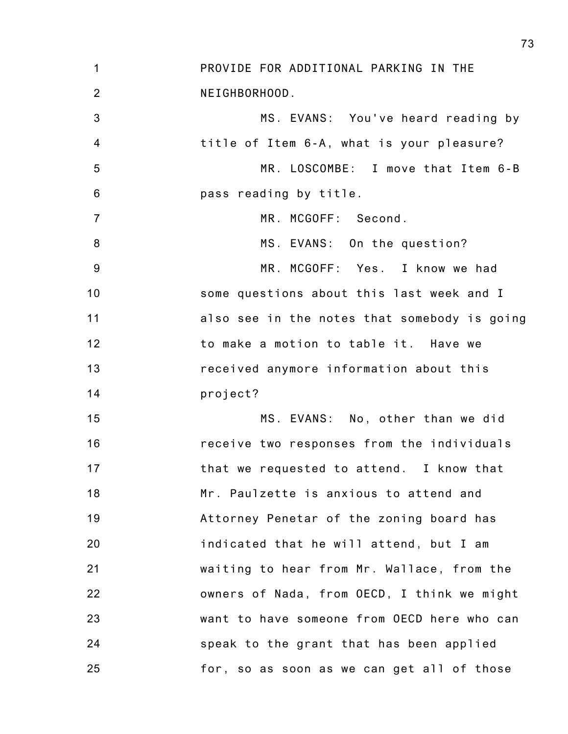PROVIDE FOR ADDITIONAL PARKING IN THE NEIGHBORHOOD.

MS. EVANS: You've heard reading by title of Item 6-A, what is your pleasure?

MR. LOSCOMBE: I move that Item 6-B pass reading by title.

MR. MCGOFF: Second.

MS. EVANS: On the question?

MR. MCGOFF: Yes. I know we had some questions about this last week and I also see in the notes that somebody is going to make a motion to table it. Have we received anymore information about this project?

MS. EVANS: No, other than we did receive two responses from the individuals that we requested to attend. I know that Mr. Paulzette is anxious to attend and Attorney Penetar of the zoning board has indicated that he will attend, but I am waiting to hear from Mr. Wallace, from the owners of Nada, from OECD, I think we might want to have someone from OECD here who can speak to the grant that has been applied for, so as soon as we can get all of those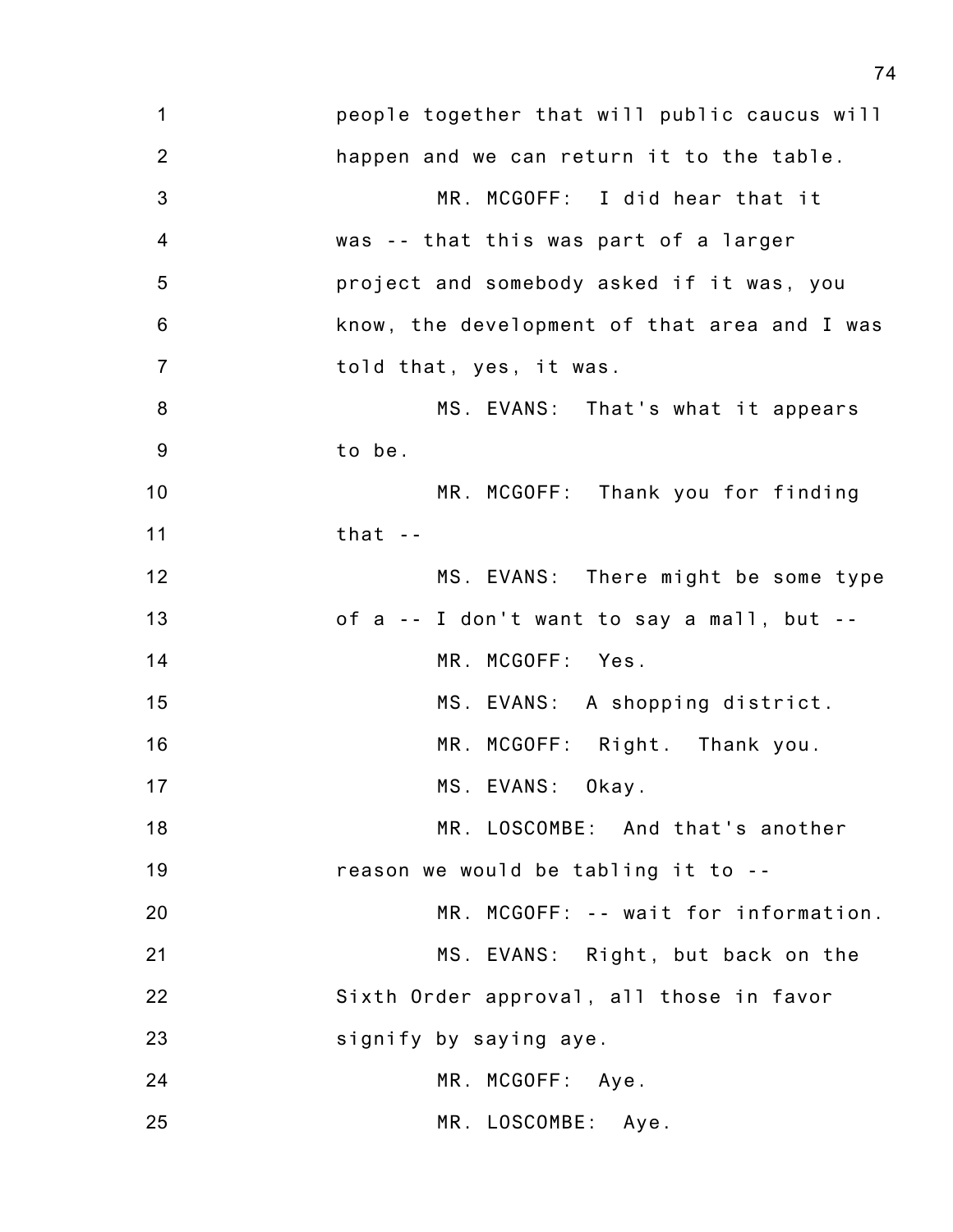people together that will public caucus will happen and we can return it to the table.

MR. MCGOFF: I did hear that it was -- that this was part of a larger project and somebody asked if it was, you know, the development of that area and I was told that, yes, it was.

MS. EVANS: That's what it appears to be.

MR. MCGOFF: Thank you for finding that --

MS. EVANS: There might be some type of a -- I don't want to say a mall, but --

MR. MCGOFF: Yes.

MS. EVANS: A shopping district.

MR. MCGOFF: Right. Thank you.

MS. EVANS: Okay.

MR. LOSCOMBE: And that's another reason we would be tabling it to --

MR. MCGOFF: -- wait for information.

MS. EVANS: Right, but back on the Sixth Order approval, all those in favor signify by saying aye.

MR. MCGOFF: Aye.

MR. LOSCOMBE: Aye.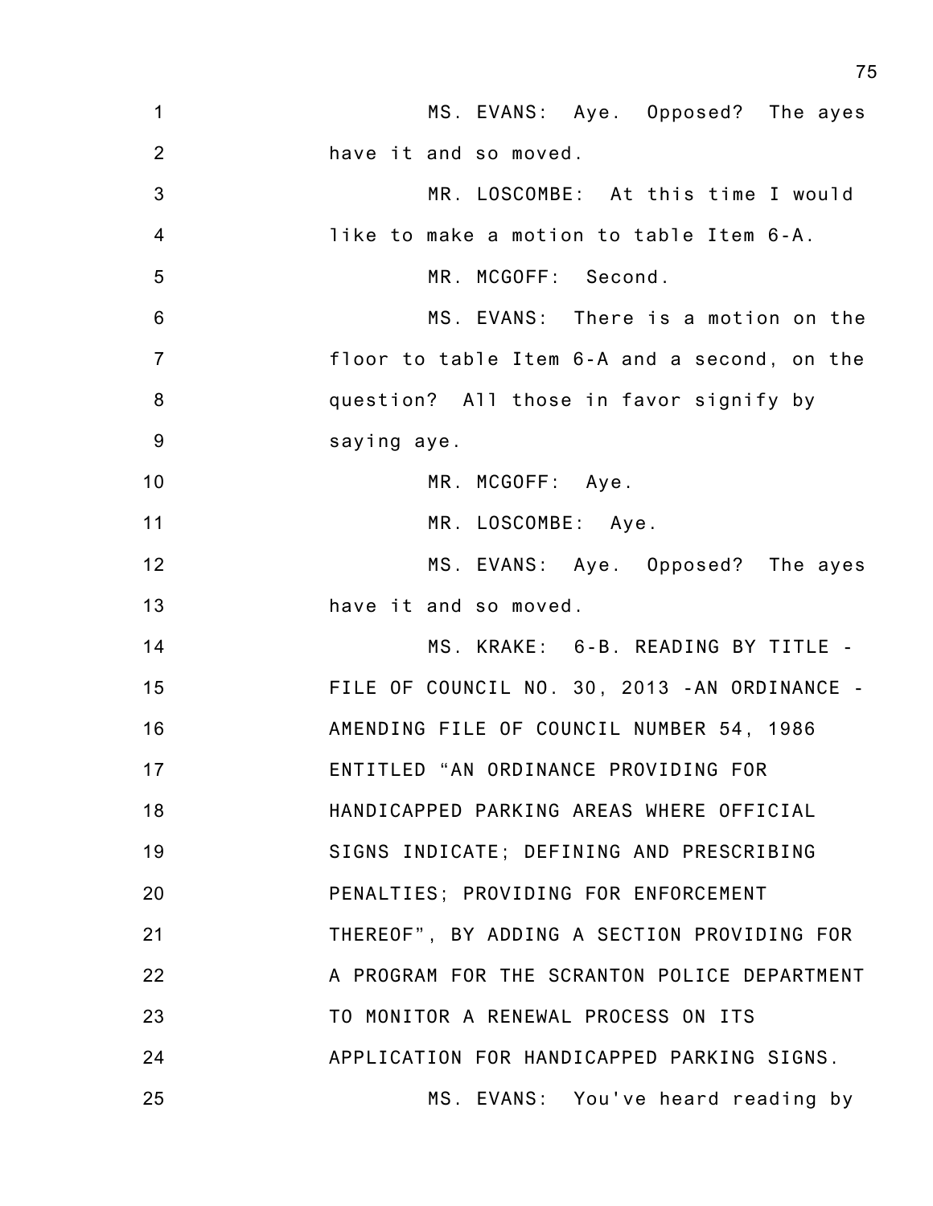MS. EVANS: Aye. Opposed? The ayes have it and so moved.

MR. LOSCOMBE: At this time I would like to make a motion to table Item 6-A.

MR. MCGOFF: Second.

MS. EVANS: There is a motion on the floor to table Item 6-A and a second, on the question? All those in favor signify by saying aye.

MR. MCGOFF: Aye.

MR. LOSCOMBE: Aye.

MS. EVANS: Aye. Opposed? The ayes have it and so moved.

MS. KRAKE: 6-B. READING BY TITLE - FILE OF COUNCIL NO. 30, 2013 -AN ORDINANCE - AMENDING FILE OF COUNCIL NUMBER 54, 1986 ENTITLED "AN ORDINANCE PROVIDING FOR HANDICAPPED PARKING AREAS WHERE OFFICIAL SIGNS INDICATE; DEFINING AND PRESCRIBING PENALTIES; PROVIDING FOR ENFORCEMENT THEREOF", BY ADDING A SECTION PROVIDING FOR A PROGRAM FOR THE SCRANTON POLICE DEPARTMENT TO MONITOR A RENEWAL PROCESS ON ITS APPLICATION FOR HANDICAPPED PARKING SIGNS.

MS. EVANS: You've heard reading by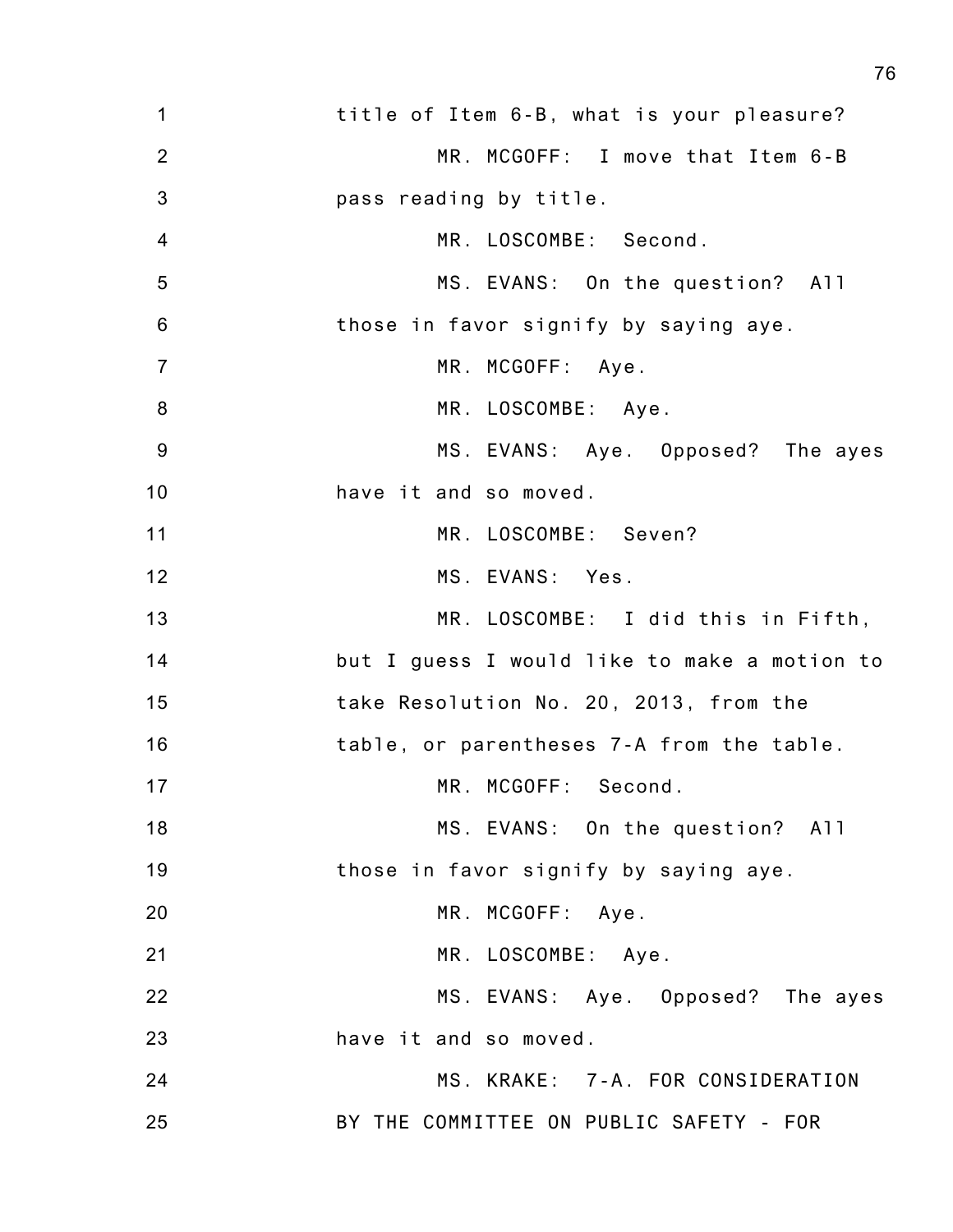1 title of Item 6-B, what is your pleasure?

2 MR. MCGOFF: I move that Item 6-B

3 pass reading by title.

4 MR. LOSCOMBE: Second.

5 MS. EVANS: On the question? All

6 those in favor signify by saying aye.

7 MR. MCGOFF: Aye.

8 MR. LOSCOMBE: Aye.

9 MS. EVANS: Aye. Opposed? The ayes

10 have it and so moved.

11 MR. LOSCOMBE: Seven?

12 MS. EVANS: Yes.

13 MR. LOSCOMBE: I did this in Fifth,

14 but I guess I would like to make a motion to

15 take Resolution No. 20, 2013, from the

16 table, or parentheses 7-A from the table.

17 MR. MCGOFF: Second.

18 MS. EVANS: On the question? All

19 those in favor signify by saying aye.

20 MR. MCGOFF: Aye.

21 MR. LOSCOMBE: Aye.

22 MS. EVANS: Aye. Opposed? The ayes

23 have it and so moved.

24 MS. KRAKE: 7-A. FOR CONSIDERATION

25 BY THE COMMITTEE ON PUBLIC SAFETY - FOR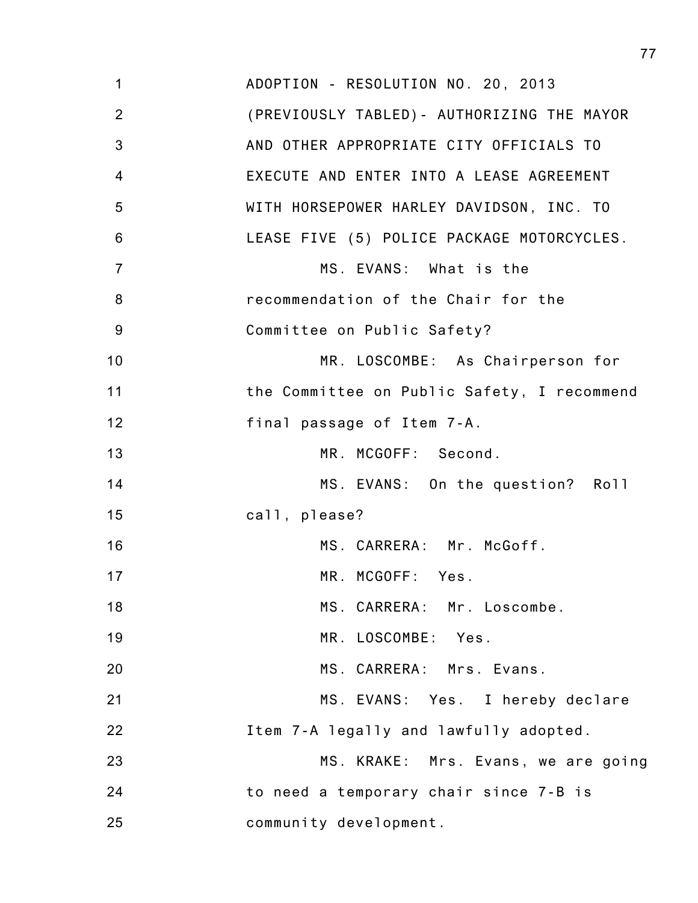ADOPTION - RESOLUTION NO. 20, 2013 (PREVIOUSLY TABLED)- AUTHORIZING THE MAYOR AND OTHER APPROPRIATE CITY OFFICIALS TO EXECUTE AND ENTER INTO A LEASE AGREEMENT WITH HORSEPOWER HARLEY DAVIDSON, INC. TO LEASE FIVE (5) POLICE PACKAGE MOTORCYCLES.

MS. EVANS: What is the recommendation of the Chair for the Committee on Public Safety?

MR. LOSCOMBE: As Chairperson for the Committee on Public Safety, I recommend final passage of Item 7-A.

MR. MCGOFF: Second.

MS. EVANS: On the question? Roll call, please?

MS. CARRERA: Mr. McGoff.

MR. MCGOFF: Yes.

MS. CARRERA: Mr. Loscombe.

MR. LOSCOMBE: Yes.

MS. CARRERA: Mrs. Evans.

MS. EVANS: Yes. I hereby declare Item 7-A legally and lawfully adopted.

MS. KRAKE: Mrs. Evans, we are going to need a temporary chair since 7-B is community development.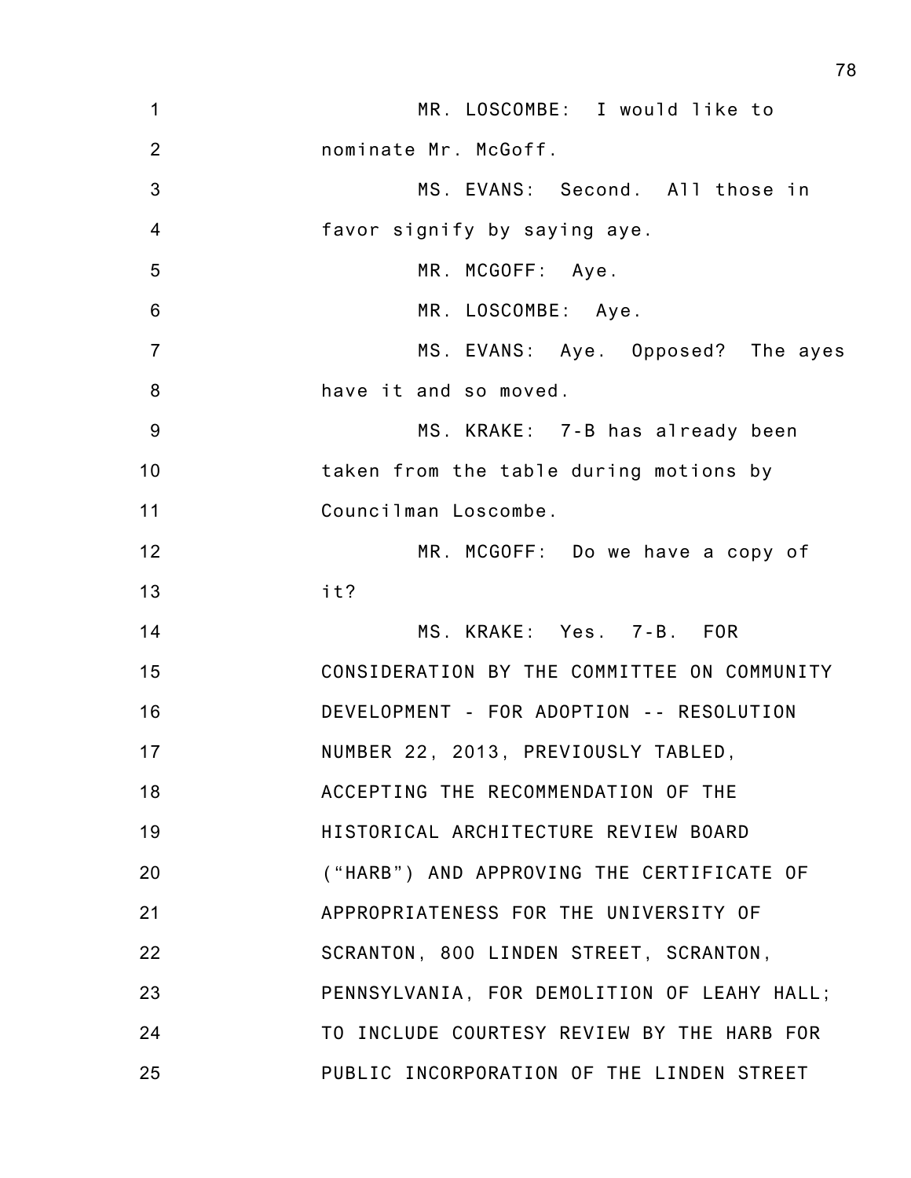1 MR. LOSCOMBE: I would like to
2 nominate Mr. McGoff.
3 MS. EVANS: Second. All those in
4 favor signify by saying aye.
5 MR. MCGOFF: Aye.
6 MR. LOSCOMBE: Aye.
7 MS. EVANS: Aye. Opposed? The ayes
8 have it and so moved.
9 MS. KRAKE: 7-B has already been
10 taken from the table during motions by
11 Councilman Loscombe.
12 MR. MCGOFF: Do we have a copy of
13 it?
14 MS. KRAKE: Yes. 7-B. FOR
15 CONSIDERATION BY THE COMMITTEE ON COMMUNITY
16 DEVELOPMENT - FOR ADOPTION -- RESOLUTION
17 NUMBER 22, 2013, PREVIOUSLY TABLED,
18 ACCEPTING THE RECOMMENDATION OF THE
19 HISTORICAL ARCHITECTURE REVIEW BOARD
20 ("HARB") AND APPROVING THE CERTIFICATE OF
21 APPROPRIATENESS FOR THE UNIVERSITY OF
22 SCRANTON, 800 LINDEN STREET, SCRANTON,
23 PENNSYLVANIA, FOR DEMOLITION OF LEAHY HALL;
24 TO INCLUDE COURTESY REVIEW BY THE HARB FOR
25 PUBLIC INCORPORATION OF THE LINDEN STREET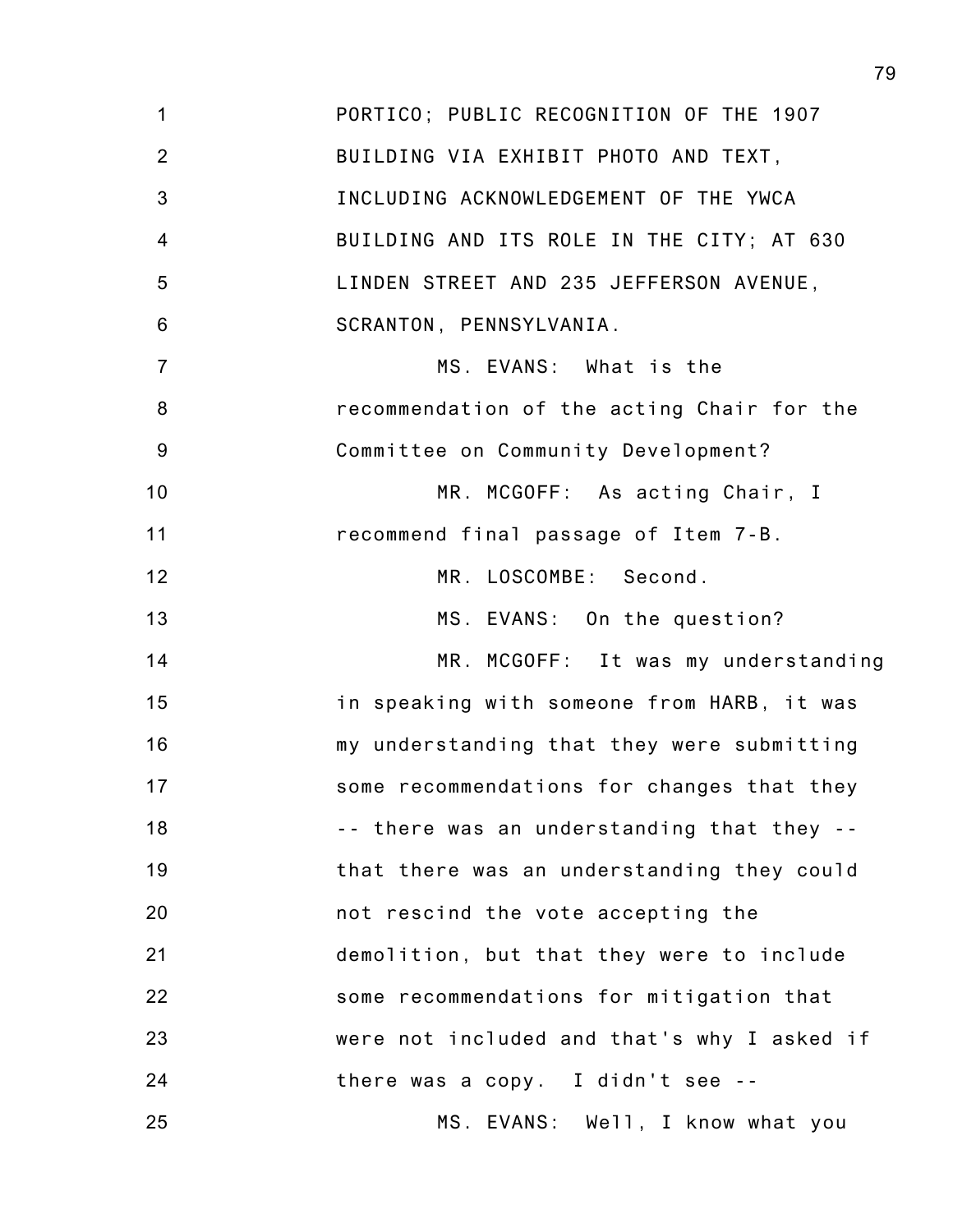PORTICO; PUBLIC RECOGNITION OF THE 1907 BUILDING VIA EXHIBIT PHOTO AND TEXT, INCLUDING ACKNOWLEDGEMENT OF THE YWCA BUILDING AND ITS ROLE IN THE CITY; AT 630 LINDEN STREET AND 235 JEFFERSON AVENUE, SCRANTON, PENNSYLVANIA.

MS. EVANS: What is the recommendation of the acting Chair for the Committee on Community Development?

MR. MCGOFF: As acting Chair, I recommend final passage of Item 7-B.

MR. LOSCOMBE: Second.

MS. EVANS: On the question?

MR. MCGOFF: It was my understanding in speaking with someone from HARB, it was my understanding that they were submitting some recommendations for changes that they -- there was an understanding that they -- that there was an understanding they could not rescind the vote accepting the demolition, but that they were to include some recommendations for mitigation that were not included and that's why I asked if there was a copy. I didn't see --

MS. EVANS: Well, I know what you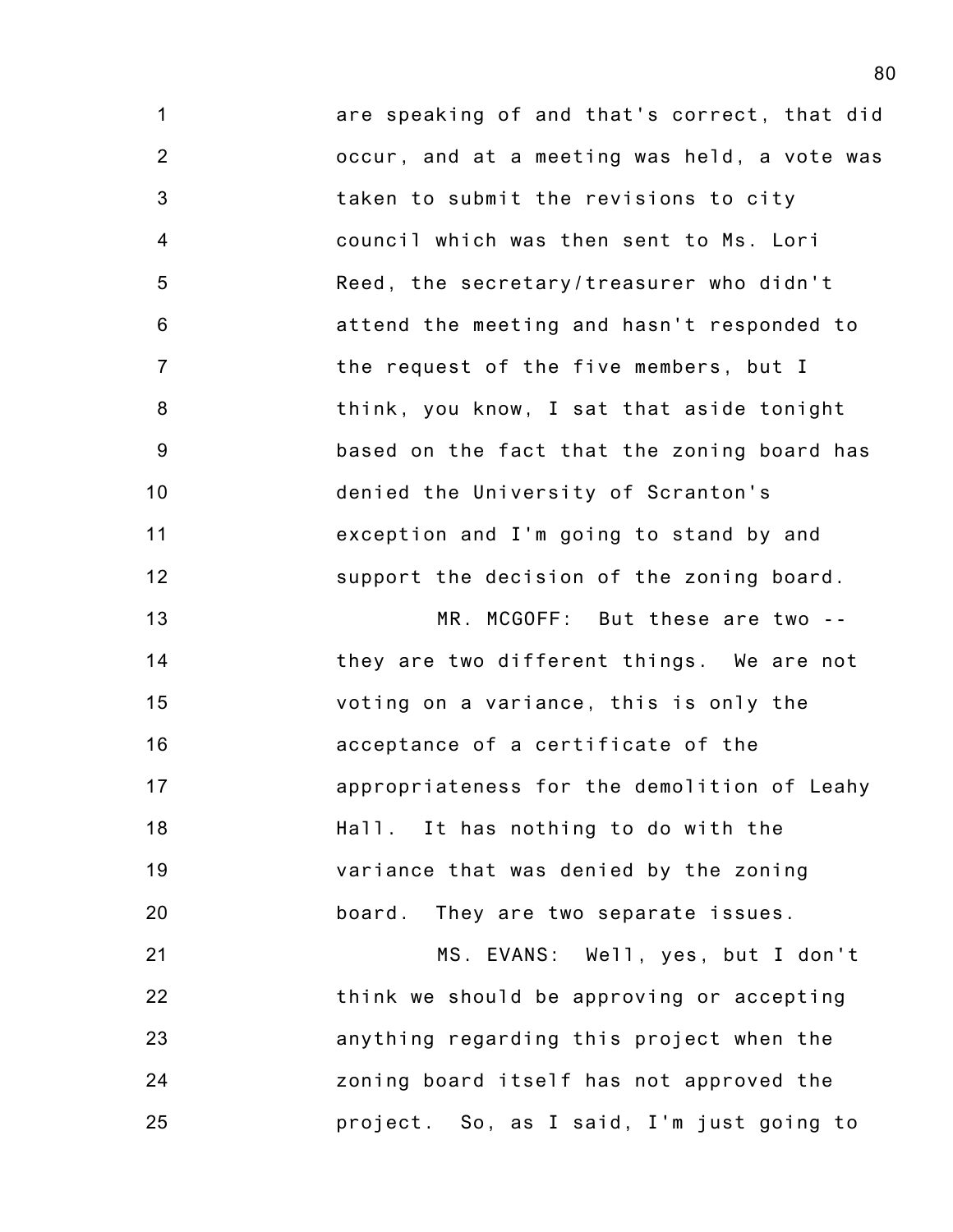are speaking of and that's correct, that did occur, and at a meeting was held, a vote was taken to submit the revisions to city council which was then sent to Ms. Lori Reed, the secretary/treasurer who didn't attend the meeting and hasn't responded to the request of the five members, but I think, you know, I sat that aside tonight based on the fact that the zoning board has denied the University of Scranton's exception and I'm going to stand by and support the decision of the zoning board.

MR. MCGOFF: But these are two -- they are two different things. We are not voting on a variance, this is only the acceptance of a certificate of the appropriateness for the demolition of Leahy Hall. It has nothing to do with the variance that was denied by the zoning board. They are two separate issues.

MS. EVANS: Well, yes, but I don't think we should be approving or accepting anything regarding this project when the zoning board itself has not approved the project. So, as I said, I'm just going to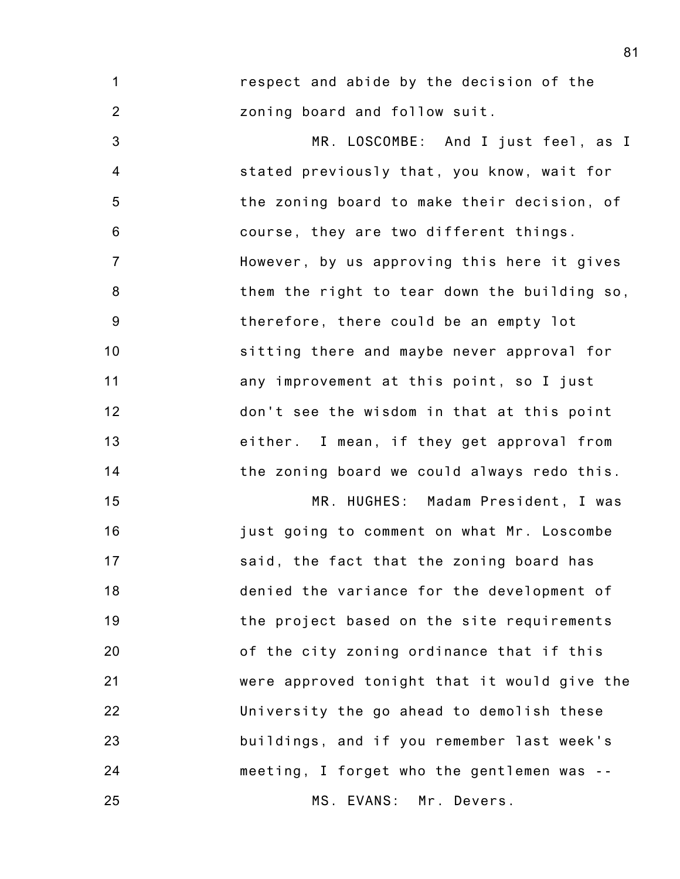respect and abide by the decision of the zoning board and follow suit.

MR. LOSCOMBE: And I just feel, as I stated previously that, you know, wait for the zoning board to make their decision, of course, they are two different things. However, by us approving this here it gives them the right to tear down the building so, therefore, there could be an empty lot sitting there and maybe never approval for any improvement at this point, so I just don't see the wisdom in that at this point either. I mean, if they get approval from the zoning board we could always redo this.

MR. HUGHES: Madam President, I was just going to comment on what Mr. Loscombe said, the fact that the zoning board has denied the variance for the development of the project based on the site requirements of the city zoning ordinance that if this were approved tonight that it would give the University the go ahead to demolish these buildings, and if you remember last week's meeting, I forget who the gentlemen was --

MS. EVANS: Mr. Devers.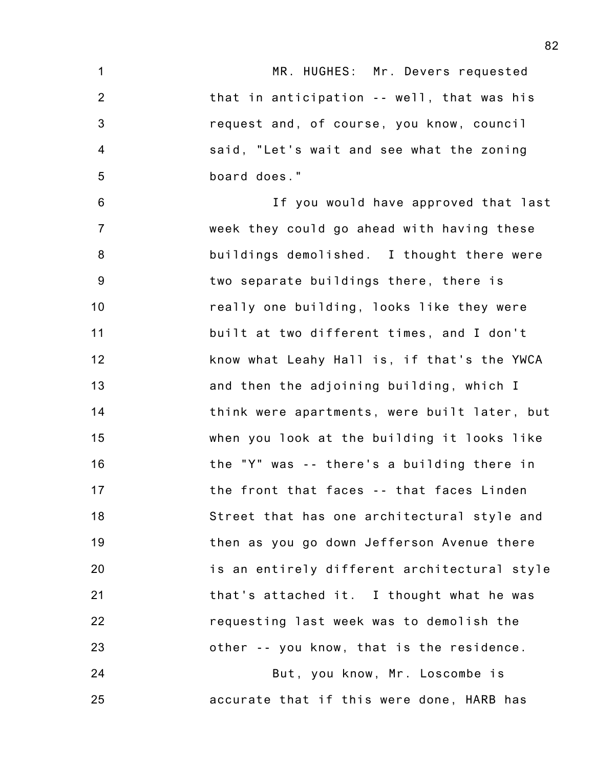MR. HUGHES: Mr. Devers requested that in anticipation -- well, that was his request and, of course, you know, council said, "Let's wait and see what the zoning board does."

If you would have approved that last week they could go ahead with having these buildings demolished. I thought there were two separate buildings there, there is really one building, looks like they were built at two different times, and I don't know what Leahy Hall is, if that's the YWCA and then the adjoining building, which I think were apartments, were built later, but when you look at the building it looks like the "Y" was -- there's a building there in the front that faces -- that faces Linden Street that has one architectural style and then as you go down Jefferson Avenue there is an entirely different architectural style that's attached it. I thought what he was requesting last week was to demolish the other -- you know, that is the residence.

But, you know, Mr. Loscombe is accurate that if this were done, HARB has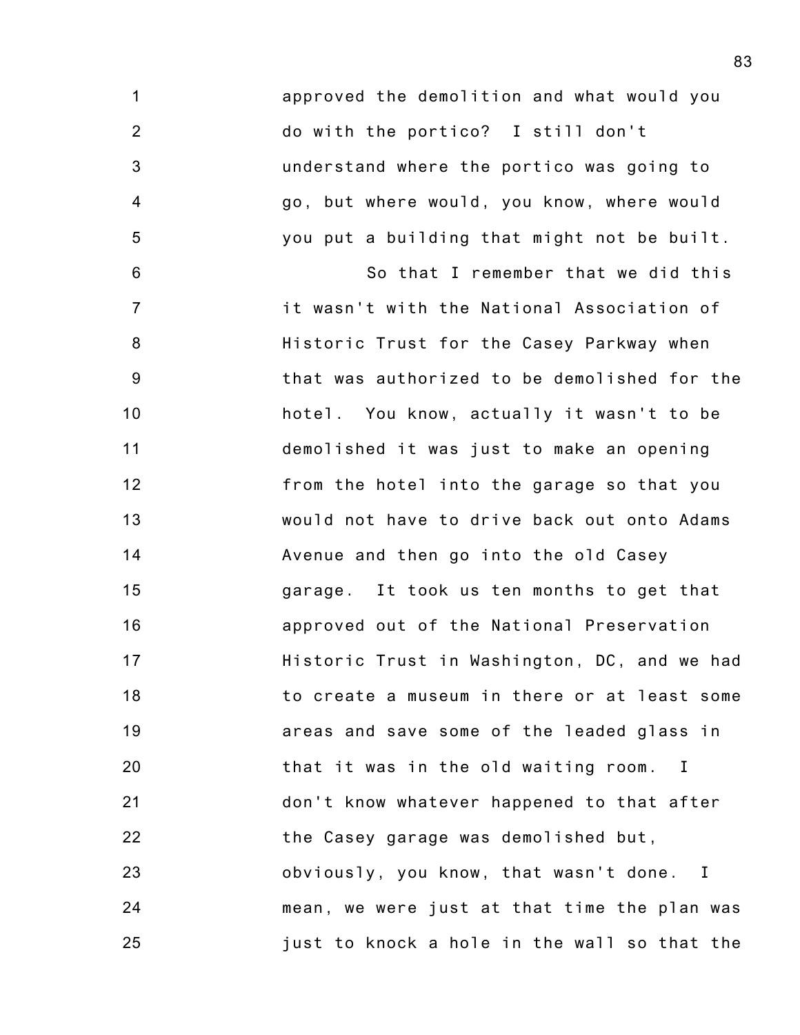approved the demolition and what would you do with the portico? I still don't understand where the portico was going to go, but where would, you know, where would you put a building that might not be built.

So that I remember that we did this it wasn't with the National Association of Historic Trust for the Casey Parkway when that was authorized to be demolished for the hotel. You know, actually it wasn't to be demolished it was just to make an opening from the hotel into the garage so that you would not have to drive back out onto Adams Avenue and then go into the old Casey garage. It took us ten months to get that approved out of the National Preservation Historic Trust in Washington, DC, and we had to create a museum in there or at least some areas and save some of the leaded glass in that it was in the old waiting room. I don't know whatever happened to that after the Casey garage was demolished but, obviously, you know, that wasn't done. I mean, we were just at that time the plan was just to knock a hole in the wall so that the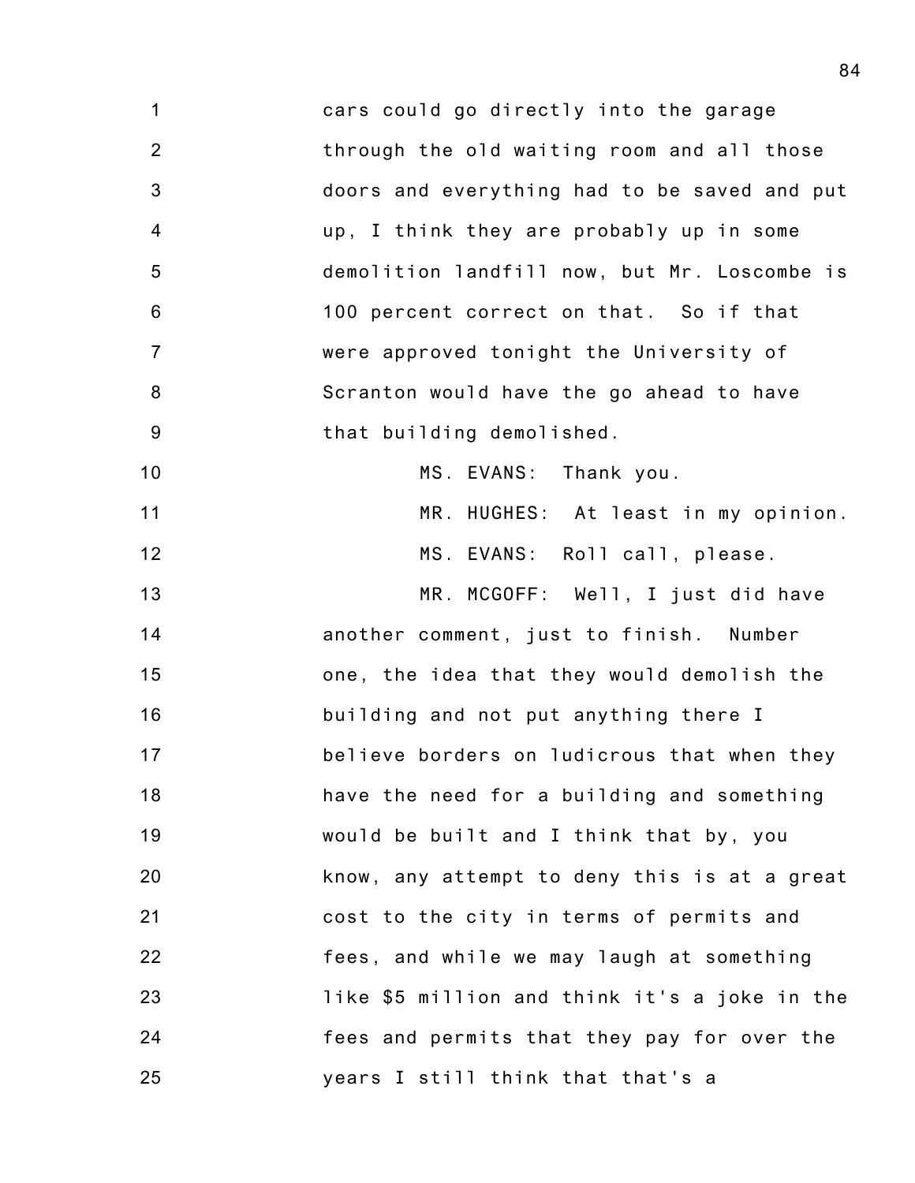cars could go directly into the garage through the old waiting room and all those doors and everything had to be saved and put up, I think they are probably up in some demolition landfill now, but Mr. Loscombe is 100 percent correct on that. So if that were approved tonight the University of Scranton would have the go ahead to have that building demolished.

MS. EVANS: Thank you.

MR. HUGHES: At least in my opinion.

MS. EVANS: Roll call, please.

MR. MCGOFF: Well, I just did have another comment, just to finish. Number one, the idea that they would demolish the building and not put anything there I believe borders on ludicrous that when they have the need for a building and something would be built and I think that by, you know, any attempt to deny this is at a great cost to the city in terms of permits and fees, and while we may laugh at something like $5 million and think it's a joke in the fees and permits that they pay for over the years I still think that that's a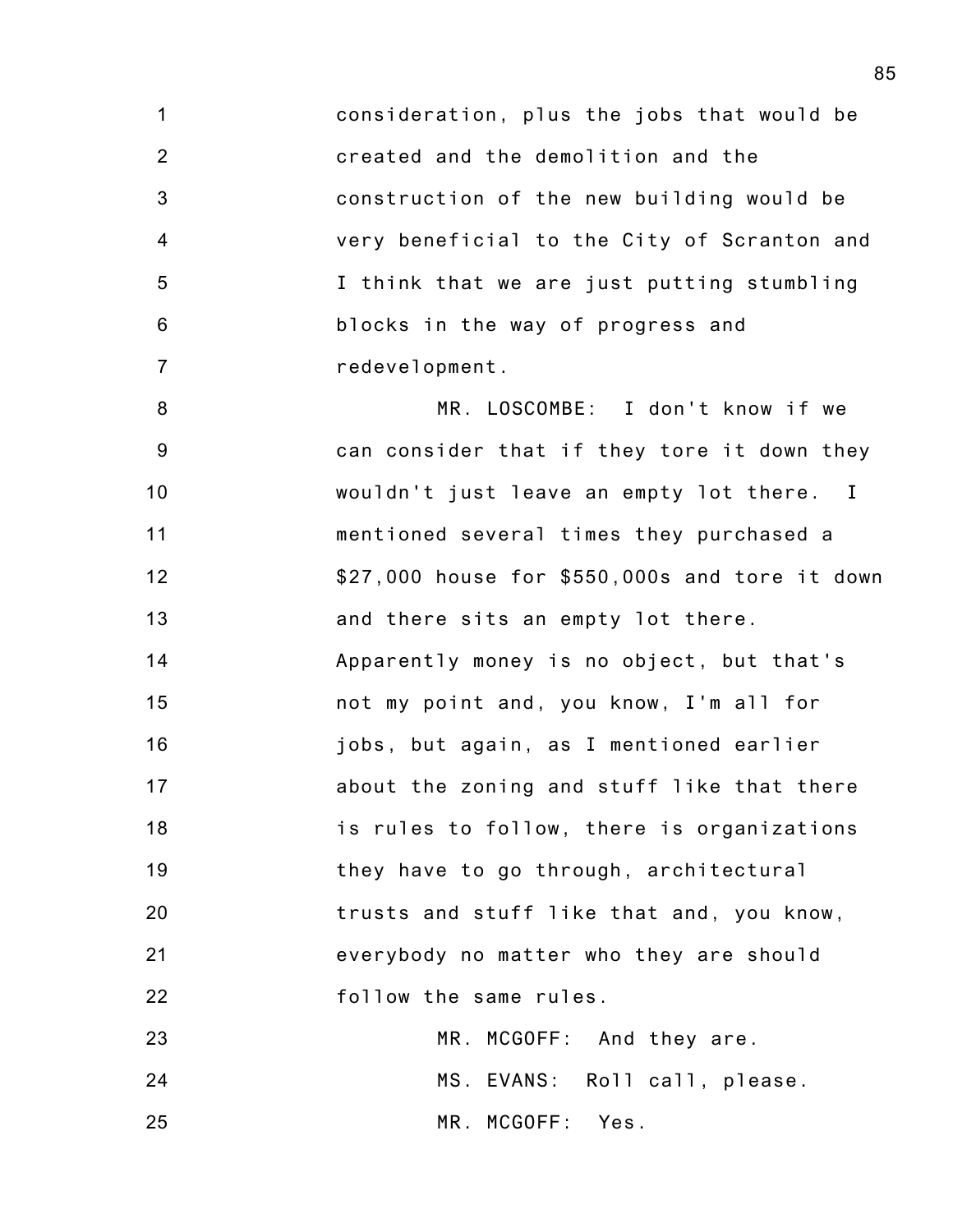consideration, plus the jobs that would be created and the demolition and the construction of the new building would be very beneficial to the City of Scranton and I think that we are just putting stumbling blocks in the way of progress and redevelopment.

MR. LOSCOMBE: I don't know if we can consider that if they tore it down they wouldn't just leave an empty lot there. I mentioned several times they purchased a $27,000 house for $550,000s and tore it down and there sits an empty lot there. Apparently money is no object, but that's not my point and, you know, I'm all for jobs, but again, as I mentioned earlier about the zoning and stuff like that there is rules to follow, there is organizations they have to go through, architectural trusts and stuff like that and, you know, everybody no matter who they are should follow the same rules.

MR. MCGOFF: And they are.

MS. EVANS: Roll call, please.

MR. MCGOFF: Yes.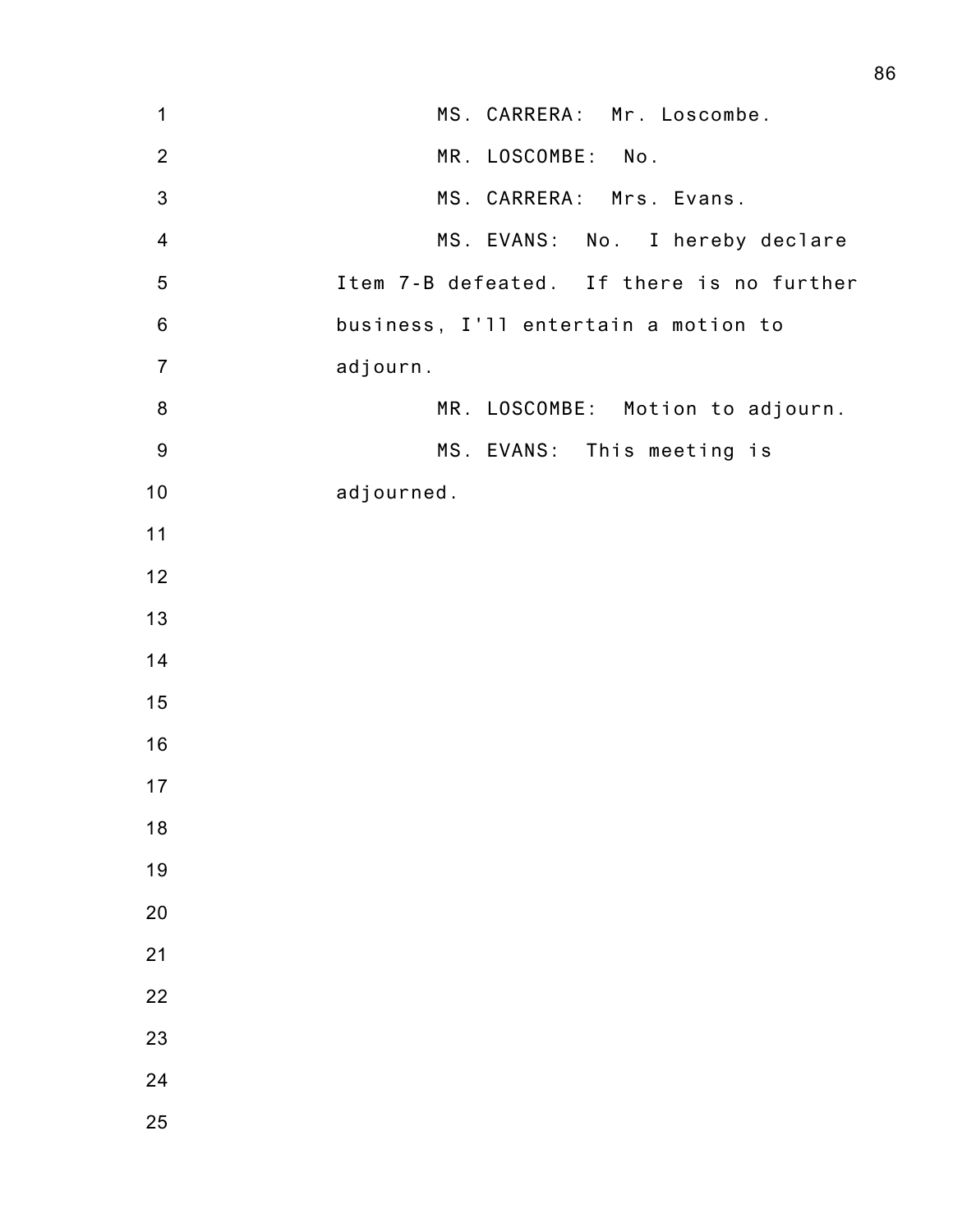MS. CARRERA: Mr. Loscombe.

MR. LOSCOMBE: No.

MS. CARRERA: Mrs. Evans.

MS. EVANS: No. I hereby declare Item 7-B defeated. If there is no further business, I'll entertain a motion to adjourn.

MR. LOSCOMBE: Motion to adjourn.

MS. EVANS: This meeting is adjourned.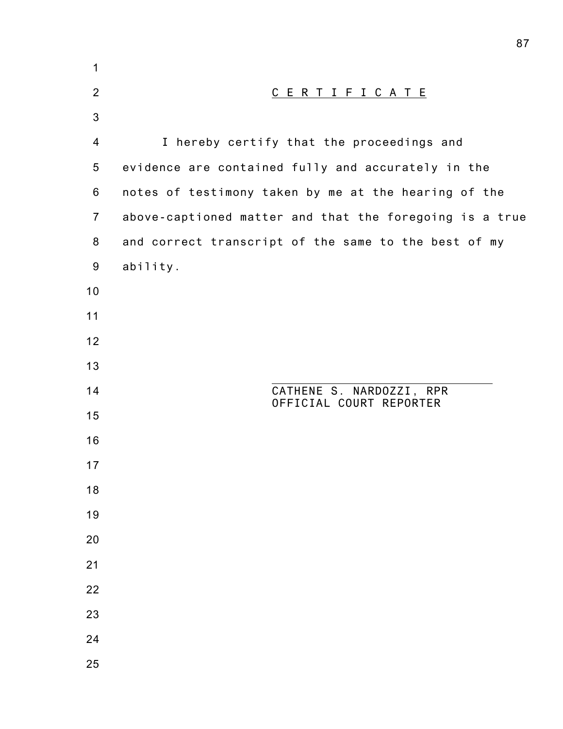C E R T I F I C A T E

I hereby certify that the proceedings and evidence are contained fully and accurately in the notes of testimony taken by me at the hearing of the above-captioned matter and that the foregoing is a true and correct transcript of the same to the best of my ability.

CATHENE S. NARDOZZI, RPR
OFFICIAL COURT REPORTER